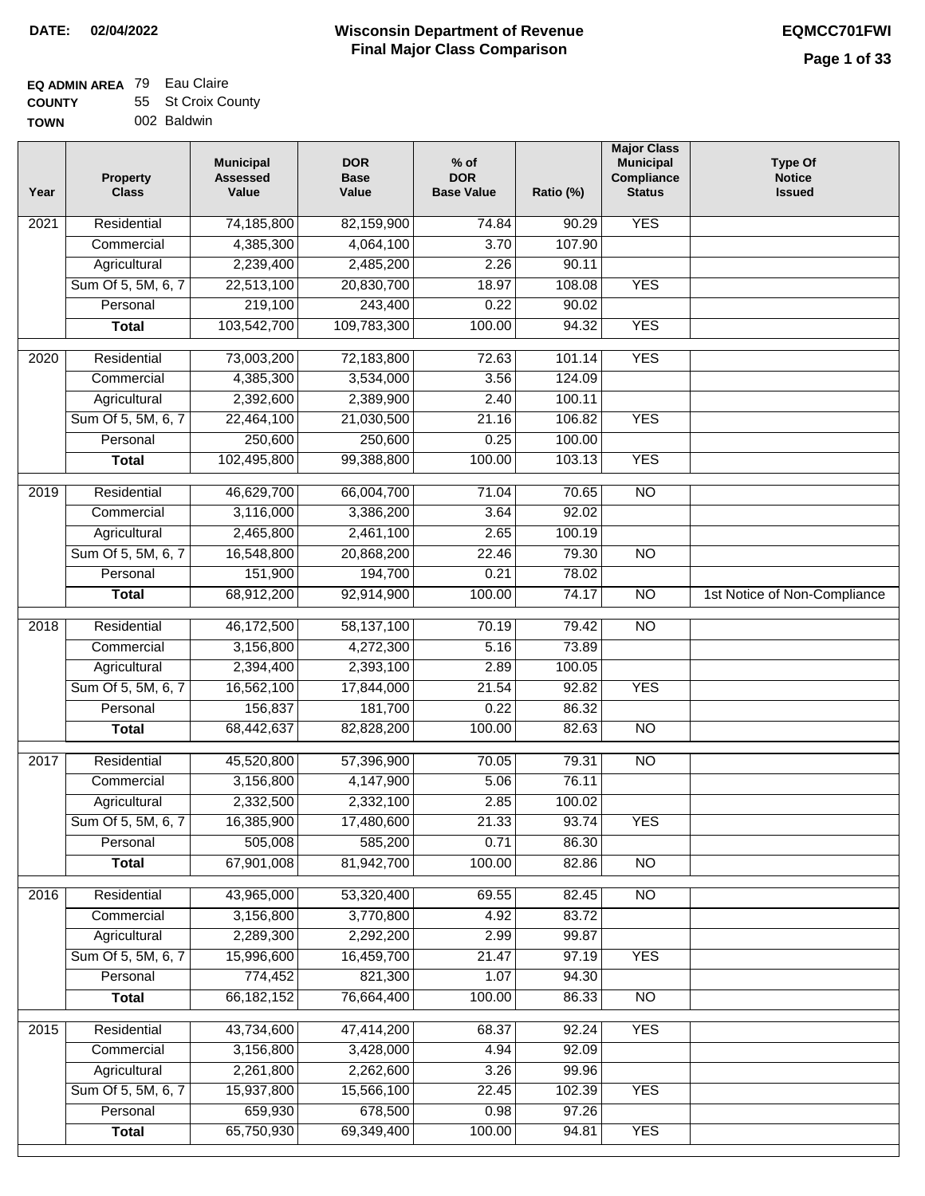**DATE:** 02/04/2022

# Wisconsin Department of Revenue
## Final Major Class Comparison

EQMCC701FWI

**EQ ADMIN AREA** 79 Eau Claire
**COUNTY** 55 St Croix County
**TOWN** 002 Baldwin

| Year | Property Class | Municipal Assessed Value | DOR Base Value | % of DOR Base Value | Ratio (%) | Major Class Municipal Compliance Status | Type Of Notice Issued |
|---|---|---|---|---|---|---|---|
| 2021 | Residential | 74,185,800 | 82,159,900 | 74.84 | 90.29 | YES | |
| | Commercial | 4,385,300 | 4,064,100 | 3.70 | 107.90 | | |
| | Agricultural | 2,239,400 | 2,485,200 | 2.26 | 90.11 | | |
| | Sum Of 5, 5M, 6, 7 | 22,513,100 | 20,830,700 | 18.97 | 108.08 | YES | |
| | Personal | 219,100 | 243,400 | 0.22 | 90.02 | | |
| | **Total** | 103,542,700 | 109,783,300 | 100.00 | 94.32 | YES | |
| 2020 | Residential | 73,003,200 | 72,183,800 | 72.63 | 101.14 | YES | |
| | Commercial | 4,385,300 | 3,534,000 | 3.56 | 124.09 | | |
| | Agricultural | 2,392,600 | 2,389,900 | 2.40 | 100.11 | | |
| | Sum Of 5, 5M, 6, 7 | 22,464,100 | 21,030,500 | 21.16 | 106.82 | YES | |
| | Personal | 250,600 | 250,600 | 0.25 | 100.00 | | |
| | **Total** | 102,495,800 | 99,388,800 | 100.00 | 103.13 | YES | |
| 2019 | Residential | 46,629,700 | 66,004,700 | 71.04 | 70.65 | NO | |
| | Commercial | 3,116,000 | 3,386,200 | 3.64 | 92.02 | | |
| | Agricultural | 2,465,800 | 2,461,100 | 2.65 | 100.19 | | |
| | Sum Of 5, 5M, 6, 7 | 16,548,800 | 20,868,200 | 22.46 | 79.30 | NO | |
| | Personal | 151,900 | 194,700 | 0.21 | 78.02 | | |
| | **Total** | 68,912,200 | 92,914,900 | 100.00 | 74.17 | NO | 1st Notice of Non-Compliance |
| 2018 | Residential | 46,172,500 | 58,137,100 | 70.19 | 79.42 | NO | |
| | Commercial | 3,156,800 | 4,272,300 | 5.16 | 73.89 | | |
| | Agricultural | 2,394,400 | 2,393,100 | 2.89 | 100.05 | | |
| | Sum Of 5, 5M, 6, 7 | 16,562,100 | 17,844,000 | 21.54 | 92.82 | YES | |
| | Personal | 156,837 | 181,700 | 0.22 | 86.32 | | |
| | **Total** | 68,442,637 | 82,828,200 | 100.00 | 82.63 | NO | |
| 2017 | Residential | 45,520,800 | 57,396,900 | 70.05 | 79.31 | NO | |
| | Commercial | 3,156,800 | 4,147,900 | 5.06 | 76.11 | | |
| | Agricultural | 2,332,500 | 2,332,100 | 2.85 | 100.02 | | |
| | Sum Of 5, 5M, 6, 7 | 16,385,900 | 17,480,600 | 21.33 | 93.74 | YES | |
| | Personal | 505,008 | 585,200 | 0.71 | 86.30 | | |
| | **Total** | 67,901,008 | 81,942,700 | 100.00 | 82.86 | NO | |
| 2016 | Residential | 43,965,000 | 53,320,400 | 69.55 | 82.45 | NO | |
| | Commercial | 3,156,800 | 3,770,800 | 4.92 | 83.72 | | |
| | Agricultural | 2,289,300 | 2,292,200 | 2.99 | 99.87 | | |
| | Sum Of 5, 5M, 6, 7 | 15,996,600 | 16,459,700 | 21.47 | 97.19 | YES | |
| | Personal | 774,452 | 821,300 | 1.07 | 94.30 | | |
| | **Total** | 66,182,152 | 76,664,400 | 100.00 | 86.33 | NO | |
| 2015 | Residential | 43,734,600 | 47,414,200 | 68.37 | 92.24 | YES | |
| | Commercial | 3,156,800 | 3,428,000 | 4.94 | 92.09 | | |
| | Agricultural | 2,261,800 | 2,262,600 | 3.26 | 99.96 | | |
| | Sum Of 5, 5M, 6, 7 | 15,937,800 | 15,566,100 | 22.45 | 102.39 | YES | |
| | Personal | 659,930 | 678,500 | 0.98 | 97.26 | | |
| | **Total** | 65,750,930 | 69,349,400 | 100.00 | 94.81 | YES | |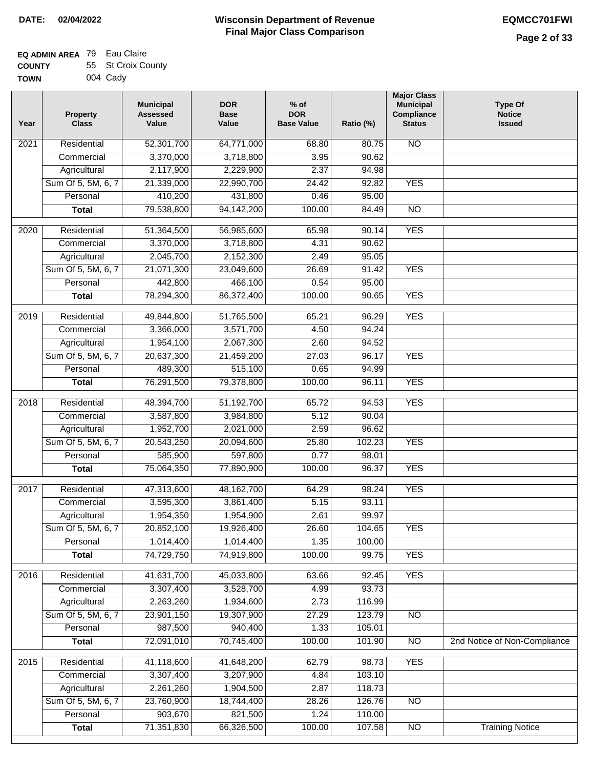**DATE:** 02/04/2022

# Wisconsin Department of Revenue
## Final Major Class Comparison

**EQMCC701FWI**

**EQ ADMIN AREA** 79 Eau Claire
**COUNTY** 55 St Croix County
**TOWN** 004 Cady

| Year | Property Class | Municipal Assessed Value | DOR Base Value | % of DOR Base Value | Ratio (%) | Major Class Municipal Compliance Status | Type Of Notice Issued |
|---|---|---|---|---|---|---|---|
| 2021 | Residential | 52,301,700 | 64,771,000 | 68.80 | 80.75 | NO | |
| | Commercial | 3,370,000 | 3,718,800 | 3.95 | 90.62 | | |
| | Agricultural | 2,117,900 | 2,229,900 | 2.37 | 94.98 | | |
| | Sum Of 5, 5M, 6, 7 | 21,339,000 | 22,990,700 | 24.42 | 92.82 | YES | |
| | Personal | 410,200 | 431,800 | 0.46 | 95.00 | | |
| | **Total** | 79,538,800 | 94,142,200 | 100.00 | 84.49 | NO | |
| 2020 | Residential | 51,364,500 | 56,985,600 | 65.98 | 90.14 | YES | |
| | Commercial | 3,370,000 | 3,718,800 | 4.31 | 90.62 | | |
| | Agricultural | 2,045,700 | 2,152,300 | 2.49 | 95.05 | | |
| | Sum Of 5, 5M, 6, 7 | 21,071,300 | 23,049,600 | 26.69 | 91.42 | YES | |
| | Personal | 442,800 | 466,100 | 0.54 | 95.00 | | |
| | **Total** | 78,294,300 | 86,372,400 | 100.00 | 90.65 | YES | |
| 2019 | Residential | 49,844,800 | 51,765,500 | 65.21 | 96.29 | YES | |
| | Commercial | 3,366,000 | 3,571,700 | 4.50 | 94.24 | | |
| | Agricultural | 1,954,100 | 2,067,300 | 2.60 | 94.52 | | |
| | Sum Of 5, 5M, 6, 7 | 20,637,300 | 21,459,200 | 27.03 | 96.17 | YES | |
| | Personal | 489,300 | 515,100 | 0.65 | 94.99 | | |
| | **Total** | 76,291,500 | 79,378,800 | 100.00 | 96.11 | YES | |
| 2018 | Residential | 48,394,700 | 51,192,700 | 65.72 | 94.53 | YES | |
| | Commercial | 3,587,800 | 3,984,800 | 5.12 | 90.04 | | |
| | Agricultural | 1,952,700 | 2,021,000 | 2.59 | 96.62 | | |
| | Sum Of 5, 5M, 6, 7 | 20,543,250 | 20,094,600 | 25.80 | 102.23 | YES | |
| | Personal | 585,900 | 597,800 | 0.77 | 98.01 | | |
| | **Total** | 75,064,350 | 77,890,900 | 100.00 | 96.37 | YES | |
| 2017 | Residential | 47,313,600 | 48,162,700 | 64.29 | 98.24 | YES | |
| | Commercial | 3,595,300 | 3,861,400 | 5.15 | 93.11 | | |
| | Agricultural | 1,954,350 | 1,954,900 | 2.61 | 99.97 | | |
| | Sum Of 5, 5M, 6, 7 | 20,852,100 | 19,926,400 | 26.60 | 104.65 | YES | |
| | Personal | 1,014,400 | 1,014,400 | 1.35 | 100.00 | | |
| | **Total** | 74,729,750 | 74,919,800 | 100.00 | 99.75 | YES | |
| 2016 | Residential | 41,631,700 | 45,033,800 | 63.66 | 92.45 | YES | |
| | Commercial | 3,307,400 | 3,528,700 | 4.99 | 93.73 | | |
| | Agricultural | 2,263,260 | 1,934,600 | 2.73 | 116.99 | | |
| | Sum Of 5, 5M, 6, 7 | 23,901,150 | 19,307,900 | 27.29 | 123.79 | NO | |
| | Personal | 987,500 | 940,400 | 1.33 | 105.01 | | |
| | **Total** | 72,091,010 | 70,745,400 | 100.00 | 101.90 | NO | 2nd Notice of Non-Compliance |
| 2015 | Residential | 41,118,600 | 41,648,200 | 62.79 | 98.73 | YES | |
| | Commercial | 3,307,400 | 3,207,900 | 4.84 | 103.10 | | |
| | Agricultural | 2,261,260 | 1,904,500 | 2.87 | 118.73 | | |
| | Sum Of 5, 5M, 6, 7 | 23,760,900 | 18,744,400 | 28.26 | 126.76 | NO | |
| | Personal | 903,670 | 821,500 | 1.24 | 110.00 | | |
| | **Total** | 71,351,830 | 66,326,500 | 100.00 | 107.58 | NO | Training Notice |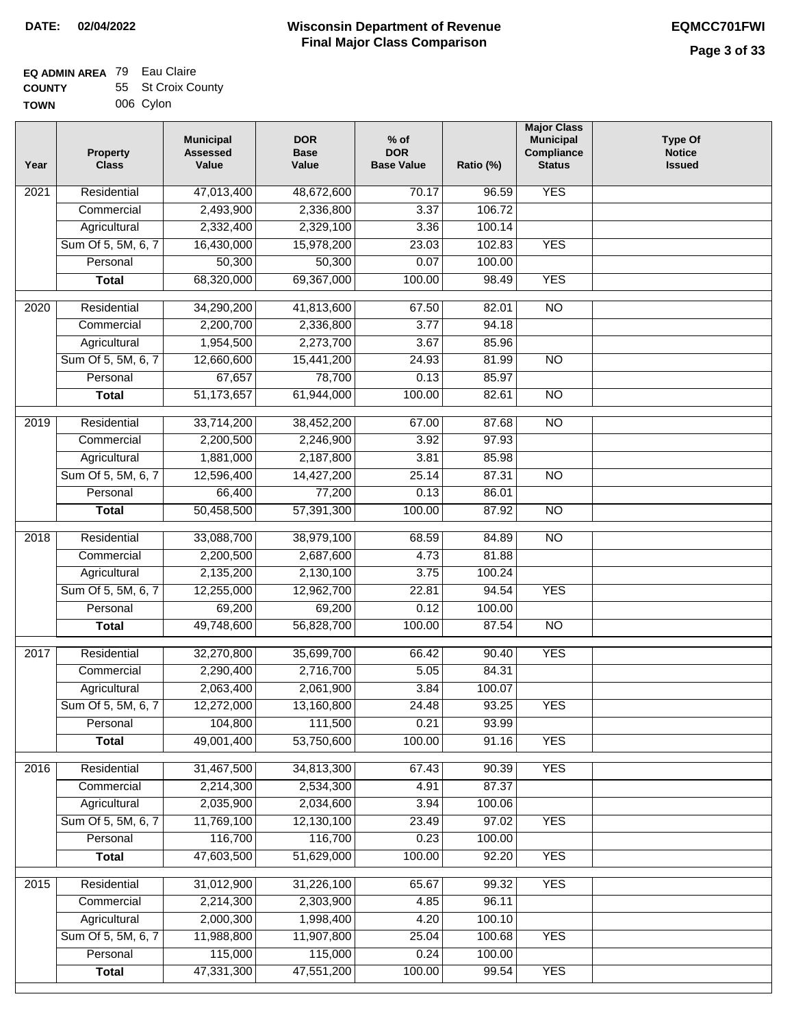**DATE:** 02/04/2022

# Wisconsin Department of Revenue
## Final Major Class Comparison

**EQMCC701FWI**

**EQ ADMIN AREA** 79 Eau Claire
**COUNTY** 55 St Croix County
**TOWN** 006 Cylon

| Year | Property Class | Municipal Assessed Value | DOR Base Value | % of DOR Base Value | Ratio (%) | Major Class Municipal Compliance Status | Type Of Notice Issued |
|---|---|---|---|---|---|---|---|
| 2021 | Residential | 47,013,400 | 48,672,600 | 70.17 | 96.59 | YES | |
| | Commercial | 2,493,900 | 2,336,800 | 3.37 | 106.72 | | |
| | Agricultural | 2,332,400 | 2,329,100 | 3.36 | 100.14 | | |
| | Sum Of 5, 5M, 6, 7 | 16,430,000 | 15,978,200 | 23.03 | 102.83 | YES | |
| | Personal | 50,300 | 50,300 | 0.07 | 100.00 | | |
| | **Total** | 68,320,000 | 69,367,000 | 100.00 | 98.49 | YES | |
| 2020 | Residential | 34,290,200 | 41,813,600 | 67.50 | 82.01 | NO | |
| | Commercial | 2,200,700 | 2,336,800 | 3.77 | 94.18 | | |
| | Agricultural | 1,954,500 | 2,273,700 | 3.67 | 85.96 | | |
| | Sum Of 5, 5M, 6, 7 | 12,660,600 | 15,441,200 | 24.93 | 81.99 | NO | |
| | Personal | 67,657 | 78,700 | 0.13 | 85.97 | | |
| | **Total** | 51,173,657 | 61,944,000 | 100.00 | 82.61 | NO | |
| 2019 | Residential | 33,714,200 | 38,452,200 | 67.00 | 87.68 | NO | |
| | Commercial | 2,200,500 | 2,246,900 | 3.92 | 97.93 | | |
| | Agricultural | 1,881,000 | 2,187,800 | 3.81 | 85.98 | | |
| | Sum Of 5, 5M, 6, 7 | 12,596,400 | 14,427,200 | 25.14 | 87.31 | NO | |
| | Personal | 66,400 | 77,200 | 0.13 | 86.01 | | |
| | **Total** | 50,458,500 | 57,391,300 | 100.00 | 87.92 | NO | |
| 2018 | Residential | 33,088,700 | 38,979,100 | 68.59 | 84.89 | NO | |
| | Commercial | 2,200,500 | 2,687,600 | 4.73 | 81.88 | | |
| | Agricultural | 2,135,200 | 2,130,100 | 3.75 | 100.24 | | |
| | Sum Of 5, 5M, 6, 7 | 12,255,000 | 12,962,700 | 22.81 | 94.54 | YES | |
| | Personal | 69,200 | 69,200 | 0.12 | 100.00 | | |
| | **Total** | 49,748,600 | 56,828,700 | 100.00 | 87.54 | NO | |
| 2017 | Residential | 32,270,800 | 35,699,700 | 66.42 | 90.40 | YES | |
| | Commercial | 2,290,400 | 2,716,700 | 5.05 | 84.31 | | |
| | Agricultural | 2,063,400 | 2,061,900 | 3.84 | 100.07 | | |
| | Sum Of 5, 5M, 6, 7 | 12,272,000 | 13,160,800 | 24.48 | 93.25 | YES | |
| | Personal | 104,800 | 111,500 | 0.21 | 93.99 | | |
| | **Total** | 49,001,400 | 53,750,600 | 100.00 | 91.16 | YES | |
| 2016 | Residential | 31,467,500 | 34,813,300 | 67.43 | 90.39 | YES | |
| | Commercial | 2,214,300 | 2,534,300 | 4.91 | 87.37 | | |
| | Agricultural | 2,035,900 | 2,034,600 | 3.94 | 100.06 | | |
| | Sum Of 5, 5M, 6, 7 | 11,769,100 | 12,130,100 | 23.49 | 97.02 | YES | |
| | Personal | 116,700 | 116,700 | 0.23 | 100.00 | | |
| | **Total** | 47,603,500 | 51,629,000 | 100.00 | 92.20 | YES | |
| 2015 | Residential | 31,012,900 | 31,226,100 | 65.67 | 99.32 | YES | |
| | Commercial | 2,214,300 | 2,303,900 | 4.85 | 96.11 | | |
| | Agricultural | 2,000,300 | 1,998,400 | 4.20 | 100.10 | | |
| | Sum Of 5, 5M, 6, 7 | 11,988,800 | 11,907,800 | 25.04 | 100.68 | YES | |
| | Personal | 115,000 | 115,000 | 0.24 | 100.00 | | |
| | **Total** | 47,331,300 | 47,551,200 | 100.00 | 99.54 | YES | |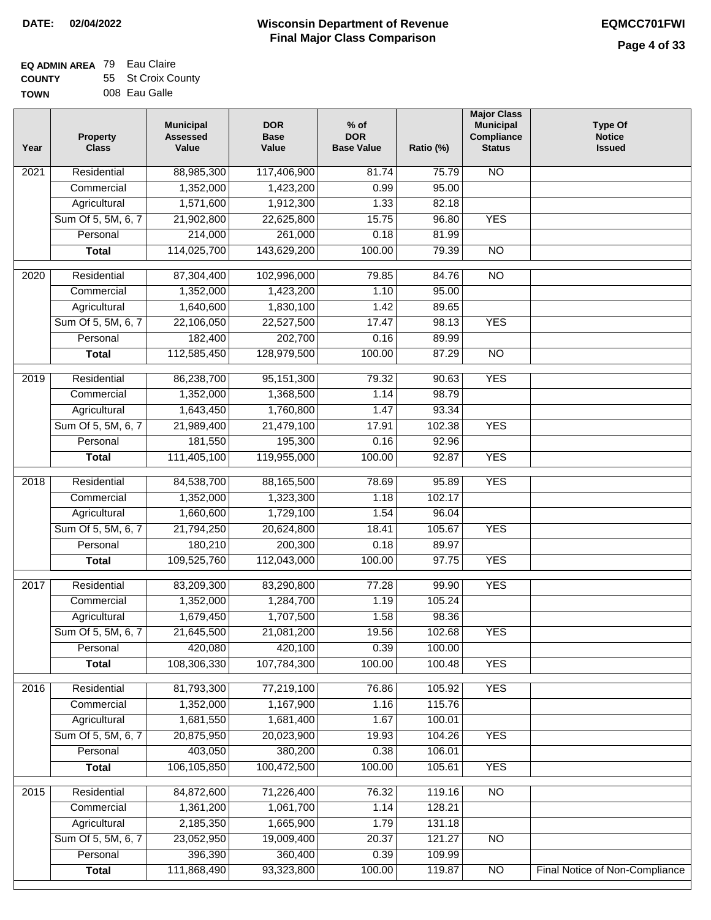**DATE: 02/04/2022**

# Wisconsin Department of Revenue
## Final Major Class Comparison

**EQMCC701FWI**

**EQ ADMIN AREA** 79 Eau Claire
**COUNTY** 55 St Croix County
**TOWN** 008 Eau Galle

| Year | Property Class | Municipal Assessed Value | DOR Base Value | % of DOR Base Value | Ratio (%) | Major Class Municipal Compliance Status | Type Of Notice Issued |
|---|---|---|---|---|---|---|---|
| 2021 | Residential | 88,985,300 | 117,406,900 | 81.74 | 75.79 | NO | |
| | Commercial | 1,352,000 | 1,423,200 | 0.99 | 95.00 | | |
| | Agricultural | 1,571,600 | 1,912,300 | 1.33 | 82.18 | | |
| | Sum Of 5, 5M, 6, 7 | 21,902,800 | 22,625,800 | 15.75 | 96.80 | YES | |
| | Personal | 214,000 | 261,000 | 0.18 | 81.99 | | |
| | **Total** | 114,025,700 | 143,629,200 | 100.00 | 79.39 | NO | |
| 2020 | Residential | 87,304,400 | 102,996,000 | 79.85 | 84.76 | NO | |
| | Commercial | 1,352,000 | 1,423,200 | 1.10 | 95.00 | | |
| | Agricultural | 1,640,600 | 1,830,100 | 1.42 | 89.65 | | |
| | Sum Of 5, 5M, 6, 7 | 22,106,050 | 22,527,500 | 17.47 | 98.13 | YES | |
| | Personal | 182,400 | 202,700 | 0.16 | 89.99 | | |
| | **Total** | 112,585,450 | 128,979,500 | 100.00 | 87.29 | NO | |
| 2019 | Residential | 86,238,700 | 95,151,300 | 79.32 | 90.63 | YES | |
| | Commercial | 1,352,000 | 1,368,500 | 1.14 | 98.79 | | |
| | Agricultural | 1,643,450 | 1,760,800 | 1.47 | 93.34 | | |
| | Sum Of 5, 5M, 6, 7 | 21,989,400 | 21,479,100 | 17.91 | 102.38 | YES | |
| | Personal | 181,550 | 195,300 | 0.16 | 92.96 | | |
| | **Total** | 111,405,100 | 119,955,000 | 100.00 | 92.87 | YES | |
| 2018 | Residential | 84,538,700 | 88,165,500 | 78.69 | 95.89 | YES | |
| | Commercial | 1,352,000 | 1,323,300 | 1.18 | 102.17 | | |
| | Agricultural | 1,660,600 | 1,729,100 | 1.54 | 96.04 | | |
| | Sum Of 5, 5M, 6, 7 | 21,794,250 | 20,624,800 | 18.41 | 105.67 | YES | |
| | Personal | 180,210 | 200,300 | 0.18 | 89.97 | | |
| | **Total** | 109,525,760 | 112,043,000 | 100.00 | 97.75 | YES | |
| 2017 | Residential | 83,209,300 | 83,290,800 | 77.28 | 99.90 | YES | |
| | Commercial | 1,352,000 | 1,284,700 | 1.19 | 105.24 | | |
| | Agricultural | 1,679,450 | 1,707,500 | 1.58 | 98.36 | | |
| | Sum Of 5, 5M, 6, 7 | 21,645,500 | 21,081,200 | 19.56 | 102.68 | YES | |
| | Personal | 420,080 | 420,100 | 0.39 | 100.00 | | |
| | **Total** | 108,306,330 | 107,784,300 | 100.00 | 100.48 | YES | |
| 2016 | Residential | 81,793,300 | 77,219,100 | 76.86 | 105.92 | YES | |
| | Commercial | 1,352,000 | 1,167,900 | 1.16 | 115.76 | | |
| | Agricultural | 1,681,550 | 1,681,400 | 1.67 | 100.01 | | |
| | Sum Of 5, 5M, 6, 7 | 20,875,950 | 20,023,900 | 19.93 | 104.26 | YES | |
| | Personal | 403,050 | 380,200 | 0.38 | 106.01 | | |
| | **Total** | 106,105,850 | 100,472,500 | 100.00 | 105.61 | YES | |
| 2015 | Residential | 84,872,600 | 71,226,400 | 76.32 | 119.16 | NO | |
| | Commercial | 1,361,200 | 1,061,700 | 1.14 | 128.21 | | |
| | Agricultural | 2,185,350 | 1,665,900 | 1.79 | 131.18 | | |
| | Sum Of 5, 5M, 6, 7 | 23,052,950 | 19,009,400 | 20.37 | 121.27 | NO | |
| | Personal | 396,390 | 360,400 | 0.39 | 109.99 | | |
| | **Total** | 111,868,490 | 93,323,800 | 100.00 | 119.87 | NO | Final Notice of Non-Compliance |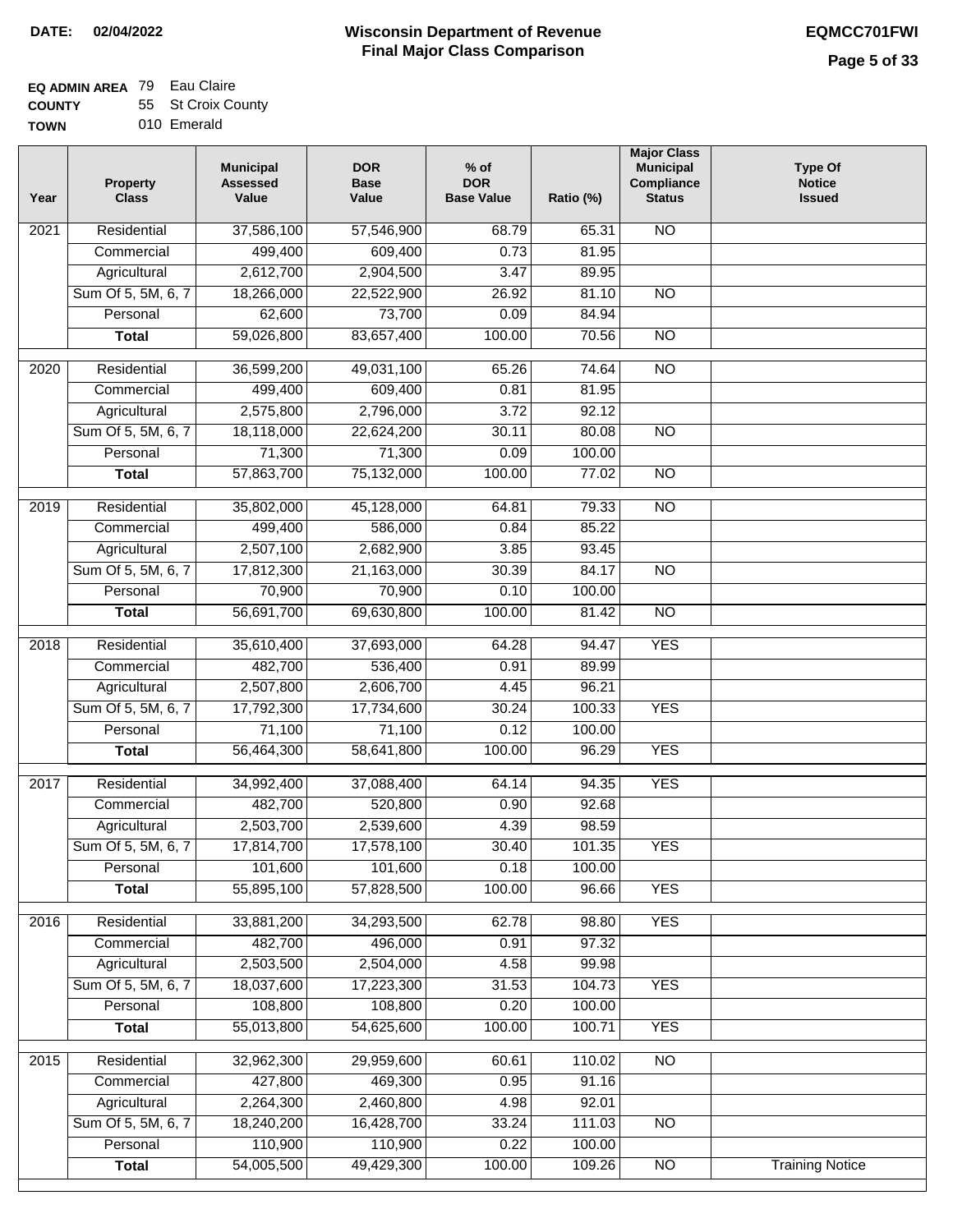**DATE: 02/04/2022**

# Wisconsin Department of Revenue
## Final Major Class Comparison

**EQMCC701FWI**

**EQ ADMIN AREA** 79 Eau Claire
**COUNTY** 55 St Croix County
**TOWN** 010 Emerald

| Year | Property Class | Municipal Assessed Value | DOR Base Value | % of DOR Base Value | Ratio (%) | Major Class Municipal Compliance Status | Type Of Notice Issued |
|---|---|---|---|---|---|---|---|
| 2021 | Residential | 37,586,100 | 57,546,900 | 68.79 | 65.31 | NO | |
| | Commercial | 499,400 | 609,400 | 0.73 | 81.95 | | |
| | Agricultural | 2,612,700 | 2,904,500 | 3.47 | 89.95 | | |
| | Sum Of 5, 5M, 6, 7 | 18,266,000 | 22,522,900 | 26.92 | 81.10 | NO | |
| | Personal | 62,600 | 73,700 | 0.09 | 84.94 | | |
| | **Total** | 59,026,800 | 83,657,400 | 100.00 | 70.56 | NO | |
| 2020 | Residential | 36,599,200 | 49,031,100 | 65.26 | 74.64 | NO | |
| | Commercial | 499,400 | 609,400 | 0.81 | 81.95 | | |
| | Agricultural | 2,575,800 | 2,796,000 | 3.72 | 92.12 | | |
| | Sum Of 5, 5M, 6, 7 | 18,118,000 | 22,624,200 | 30.11 | 80.08 | NO | |
| | Personal | 71,300 | 71,300 | 0.09 | 100.00 | | |
| | **Total** | 57,863,700 | 75,132,000 | 100.00 | 77.02 | NO | |
| 2019 | Residential | 35,802,000 | 45,128,000 | 64.81 | 79.33 | NO | |
| | Commercial | 499,400 | 586,000 | 0.84 | 85.22 | | |
| | Agricultural | 2,507,100 | 2,682,900 | 3.85 | 93.45 | | |
| | Sum Of 5, 5M, 6, 7 | 17,812,300 | 21,163,000 | 30.39 | 84.17 | NO | |
| | Personal | 70,900 | 70,900 | 0.10 | 100.00 | | |
| | **Total** | 56,691,700 | 69,630,800 | 100.00 | 81.42 | NO | |
| 2018 | Residential | 35,610,400 | 37,693,000 | 64.28 | 94.47 | YES | |
| | Commercial | 482,700 | 536,400 | 0.91 | 89.99 | | |
| | Agricultural | 2,507,800 | 2,606,700 | 4.45 | 96.21 | | |
| | Sum Of 5, 5M, 6, 7 | 17,792,300 | 17,734,600 | 30.24 | 100.33 | YES | |
| | Personal | 71,100 | 71,100 | 0.12 | 100.00 | | |
| | **Total** | 56,464,300 | 58,641,800 | 100.00 | 96.29 | YES | |
| 2017 | Residential | 34,992,400 | 37,088,400 | 64.14 | 94.35 | YES | |
| | Commercial | 482,700 | 520,800 | 0.90 | 92.68 | | |
| | Agricultural | 2,503,700 | 2,539,600 | 4.39 | 98.59 | | |
| | Sum Of 5, 5M, 6, 7 | 17,814,700 | 17,578,100 | 30.40 | 101.35 | YES | |
| | Personal | 101,600 | 101,600 | 0.18 | 100.00 | | |
| | **Total** | 55,895,100 | 57,828,500 | 100.00 | 96.66 | YES | |
| 2016 | Residential | 33,881,200 | 34,293,500 | 62.78 | 98.80 | YES | |
| | Commercial | 482,700 | 496,000 | 0.91 | 97.32 | | |
| | Agricultural | 2,503,500 | 2,504,000 | 4.58 | 99.98 | | |
| | Sum Of 5, 5M, 6, 7 | 18,037,600 | 17,223,300 | 31.53 | 104.73 | YES | |
| | Personal | 108,800 | 108,800 | 0.20 | 100.00 | | |
| | **Total** | 55,013,800 | 54,625,600 | 100.00 | 100.71 | YES | |
| 2015 | Residential | 32,962,300 | 29,959,600 | 60.61 | 110.02 | NO | |
| | Commercial | 427,800 | 469,300 | 0.95 | 91.16 | | |
| | Agricultural | 2,264,300 | 2,460,800 | 4.98 | 92.01 | | |
| | Sum Of 5, 5M, 6, 7 | 18,240,200 | 16,428,700 | 33.24 | 111.03 | NO | |
| | Personal | 110,900 | 110,900 | 0.22 | 100.00 | | |
| | **Total** | 54,005,500 | 49,429,300 | 100.00 | 109.26 | NO | Training Notice |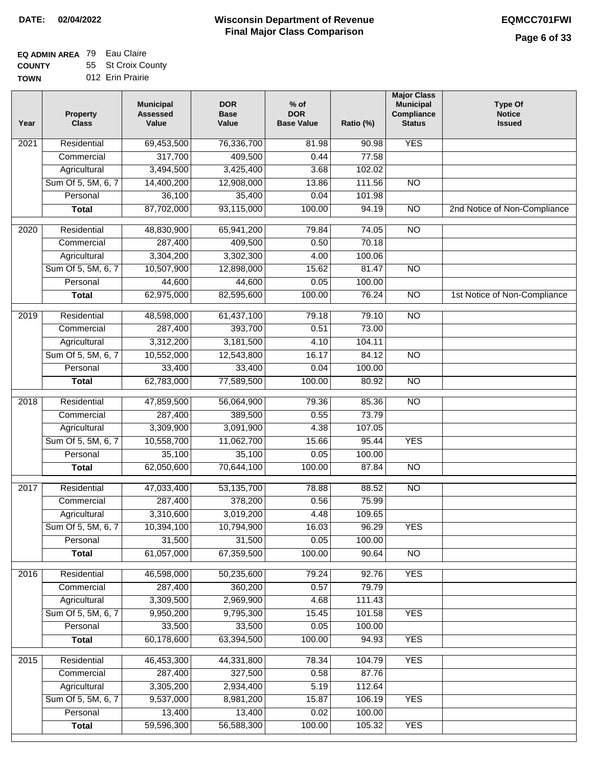**DATE: 02/04/2022**

# Wisconsin Department of Revenue
## Final Major Class Comparison

**EQMCC701FWI**

**EQ ADMIN AREA** 79 Eau Claire
**COUNTY** 55 St Croix County
**TOWN** 012 Erin Prairie

| Year | Property Class | Municipal Assessed Value | DOR Base Value | % of DOR Base Value | Ratio (%) | Major Class Municipal Compliance Status | Type Of Notice Issued |
|---|---|---|---|---|---|---|---|
| 2021 | Residential | 69,453,500 | 76,336,700 | 81.98 | 90.98 | YES | |
| | Commercial | 317,700 | 409,500 | 0.44 | 77.58 | | |
| | Agricultural | 3,494,500 | 3,425,400 | 3.68 | 102.02 | | |
| | Sum Of 5, 5M, 6, 7 | 14,400,200 | 12,908,000 | 13.86 | 111.56 | NO | |
| | Personal | 36,100 | 35,400 | 0.04 | 101.98 | | |
| | **Total** | 87,702,000 | 93,115,000 | 100.00 | 94.19 | NO | 2nd Notice of Non-Compliance |
| 2020 | Residential | 48,830,900 | 65,941,200 | 79.84 | 74.05 | NO | |
| | Commercial | 287,400 | 409,500 | 0.50 | 70.18 | | |
| | Agricultural | 3,304,200 | 3,302,300 | 4.00 | 100.06 | | |
| | Sum Of 5, 5M, 6, 7 | 10,507,900 | 12,898,000 | 15.62 | 81.47 | NO | |
| | Personal | 44,600 | 44,600 | 0.05 | 100.00 | | |
| | **Total** | 62,975,000 | 82,595,600 | 100.00 | 76.24 | NO | 1st Notice of Non-Compliance |
| 2019 | Residential | 48,598,000 | 61,437,100 | 79.18 | 79.10 | NO | |
| | Commercial | 287,400 | 393,700 | 0.51 | 73.00 | | |
| | Agricultural | 3,312,200 | 3,181,500 | 4.10 | 104.11 | | |
| | Sum Of 5, 5M, 6, 7 | 10,552,000 | 12,543,800 | 16.17 | 84.12 | NO | |
| | Personal | 33,400 | 33,400 | 0.04 | 100.00 | | |
| | **Total** | 62,783,000 | 77,589,500 | 100.00 | 80.92 | NO | |
| 2018 | Residential | 47,859,500 | 56,064,900 | 79.36 | 85.36 | NO | |
| | Commercial | 287,400 | 389,500 | 0.55 | 73.79 | | |
| | Agricultural | 3,309,900 | 3,091,900 | 4.38 | 107.05 | | |
| | Sum Of 5, 5M, 6, 7 | 10,558,700 | 11,062,700 | 15.66 | 95.44 | YES | |
| | Personal | 35,100 | 35,100 | 0.05 | 100.00 | | |
| | **Total** | 62,050,600 | 70,644,100 | 100.00 | 87.84 | NO | |
| 2017 | Residential | 47,033,400 | 53,135,700 | 78.88 | 88.52 | NO | |
| | Commercial | 287,400 | 378,200 | 0.56 | 75.99 | | |
| | Agricultural | 3,310,600 | 3,019,200 | 4.48 | 109.65 | | |
| | Sum Of 5, 5M, 6, 7 | 10,394,100 | 10,794,900 | 16.03 | 96.29 | YES | |
| | Personal | 31,500 | 31,500 | 0.05 | 100.00 | | |
| | **Total** | 61,057,000 | 67,359,500 | 100.00 | 90.64 | NO | |
| 2016 | Residential | 46,598,000 | 50,235,600 | 79.24 | 92.76 | YES | |
| | Commercial | 287,400 | 360,200 | 0.57 | 79.79 | | |
| | Agricultural | 3,309,500 | 2,969,900 | 4.68 | 111.43 | | |
| | Sum Of 5, 5M, 6, 7 | 9,950,200 | 9,795,300 | 15.45 | 101.58 | YES | |
| | Personal | 33,500 | 33,500 | 0.05 | 100.00 | | |
| | **Total** | 60,178,600 | 63,394,500 | 100.00 | 94.93 | YES | |
| 2015 | Residential | 46,453,300 | 44,331,800 | 78.34 | 104.79 | YES | |
| | Commercial | 287,400 | 327,500 | 0.58 | 87.76 | | |
| | Agricultural | 3,305,200 | 2,934,400 | 5.19 | 112.64 | | |
| | Sum Of 5, 5M, 6, 7 | 9,537,000 | 8,981,200 | 15.87 | 106.19 | YES | |
| | Personal | 13,400 | 13,400 | 0.02 | 100.00 | | |
| | **Total** | 59,596,300 | 56,588,300 | 100.00 | 105.32 | YES | |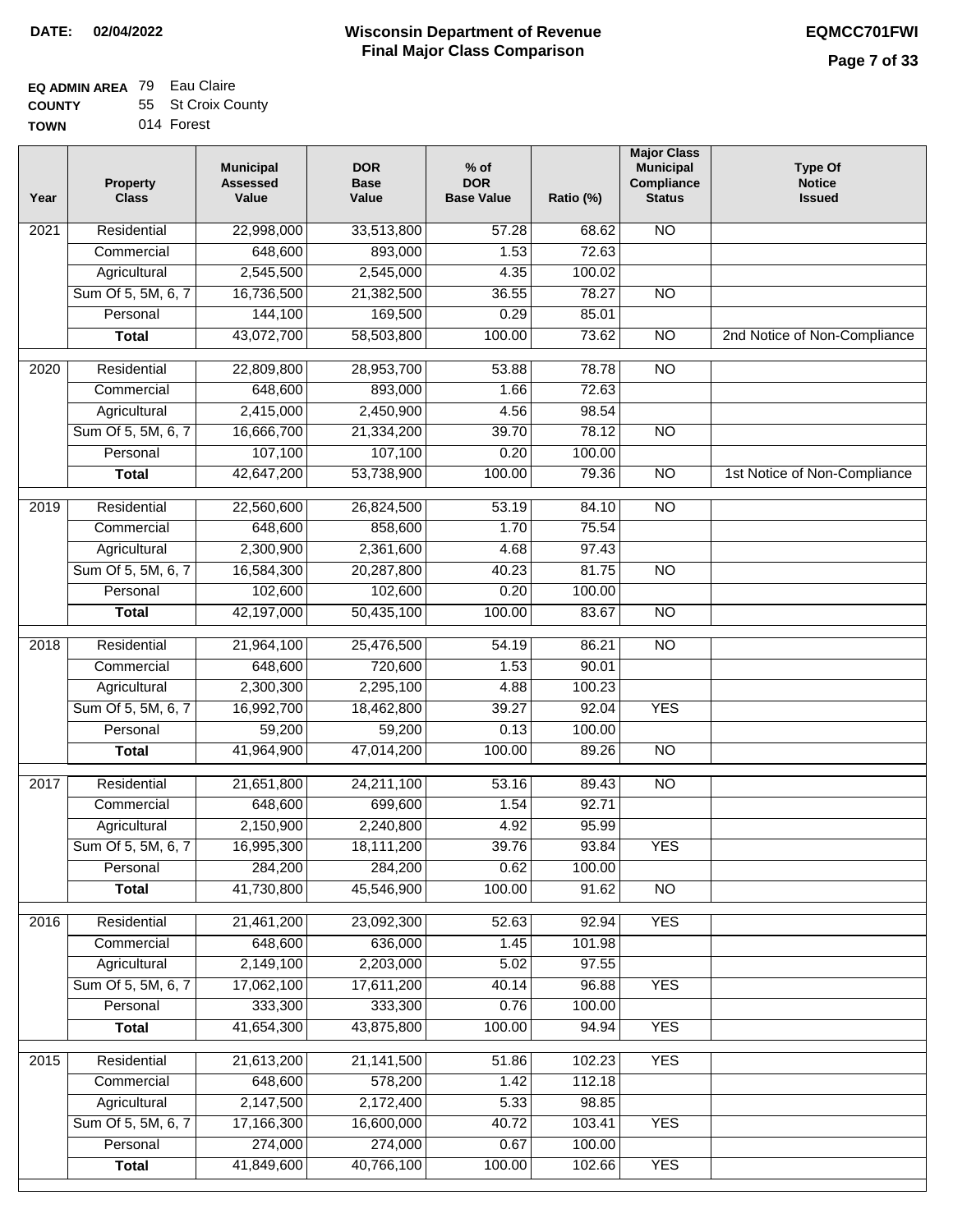**Wisconsin Department of Revenue**
**Final Major Class Comparison**

**DATE:** 02/04/2022

**EQMCC701FWI**

**EQ ADMIN AREA** 79 Eau Claire
**COUNTY** 55 St Croix County
**TOWN** 014 Forest

| Year | Property Class | Municipal Assessed Value | DOR Base Value | % of DOR Base Value | Ratio (%) | Major Class Municipal Compliance Status | Type Of Notice Issued |
|---|---|---|---|---|---|---|---|
| 2021 | Residential | 22,998,000 | 33,513,800 | 57.28 | 68.62 | NO | |
| | Commercial | 648,600 | 893,000 | 1.53 | 72.63 | | |
| | Agricultural | 2,545,500 | 2,545,000 | 4.35 | 100.02 | | |
| | Sum Of 5, 5M, 6, 7 | 16,736,500 | 21,382,500 | 36.55 | 78.27 | NO | |
| | Personal | 144,100 | 169,500 | 0.29 | 85.01 | | |
| | **Total** | 43,072,700 | 58,503,800 | 100.00 | 73.62 | NO | 2nd Notice of Non-Compliance |
| 2020 | Residential | 22,809,800 | 28,953,700 | 53.88 | 78.78 | NO | |
| | Commercial | 648,600 | 893,000 | 1.66 | 72.63 | | |
| | Agricultural | 2,415,000 | 2,450,900 | 4.56 | 98.54 | | |
| | Sum Of 5, 5M, 6, 7 | 16,666,700 | 21,334,200 | 39.70 | 78.12 | NO | |
| | Personal | 107,100 | 107,100 | 0.20 | 100.00 | | |
| | **Total** | 42,647,200 | 53,738,900 | 100.00 | 79.36 | NO | 1st Notice of Non-Compliance |
| 2019 | Residential | 22,560,600 | 26,824,500 | 53.19 | 84.10 | NO | |
| | Commercial | 648,600 | 858,600 | 1.70 | 75.54 | | |
| | Agricultural | 2,300,900 | 2,361,600 | 4.68 | 97.43 | | |
| | Sum Of 5, 5M, 6, 7 | 16,584,300 | 20,287,800 | 40.23 | 81.75 | NO | |
| | Personal | 102,600 | 102,600 | 0.20 | 100.00 | | |
| | **Total** | 42,197,000 | 50,435,100 | 100.00 | 83.67 | NO | |
| 2018 | Residential | 21,964,100 | 25,476,500 | 54.19 | 86.21 | NO | |
| | Commercial | 648,600 | 720,600 | 1.53 | 90.01 | | |
| | Agricultural | 2,300,300 | 2,295,100 | 4.88 | 100.23 | | |
| | Sum Of 5, 5M, 6, 7 | 16,992,700 | 18,462,800 | 39.27 | 92.04 | YES | |
| | Personal | 59,200 | 59,200 | 0.13 | 100.00 | | |
| | **Total** | 41,964,900 | 47,014,200 | 100.00 | 89.26 | NO | |
| 2017 | Residential | 21,651,800 | 24,211,100 | 53.16 | 89.43 | NO | |
| | Commercial | 648,600 | 699,600 | 1.54 | 92.71 | | |
| | Agricultural | 2,150,900 | 2,240,800 | 4.92 | 95.99 | | |
| | Sum Of 5, 5M, 6, 7 | 16,995,300 | 18,111,200 | 39.76 | 93.84 | YES | |
| | Personal | 284,200 | 284,200 | 0.62 | 100.00 | | |
| | **Total** | 41,730,800 | 45,546,900 | 100.00 | 91.62 | NO | |
| 2016 | Residential | 21,461,200 | 23,092,300 | 52.63 | 92.94 | YES | |
| | Commercial | 648,600 | 636,000 | 1.45 | 101.98 | | |
| | Agricultural | 2,149,100 | 2,203,000 | 5.02 | 97.55 | | |
| | Sum Of 5, 5M, 6, 7 | 17,062,100 | 17,611,200 | 40.14 | 96.88 | YES | |
| | Personal | 333,300 | 333,300 | 0.76 | 100.00 | | |
| | **Total** | 41,654,300 | 43,875,800 | 100.00 | 94.94 | YES | |
| 2015 | Residential | 21,613,200 | 21,141,500 | 51.86 | 102.23 | YES | |
| | Commercial | 648,600 | 578,200 | 1.42 | 112.18 | | |
| | Agricultural | 2,147,500 | 2,172,400 | 5.33 | 98.85 | | |
| | Sum Of 5, 5M, 6, 7 | 17,166,300 | 16,600,000 | 40.72 | 103.41 | YES | |
| | Personal | 274,000 | 274,000 | 0.67 | 100.00 | | |
| | **Total** | 41,849,600 | 40,766,100 | 100.00 | 102.66 | YES | |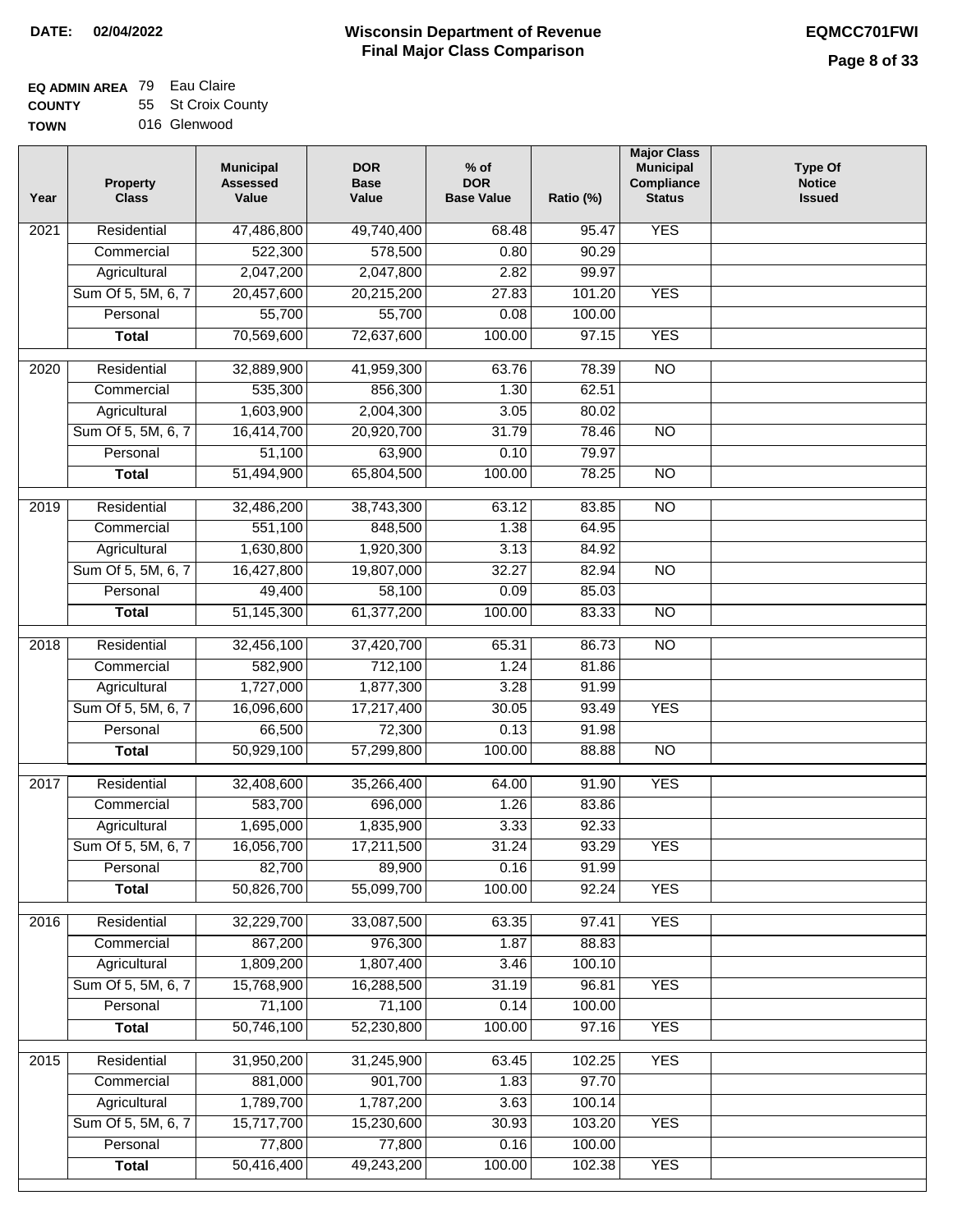**DATE: 02/04/2022**

# Wisconsin Department of Revenue
## Final Major Class Comparison

**EQMCC701FWI**

**EQ ADMIN AREA** 79 Eau Claire
**COUNTY** 55 St Croix County
**TOWN** 016 Glenwood

| Year | Property Class | Municipal Assessed Value | DOR Base Value | % of DOR Base Value | Ratio (%) | Major Class Municipal Compliance Status | Type Of Notice Issued |
|---|---|---|---|---|---|---|---|
| 2021 | Residential | 47,486,800 | 49,740,400 | 68.48 | 95.47 | YES | |
| | Commercial | 522,300 | 578,500 | 0.80 | 90.29 | | |
| | Agricultural | 2,047,200 | 2,047,800 | 2.82 | 99.97 | | |
| | Sum Of 5, 5M, 6, 7 | 20,457,600 | 20,215,200 | 27.83 | 101.20 | YES | |
| | Personal | 55,700 | 55,700 | 0.08 | 100.00 | | |
| | **Total** | 70,569,600 | 72,637,600 | 100.00 | 97.15 | YES | |
| 2020 | Residential | 32,889,900 | 41,959,300 | 63.76 | 78.39 | NO | |
| | Commercial | 535,300 | 856,300 | 1.30 | 62.51 | | |
| | Agricultural | 1,603,900 | 2,004,300 | 3.05 | 80.02 | | |
| | Sum Of 5, 5M, 6, 7 | 16,414,700 | 20,920,700 | 31.79 | 78.46 | NO | |
| | Personal | 51,100 | 63,900 | 0.10 | 79.97 | | |
| | **Total** | 51,494,900 | 65,804,500 | 100.00 | 78.25 | NO | |
| 2019 | Residential | 32,486,200 | 38,743,300 | 63.12 | 83.85 | NO | |
| | Commercial | 551,100 | 848,500 | 1.38 | 64.95 | | |
| | Agricultural | 1,630,800 | 1,920,300 | 3.13 | 84.92 | | |
| | Sum Of 5, 5M, 6, 7 | 16,427,800 | 19,807,000 | 32.27 | 82.94 | NO | |
| | Personal | 49,400 | 58,100 | 0.09 | 85.03 | | |
| | **Total** | 51,145,300 | 61,377,200 | 100.00 | 83.33 | NO | |
| 2018 | Residential | 32,456,100 | 37,420,700 | 65.31 | 86.73 | NO | |
| | Commercial | 582,900 | 712,100 | 1.24 | 81.86 | | |
| | Agricultural | 1,727,000 | 1,877,300 | 3.28 | 91.99 | | |
| | Sum Of 5, 5M, 6, 7 | 16,096,600 | 17,217,400 | 30.05 | 93.49 | YES | |
| | Personal | 66,500 | 72,300 | 0.13 | 91.98 | | |
| | **Total** | 50,929,100 | 57,299,800 | 100.00 | 88.88 | NO | |
| 2017 | Residential | 32,408,600 | 35,266,400 | 64.00 | 91.90 | YES | |
| | Commercial | 583,700 | 696,000 | 1.26 | 83.86 | | |
| | Agricultural | 1,695,000 | 1,835,900 | 3.33 | 92.33 | | |
| | Sum Of 5, 5M, 6, 7 | 16,056,700 | 17,211,500 | 31.24 | 93.29 | YES | |
| | Personal | 82,700 | 89,900 | 0.16 | 91.99 | | |
| | **Total** | 50,826,700 | 55,099,700 | 100.00 | 92.24 | YES | |
| 2016 | Residential | 32,229,700 | 33,087,500 | 63.35 | 97.41 | YES | |
| | Commercial | 867,200 | 976,300 | 1.87 | 88.83 | | |
| | Agricultural | 1,809,200 | 1,807,400 | 3.46 | 100.10 | | |
| | Sum Of 5, 5M, 6, 7 | 15,768,900 | 16,288,500 | 31.19 | 96.81 | YES | |
| | Personal | 71,100 | 71,100 | 0.14 | 100.00 | | |
| | **Total** | 50,746,100 | 52,230,800 | 100.00 | 97.16 | YES | |
| 2015 | Residential | 31,950,200 | 31,245,900 | 63.45 | 102.25 | YES | |
| | Commercial | 881,000 | 901,700 | 1.83 | 97.70 | | |
| | Agricultural | 1,789,700 | 1,787,200 | 3.63 | 100.14 | | |
| | Sum Of 5, 5M, 6, 7 | 15,717,700 | 15,230,600 | 30.93 | 103.20 | YES | |
| | Personal | 77,800 | 77,800 | 0.16 | 100.00 | | |
| | **Total** | 50,416,400 | 49,243,200 | 100.00 | 102.38 | YES | |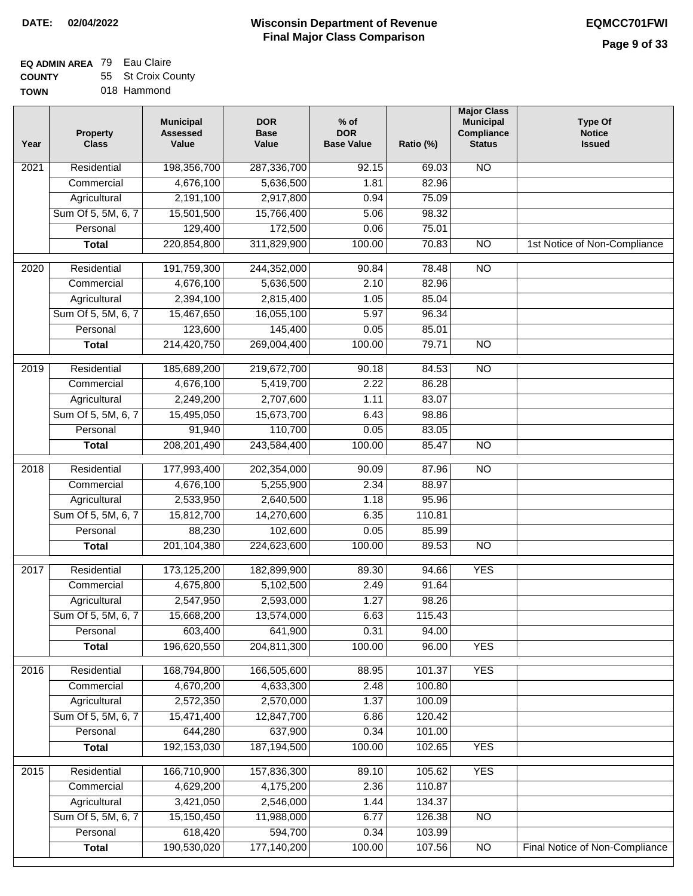**DATE: 02/04/2022**

# Wisconsin Department of Revenue
## Final Major Class Comparison

**EQMCC701FWI**

**EQ ADMIN AREA** 79 Eau Claire
**COUNTY** 55 St Croix County
**TOWN** 018 Hammond

| Year | Property Class | Municipal Assessed Value | DOR Base Value | % of DOR Base Value | Ratio (%) | Major Class Municipal Compliance Status | Type Of Notice Issued |
|---|---|---|---|---|---|---|---|
| 2021 | Residential | 198,356,700 | 287,336,700 | 92.15 | 69.03 | NO | |
| | Commercial | 4,676,100 | 5,636,500 | 1.81 | 82.96 | | |
| | Agricultural | 2,191,100 | 2,917,800 | 0.94 | 75.09 | | |
| | Sum Of 5, 5M, 6, 7 | 15,501,500 | 15,766,400 | 5.06 | 98.32 | | |
| | Personal | 129,400 | 172,500 | 0.06 | 75.01 | | |
| | **Total** | 220,854,800 | 311,829,900 | 100.00 | 70.83 | NO | 1st Notice of Non-Compliance |
| 2020 | Residential | 191,759,300 | 244,352,000 | 90.84 | 78.48 | NO | |
| | Commercial | 4,676,100 | 5,636,500 | 2.10 | 82.96 | | |
| | Agricultural | 2,394,100 | 2,815,400 | 1.05 | 85.04 | | |
| | Sum Of 5, 5M, 6, 7 | 15,467,650 | 16,055,100 | 5.97 | 96.34 | | |
| | Personal | 123,600 | 145,400 | 0.05 | 85.01 | | |
| | **Total** | 214,420,750 | 269,004,400 | 100.00 | 79.71 | NO | |
| 2019 | Residential | 185,689,200 | 219,672,700 | 90.18 | 84.53 | NO | |
| | Commercial | 4,676,100 | 5,419,700 | 2.22 | 86.28 | | |
| | Agricultural | 2,249,200 | 2,707,600 | 1.11 | 83.07 | | |
| | Sum Of 5, 5M, 6, 7 | 15,495,050 | 15,673,700 | 6.43 | 98.86 | | |
| | Personal | 91,940 | 110,700 | 0.05 | 83.05 | | |
| | **Total** | 208,201,490 | 243,584,400 | 100.00 | 85.47 | NO | |
| 2018 | Residential | 177,993,400 | 202,354,000 | 90.09 | 87.96 | NO | |
| | Commercial | 4,676,100 | 5,255,900 | 2.34 | 88.97 | | |
| | Agricultural | 2,533,950 | 2,640,500 | 1.18 | 95.96 | | |
| | Sum Of 5, 5M, 6, 7 | 15,812,700 | 14,270,600 | 6.35 | 110.81 | | |
| | Personal | 88,230 | 102,600 | 0.05 | 85.99 | | |
| | **Total** | 201,104,380 | 224,623,600 | 100.00 | 89.53 | NO | |
| 2017 | Residential | 173,125,200 | 182,899,900 | 89.30 | 94.66 | YES | |
| | Commercial | 4,675,800 | 5,102,500 | 2.49 | 91.64 | | |
| | Agricultural | 2,547,950 | 2,593,000 | 1.27 | 98.26 | | |
| | Sum Of 5, 5M, 6, 7 | 15,668,200 | 13,574,000 | 6.63 | 115.43 | | |
| | Personal | 603,400 | 641,900 | 0.31 | 94.00 | | |
| | **Total** | 196,620,550 | 204,811,300 | 100.00 | 96.00 | YES | |
| 2016 | Residential | 168,794,800 | 166,505,600 | 88.95 | 101.37 | YES | |
| | Commercial | 4,670,200 | 4,633,300 | 2.48 | 100.80 | | |
| | Agricultural | 2,572,350 | 2,570,000 | 1.37 | 100.09 | | |
| | Sum Of 5, 5M, 6, 7 | 15,471,400 | 12,847,700 | 6.86 | 120.42 | | |
| | Personal | 644,280 | 637,900 | 0.34 | 101.00 | | |
| | **Total** | 192,153,030 | 187,194,500 | 100.00 | 102.65 | YES | |
| 2015 | Residential | 166,710,900 | 157,836,300 | 89.10 | 105.62 | YES | |
| | Commercial | 4,629,200 | 4,175,200 | 2.36 | 110.87 | | |
| | Agricultural | 3,421,050 | 2,546,000 | 1.44 | 134.37 | | |
| | Sum Of 5, 5M, 6, 7 | 15,150,450 | 11,988,000 | 6.77 | 126.38 | NO | |
| | Personal | 618,420 | 594,700 | 0.34 | 103.99 | | |
| | **Total** | 190,530,020 | 177,140,200 | 100.00 | 107.56 | NO | Final Notice of Non-Compliance |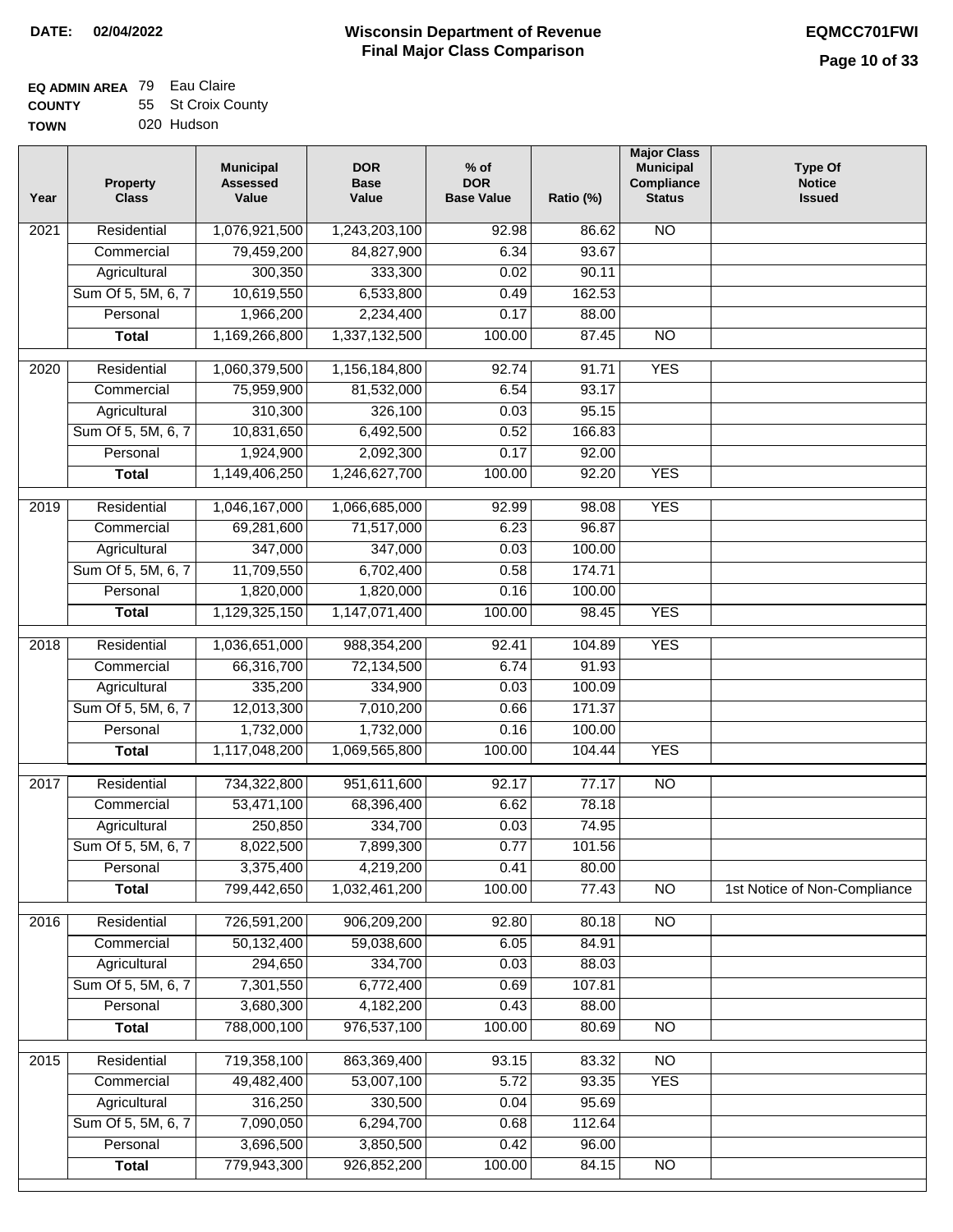**DATE:** 02/04/2022

# Wisconsin Department of Revenue
## Final Major Class Comparison

**EQMCC701FWI**

**EQ ADMIN AREA** 79 Eau Claire
**COUNTY** 55 St Croix County
**TOWN** 020 Hudson

| Year | Property Class | Municipal Assessed Value | DOR Base Value | % of DOR Base Value | Ratio (%) | Major Class Municipal Compliance Status | Type Of Notice Issued |
|---|---|---|---|---|---|---|---|
| 2021 | Residential | 1,076,921,500 | 1,243,203,100 | 92.98 | 86.62 | NO | |
| | Commercial | 79,459,200 | 84,827,900 | 6.34 | 93.67 | | |
| | Agricultural | 300,350 | 333,300 | 0.02 | 90.11 | | |
| | Sum Of 5, 5M, 6, 7 | 10,619,550 | 6,533,800 | 0.49 | 162.53 | | |
| | Personal | 1,966,200 | 2,234,400 | 0.17 | 88.00 | | |
| | **Total** | 1,169,266,800 | 1,337,132,500 | 100.00 | 87.45 | NO | |
| 2020 | Residential | 1,060,379,500 | 1,156,184,800 | 92.74 | 91.71 | YES | |
| | Commercial | 75,959,900 | 81,532,000 | 6.54 | 93.17 | | |
| | Agricultural | 310,300 | 326,100 | 0.03 | 95.15 | | |
| | Sum Of 5, 5M, 6, 7 | 10,831,650 | 6,492,500 | 0.52 | 166.83 | | |
| | Personal | 1,924,900 | 2,092,300 | 0.17 | 92.00 | | |
| | **Total** | 1,149,406,250 | 1,246,627,700 | 100.00 | 92.20 | YES | |
| 2019 | Residential | 1,046,167,000 | 1,066,685,000 | 92.99 | 98.08 | YES | |
| | Commercial | 69,281,600 | 71,517,000 | 6.23 | 96.87 | | |
| | Agricultural | 347,000 | 347,000 | 0.03 | 100.00 | | |
| | Sum Of 5, 5M, 6, 7 | 11,709,550 | 6,702,400 | 0.58 | 174.71 | | |
| | Personal | 1,820,000 | 1,820,000 | 0.16 | 100.00 | | |
| | **Total** | 1,129,325,150 | 1,147,071,400 | 100.00 | 98.45 | YES | |
| 2018 | Residential | 1,036,651,000 | 988,354,200 | 92.41 | 104.89 | YES | |
| | Commercial | 66,316,700 | 72,134,500 | 6.74 | 91.93 | | |
| | Agricultural | 335,200 | 334,900 | 0.03 | 100.09 | | |
| | Sum Of 5, 5M, 6, 7 | 12,013,300 | 7,010,200 | 0.66 | 171.37 | | |
| | Personal | 1,732,000 | 1,732,000 | 0.16 | 100.00 | | |
| | **Total** | 1,117,048,200 | 1,069,565,800 | 100.00 | 104.44 | YES | |
| 2017 | Residential | 734,322,800 | 951,611,600 | 92.17 | 77.17 | NO | |
| | Commercial | 53,471,100 | 68,396,400 | 6.62 | 78.18 | | |
| | Agricultural | 250,850 | 334,700 | 0.03 | 74.95 | | |
| | Sum Of 5, 5M, 6, 7 | 8,022,500 | 7,899,300 | 0.77 | 101.56 | | |
| | Personal | 3,375,400 | 4,219,200 | 0.41 | 80.00 | | |
| | **Total** | 799,442,650 | 1,032,461,200 | 100.00 | 77.43 | NO | 1st Notice of Non-Compliance |
| 2016 | Residential | 726,591,200 | 906,209,200 | 92.80 | 80.18 | NO | |
| | Commercial | 50,132,400 | 59,038,600 | 6.05 | 84.91 | | |
| | Agricultural | 294,650 | 334,700 | 0.03 | 88.03 | | |
| | Sum Of 5, 5M, 6, 7 | 7,301,550 | 6,772,400 | 0.69 | 107.81 | | |
| | Personal | 3,680,300 | 4,182,200 | 0.43 | 88.00 | | |
| | **Total** | 788,000,100 | 976,537,100 | 100.00 | 80.69 | NO | |
| 2015 | Residential | 719,358,100 | 863,369,400 | 93.15 | 83.32 | NO | |
| | Commercial | 49,482,400 | 53,007,100 | 5.72 | 93.35 | YES | |
| | Agricultural | 316,250 | 330,500 | 0.04 | 95.69 | | |
| | Sum Of 5, 5M, 6, 7 | 7,090,050 | 6,294,700 | 0.68 | 112.64 | | |
| | Personal | 3,696,500 | 3,850,500 | 0.42 | 96.00 | | |
| | **Total** | 779,943,300 | 926,852,200 | 100.00 | 84.15 | NO | |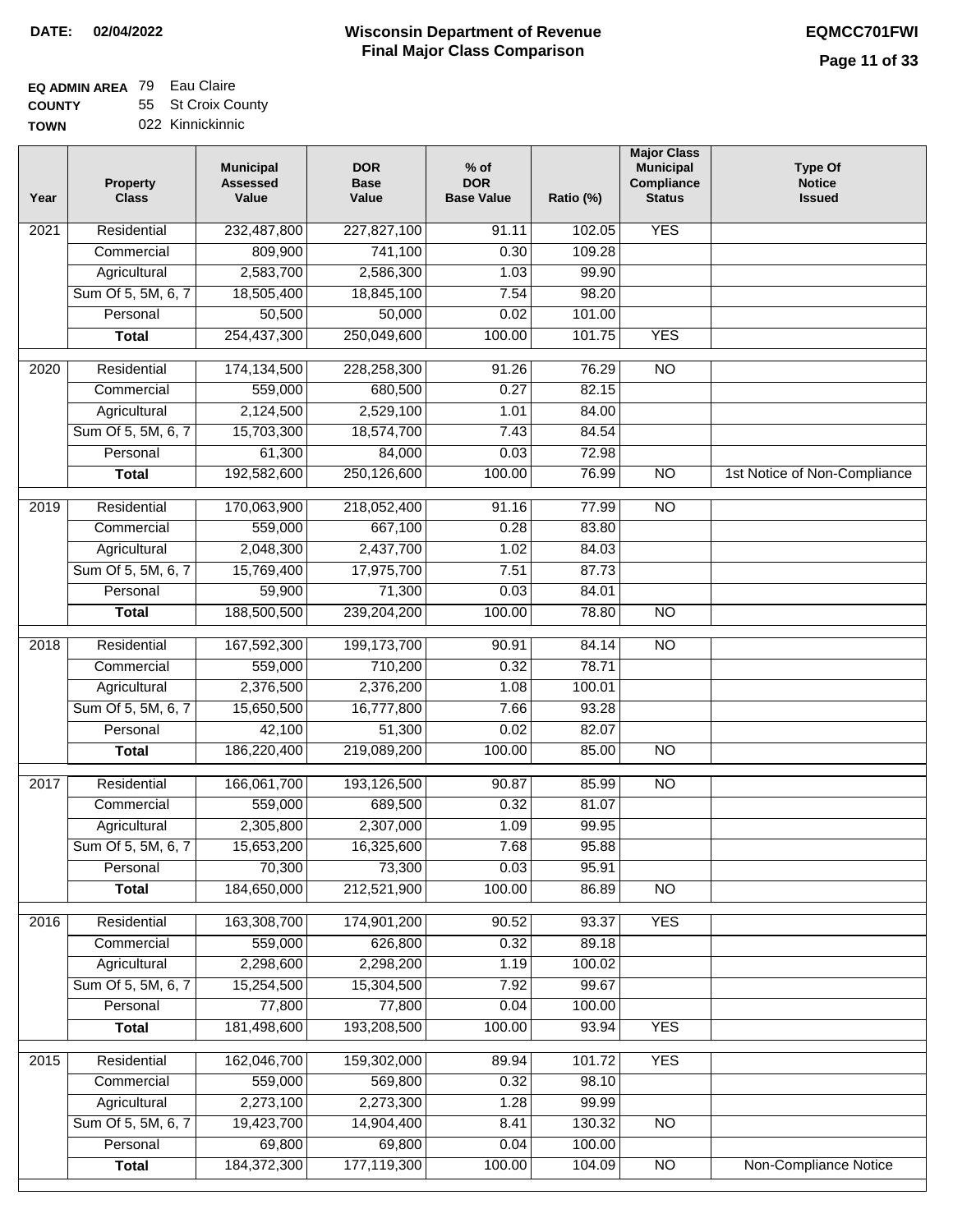**DATE:** 02/04/2022

# Wisconsin Department of Revenue
## Final Major Class Comparison

**EQMCC701FWI**

**EQ ADMIN AREA** 79 Eau Claire
**COUNTY** 55 St Croix County
**TOWN** 022 Kinnickinnic

| Year | Property Class | Municipal Assessed Value | DOR Base Value | % of DOR Base Value | Ratio (%) | Major Class Municipal Compliance Status | Type Of Notice Issued |
|---|---|---|---|---|---|---|---|
| 2021 | Residential | 232,487,800 | 227,827,100 | 91.11 | 102.05 | YES | |
| | Commercial | 809,900 | 741,100 | 0.30 | 109.28 | | |
| | Agricultural | 2,583,700 | 2,586,300 | 1.03 | 99.90 | | |
| | Sum Of 5, 5M, 6, 7 | 18,505,400 | 18,845,100 | 7.54 | 98.20 | | |
| | Personal | 50,500 | 50,000 | 0.02 | 101.00 | | |
| | **Total** | 254,437,300 | 250,049,600 | 100.00 | 101.75 | YES | |
| 2020 | Residential | 174,134,500 | 228,258,300 | 91.26 | 76.29 | NO | |
| | Commercial | 559,000 | 680,500 | 0.27 | 82.15 | | |
| | Agricultural | 2,124,500 | 2,529,100 | 1.01 | 84.00 | | |
| | Sum Of 5, 5M, 6, 7 | 15,703,300 | 18,574,700 | 7.43 | 84.54 | | |
| | Personal | 61,300 | 84,000 | 0.03 | 72.98 | | |
| | **Total** | 192,582,600 | 250,126,600 | 100.00 | 76.99 | NO | 1st Notice of Non-Compliance |
| 2019 | Residential | 170,063,900 | 218,052,400 | 91.16 | 77.99 | NO | |
| | Commercial | 559,000 | 667,100 | 0.28 | 83.80 | | |
| | Agricultural | 2,048,300 | 2,437,700 | 1.02 | 84.03 | | |
| | Sum Of 5, 5M, 6, 7 | 15,769,400 | 17,975,700 | 7.51 | 87.73 | | |
| | Personal | 59,900 | 71,300 | 0.03 | 84.01 | | |
| | **Total** | 188,500,500 | 239,204,200 | 100.00 | 78.80 | NO | |
| 2018 | Residential | 167,592,300 | 199,173,700 | 90.91 | 84.14 | NO | |
| | Commercial | 559,000 | 710,200 | 0.32 | 78.71 | | |
| | Agricultural | 2,376,500 | 2,376,200 | 1.08 | 100.01 | | |
| | Sum Of 5, 5M, 6, 7 | 15,650,500 | 16,777,800 | 7.66 | 93.28 | | |
| | Personal | 42,100 | 51,300 | 0.02 | 82.07 | | |
| | **Total** | 186,220,400 | 219,089,200 | 100.00 | 85.00 | NO | |
| 2017 | Residential | 166,061,700 | 193,126,500 | 90.87 | 85.99 | NO | |
| | Commercial | 559,000 | 689,500 | 0.32 | 81.07 | | |
| | Agricultural | 2,305,800 | 2,307,000 | 1.09 | 99.95 | | |
| | Sum Of 5, 5M, 6, 7 | 15,653,200 | 16,325,600 | 7.68 | 95.88 | | |
| | Personal | 70,300 | 73,300 | 0.03 | 95.91 | | |
| | **Total** | 184,650,000 | 212,521,900 | 100.00 | 86.89 | NO | |
| 2016 | Residential | 163,308,700 | 174,901,200 | 90.52 | 93.37 | YES | |
| | Commercial | 559,000 | 626,800 | 0.32 | 89.18 | | |
| | Agricultural | 2,298,600 | 2,298,200 | 1.19 | 100.02 | | |
| | Sum Of 5, 5M, 6, 7 | 15,254,500 | 15,304,500 | 7.92 | 99.67 | | |
| | Personal | 77,800 | 77,800 | 0.04 | 100.00 | | |
| | **Total** | 181,498,600 | 193,208,500 | 100.00 | 93.94 | YES | |
| 2015 | Residential | 162,046,700 | 159,302,000 | 89.94 | 101.72 | YES | |
| | Commercial | 559,000 | 569,800 | 0.32 | 98.10 | | |
| | Agricultural | 2,273,100 | 2,273,300 | 1.28 | 99.99 | | |
| | Sum Of 5, 5M, 6, 7 | 19,423,700 | 14,904,400 | 8.41 | 130.32 | NO | |
| | Personal | 69,800 | 69,800 | 0.04 | 100.00 | | |
| | **Total** | 184,372,300 | 177,119,300 | 100.00 | 104.09 | NO | Non-Compliance Notice |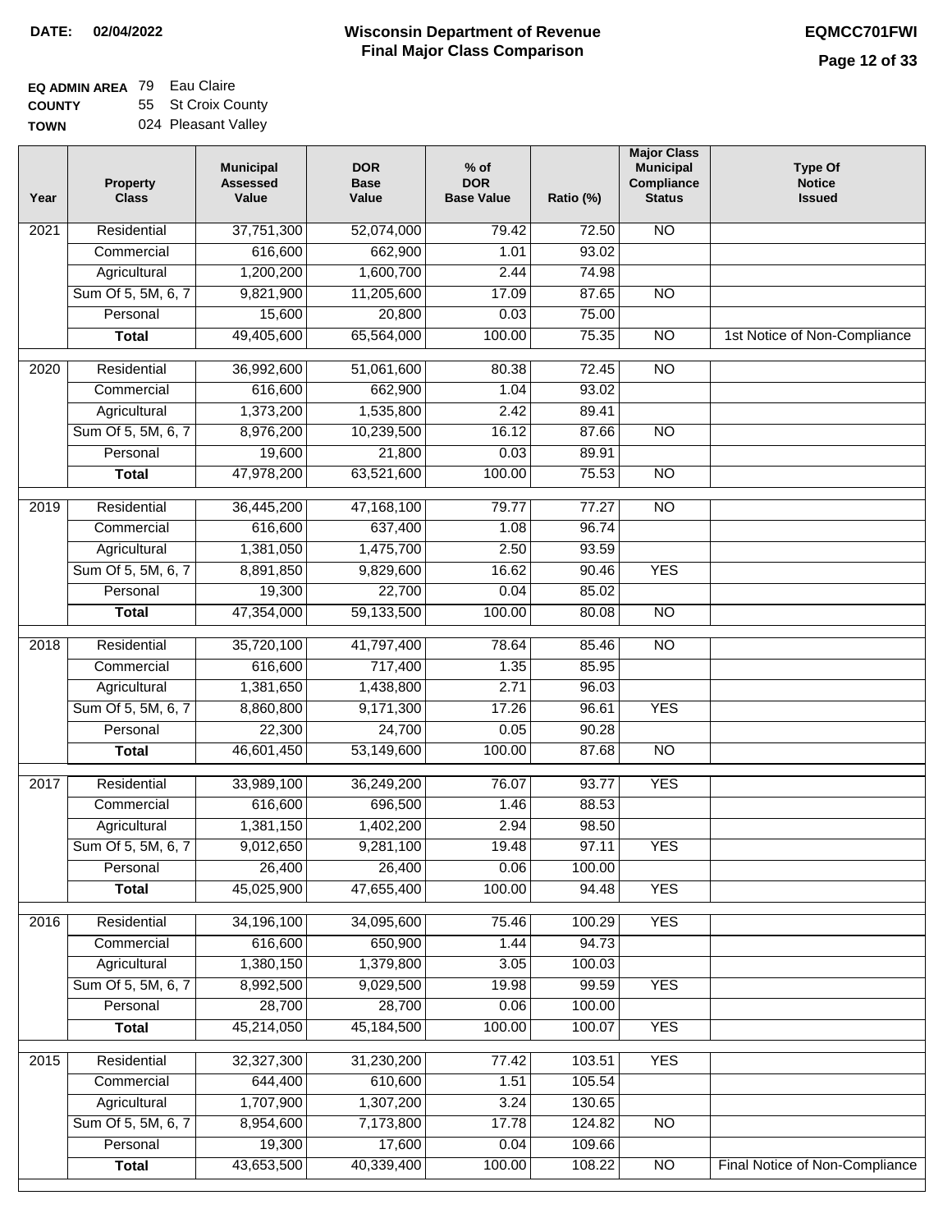**DATE: 02/04/2022**

# Wisconsin Department of Revenue
## Final Major Class Comparison

**EQMCC701FWI**

**EQ ADMIN AREA** 79 Eau Claire
**COUNTY** 55 St Croix County
**TOWN** 024 Pleasant Valley

| Year | Property Class | Municipal Assessed Value | DOR Base Value | % of DOR Base Value | Ratio (%) | Major Class Municipal Compliance Status | Type Of Notice Issued |
|---|---|---|---|---|---|---|---|
| 2021 | Residential | 37,751,300 | 52,074,000 | 79.42 | 72.50 | NO | |
| | Commercial | 616,600 | 662,900 | 1.01 | 93.02 | | |
| | Agricultural | 1,200,200 | 1,600,700 | 2.44 | 74.98 | | |
| | Sum Of 5, 5M, 6, 7 | 9,821,900 | 11,205,600 | 17.09 | 87.65 | NO | |
| | Personal | 15,600 | 20,800 | 0.03 | 75.00 | | |
| | **Total** | 49,405,600 | 65,564,000 | 100.00 | 75.35 | NO | 1st Notice of Non-Compliance |
| 2020 | Residential | 36,992,600 | 51,061,600 | 80.38 | 72.45 | NO | |
| | Commercial | 616,600 | 662,900 | 1.04 | 93.02 | | |
| | Agricultural | 1,373,200 | 1,535,800 | 2.42 | 89.41 | | |
| | Sum Of 5, 5M, 6, 7 | 8,976,200 | 10,239,500 | 16.12 | 87.66 | NO | |
| | Personal | 19,600 | 21,800 | 0.03 | 89.91 | | |
| | **Total** | 47,978,200 | 63,521,600 | 100.00 | 75.53 | NO | |
| 2019 | Residential | 36,445,200 | 47,168,100 | 79.77 | 77.27 | NO | |
| | Commercial | 616,600 | 637,400 | 1.08 | 96.74 | | |
| | Agricultural | 1,381,050 | 1,475,700 | 2.50 | 93.59 | | |
| | Sum Of 5, 5M, 6, 7 | 8,891,850 | 9,829,600 | 16.62 | 90.46 | YES | |
| | Personal | 19,300 | 22,700 | 0.04 | 85.02 | | |
| | **Total** | 47,354,000 | 59,133,500 | 100.00 | 80.08 | NO | |
| 2018 | Residential | 35,720,100 | 41,797,400 | 78.64 | 85.46 | NO | |
| | Commercial | 616,600 | 717,400 | 1.35 | 85.95 | | |
| | Agricultural | 1,381,650 | 1,438,800 | 2.71 | 96.03 | | |
| | Sum Of 5, 5M, 6, 7 | 8,860,800 | 9,171,300 | 17.26 | 96.61 | YES | |
| | Personal | 22,300 | 24,700 | 0.05 | 90.28 | | |
| | **Total** | 46,601,450 | 53,149,600 | 100.00 | 87.68 | NO | |
| 2017 | Residential | 33,989,100 | 36,249,200 | 76.07 | 93.77 | YES | |
| | Commercial | 616,600 | 696,500 | 1.46 | 88.53 | | |
| | Agricultural | 1,381,150 | 1,402,200 | 2.94 | 98.50 | | |
| | Sum Of 5, 5M, 6, 7 | 9,012,650 | 9,281,100 | 19.48 | 97.11 | YES | |
| | Personal | 26,400 | 26,400 | 0.06 | 100.00 | | |
| | **Total** | 45,025,900 | 47,655,400 | 100.00 | 94.48 | YES | |
| 2016 | Residential | 34,196,100 | 34,095,600 | 75.46 | 100.29 | YES | |
| | Commercial | 616,600 | 650,900 | 1.44 | 94.73 | | |
| | Agricultural | 1,380,150 | 1,379,800 | 3.05 | 100.03 | | |
| | Sum Of 5, 5M, 6, 7 | 8,992,500 | 9,029,500 | 19.98 | 99.59 | YES | |
| | Personal | 28,700 | 28,700 | 0.06 | 100.00 | | |
| | **Total** | 45,214,050 | 45,184,500 | 100.00 | 100.07 | YES | |
| 2015 | Residential | 32,327,300 | 31,230,200 | 77.42 | 103.51 | YES | |
| | Commercial | 644,400 | 610,600 | 1.51 | 105.54 | | |
| | Agricultural | 1,707,900 | 1,307,200 | 3.24 | 130.65 | | |
| | Sum Of 5, 5M, 6, 7 | 8,954,600 | 7,173,800 | 17.78 | 124.82 | NO | |
| | Personal | 19,300 | 17,600 | 0.04 | 109.66 | | |
| | **Total** | 43,653,500 | 40,339,400 | 100.00 | 108.22 | NO | Final Notice of Non-Compliance |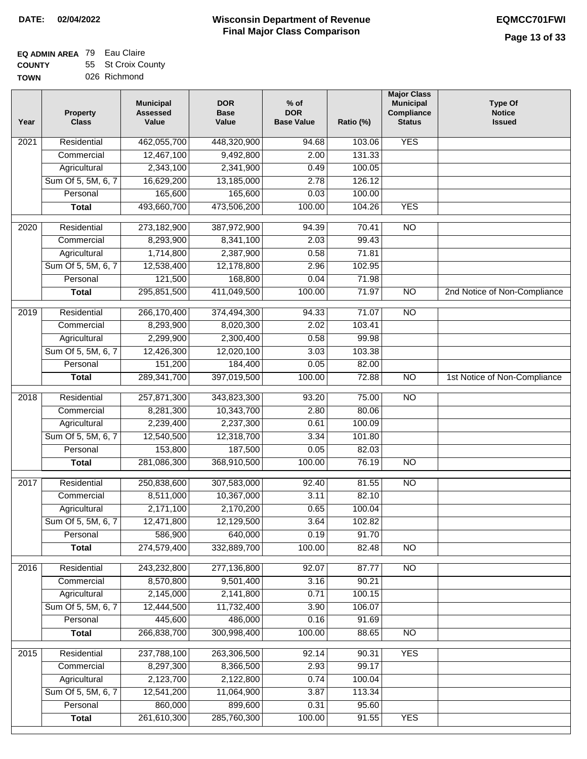**DATE: 02/04/2022**

# Wisconsin Department of Revenue
## Final Major Class Comparison

**EQMCC701FWI**

**EQ ADMIN AREA** 79 Eau Claire
**COUNTY** 55 St Croix County
**TOWN** 026 Richmond

| Year | Property Class | Municipal Assessed Value | DOR Base Value | % of DOR Base Value | Ratio (%) | Major Class Municipal Compliance Status | Type Of Notice Issued |
|---|---|---|---|---|---|---|---|
| 2021 | Residential | 462,055,700 | 448,320,900 | 94.68 | 103.06 | YES | |
| | Commercial | 12,467,100 | 9,492,800 | 2.00 | 131.33 | | |
| | Agricultural | 2,343,100 | 2,341,900 | 0.49 | 100.05 | | |
| | Sum Of 5, 5M, 6, 7 | 16,629,200 | 13,185,000 | 2.78 | 126.12 | | |
| | Personal | 165,600 | 165,600 | 0.03 | 100.00 | | |
| | **Total** | 493,660,700 | 473,506,200 | 100.00 | 104.26 | YES | |
| 2020 | Residential | 273,182,900 | 387,972,900 | 94.39 | 70.41 | NO | |
| | Commercial | 8,293,900 | 8,341,100 | 2.03 | 99.43 | | |
| | Agricultural | 1,714,800 | 2,387,900 | 0.58 | 71.81 | | |
| | Sum Of 5, 5M, 6, 7 | 12,538,400 | 12,178,800 | 2.96 | 102.95 | | |
| | Personal | 121,500 | 168,800 | 0.04 | 71.98 | | |
| | **Total** | 295,851,500 | 411,049,500 | 100.00 | 71.97 | NO | 2nd Notice of Non-Compliance |
| 2019 | Residential | 266,170,400 | 374,494,300 | 94.33 | 71.07 | NO | |
| | Commercial | 8,293,900 | 8,020,300 | 2.02 | 103.41 | | |
| | Agricultural | 2,299,900 | 2,300,400 | 0.58 | 99.98 | | |
| | Sum Of 5, 5M, 6, 7 | 12,426,300 | 12,020,100 | 3.03 | 103.38 | | |
| | Personal | 151,200 | 184,400 | 0.05 | 82.00 | | |
| | **Total** | 289,341,700 | 397,019,500 | 100.00 | 72.88 | NO | 1st Notice of Non-Compliance |
| 2018 | Residential | 257,871,300 | 343,823,300 | 93.20 | 75.00 | NO | |
| | Commercial | 8,281,300 | 10,343,700 | 2.80 | 80.06 | | |
| | Agricultural | 2,239,400 | 2,237,300 | 0.61 | 100.09 | | |
| | Sum Of 5, 5M, 6, 7 | 12,540,500 | 12,318,700 | 3.34 | 101.80 | | |
| | Personal | 153,800 | 187,500 | 0.05 | 82.03 | | |
| | **Total** | 281,086,300 | 368,910,500 | 100.00 | 76.19 | NO | |
| 2017 | Residential | 250,838,600 | 307,583,000 | 92.40 | 81.55 | NO | |
| | Commercial | 8,511,000 | 10,367,000 | 3.11 | 82.10 | | |
| | Agricultural | 2,171,100 | 2,170,200 | 0.65 | 100.04 | | |
| | Sum Of 5, 5M, 6, 7 | 12,471,800 | 12,129,500 | 3.64 | 102.82 | | |
| | Personal | 586,900 | 640,000 | 0.19 | 91.70 | | |
| | **Total** | 274,579,400 | 332,889,700 | 100.00 | 82.48 | NO | |
| 2016 | Residential | 243,232,800 | 277,136,800 | 92.07 | 87.77 | NO | |
| | Commercial | 8,570,800 | 9,501,400 | 3.16 | 90.21 | | |
| | Agricultural | 2,145,000 | 2,141,800 | 0.71 | 100.15 | | |
| | Sum Of 5, 5M, 6, 7 | 12,444,500 | 11,732,400 | 3.90 | 106.07 | | |
| | Personal | 445,600 | 486,000 | 0.16 | 91.69 | | |
| | **Total** | 266,838,700 | 300,998,400 | 100.00 | 88.65 | NO | |
| 2015 | Residential | 237,788,100 | 263,306,500 | 92.14 | 90.31 | YES | |
| | Commercial | 8,297,300 | 8,366,500 | 2.93 | 99.17 | | |
| | Agricultural | 2,123,700 | 2,122,800 | 0.74 | 100.04 | | |
| | Sum Of 5, 5M, 6, 7 | 12,541,200 | 11,064,900 | 3.87 | 113.34 | | |
| | Personal | 860,000 | 899,600 | 0.31 | 95.60 | | |
| | **Total** | 261,610,300 | 285,760,300 | 100.00 | 91.55 | YES | |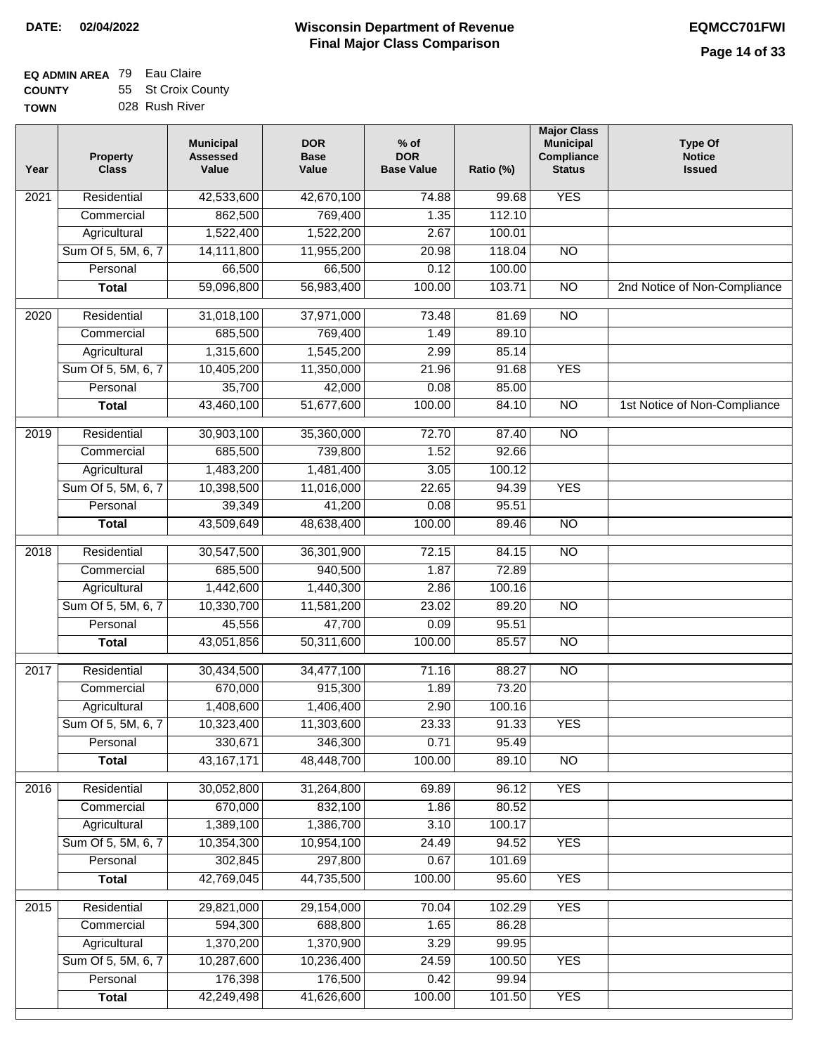**DATE:** 02/04/2022

# Wisconsin Department of Revenue
## Final Major Class Comparison

**EQMCC701FWI**

**EQ ADMIN AREA** 79 Eau Claire
**COUNTY** 55 St Croix County
**TOWN** 028 Rush River

| Year | Property Class | Municipal Assessed Value | DOR Base Value | % of DOR Base Value | Ratio (%) | Major Class Municipal Compliance Status | Type Of Notice Issued |
|---|---|---|---|---|---|---|---|
| 2021 | Residential | 42,533,600 | 42,670,100 | 74.88 | 99.68 | YES | |
| | Commercial | 862,500 | 769,400 | 1.35 | 112.10 | | |
| | Agricultural | 1,522,400 | 1,522,200 | 2.67 | 100.01 | | |
| | Sum Of 5, 5M, 6, 7 | 14,111,800 | 11,955,200 | 20.98 | 118.04 | NO | |
| | Personal | 66,500 | 66,500 | 0.12 | 100.00 | | |
| | **Total** | 59,096,800 | 56,983,400 | 100.00 | 103.71 | NO | 2nd Notice of Non-Compliance |
| 2020 | Residential | 31,018,100 | 37,971,000 | 73.48 | 81.69 | NO | |
| | Commercial | 685,500 | 769,400 | 1.49 | 89.10 | | |
| | Agricultural | 1,315,600 | 1,545,200 | 2.99 | 85.14 | | |
| | Sum Of 5, 5M, 6, 7 | 10,405,200 | 11,350,000 | 21.96 | 91.68 | YES | |
| | Personal | 35,700 | 42,000 | 0.08 | 85.00 | | |
| | **Total** | 43,460,100 | 51,677,600 | 100.00 | 84.10 | NO | 1st Notice of Non-Compliance |
| 2019 | Residential | 30,903,100 | 35,360,000 | 72.70 | 87.40 | NO | |
| | Commercial | 685,500 | 739,800 | 1.52 | 92.66 | | |
| | Agricultural | 1,483,200 | 1,481,400 | 3.05 | 100.12 | | |
| | Sum Of 5, 5M, 6, 7 | 10,398,500 | 11,016,000 | 22.65 | 94.39 | YES | |
| | Personal | 39,349 | 41,200 | 0.08 | 95.51 | | |
| | **Total** | 43,509,649 | 48,638,400 | 100.00 | 89.46 | NO | |
| 2018 | Residential | 30,547,500 | 36,301,900 | 72.15 | 84.15 | NO | |
| | Commercial | 685,500 | 940,500 | 1.87 | 72.89 | | |
| | Agricultural | 1,442,600 | 1,440,300 | 2.86 | 100.16 | | |
| | Sum Of 5, 5M, 6, 7 | 10,330,700 | 11,581,200 | 23.02 | 89.20 | NO | |
| | Personal | 45,556 | 47,700 | 0.09 | 95.51 | | |
| | **Total** | 43,051,856 | 50,311,600 | 100.00 | 85.57 | NO | |
| 2017 | Residential | 30,434,500 | 34,477,100 | 71.16 | 88.27 | NO | |
| | Commercial | 670,000 | 915,300 | 1.89 | 73.20 | | |
| | Agricultural | 1,408,600 | 1,406,400 | 2.90 | 100.16 | | |
| | Sum Of 5, 5M, 6, 7 | 10,323,400 | 11,303,600 | 23.33 | 91.33 | YES | |
| | Personal | 330,671 | 346,300 | 0.71 | 95.49 | | |
| | **Total** | 43,167,171 | 48,448,700 | 100.00 | 89.10 | NO | |
| 2016 | Residential | 30,052,800 | 31,264,800 | 69.89 | 96.12 | YES | |
| | Commercial | 670,000 | 832,100 | 1.86 | 80.52 | | |
| | Agricultural | 1,389,100 | 1,386,700 | 3.10 | 100.17 | | |
| | Sum Of 5, 5M, 6, 7 | 10,354,300 | 10,954,100 | 24.49 | 94.52 | YES | |
| | Personal | 302,845 | 297,800 | 0.67 | 101.69 | | |
| | **Total** | 42,769,045 | 44,735,500 | 100.00 | 95.60 | YES | |
| 2015 | Residential | 29,821,000 | 29,154,000 | 70.04 | 102.29 | YES | |
| | Commercial | 594,300 | 688,800 | 1.65 | 86.28 | | |
| | Agricultural | 1,370,200 | 1,370,900 | 3.29 | 99.95 | | |
| | Sum Of 5, 5M, 6, 7 | 10,287,600 | 10,236,400 | 24.59 | 100.50 | YES | |
| | Personal | 176,398 | 176,500 | 0.42 | 99.94 | | |
| | **Total** | 42,249,498 | 41,626,600 | 100.00 | 101.50 | YES | |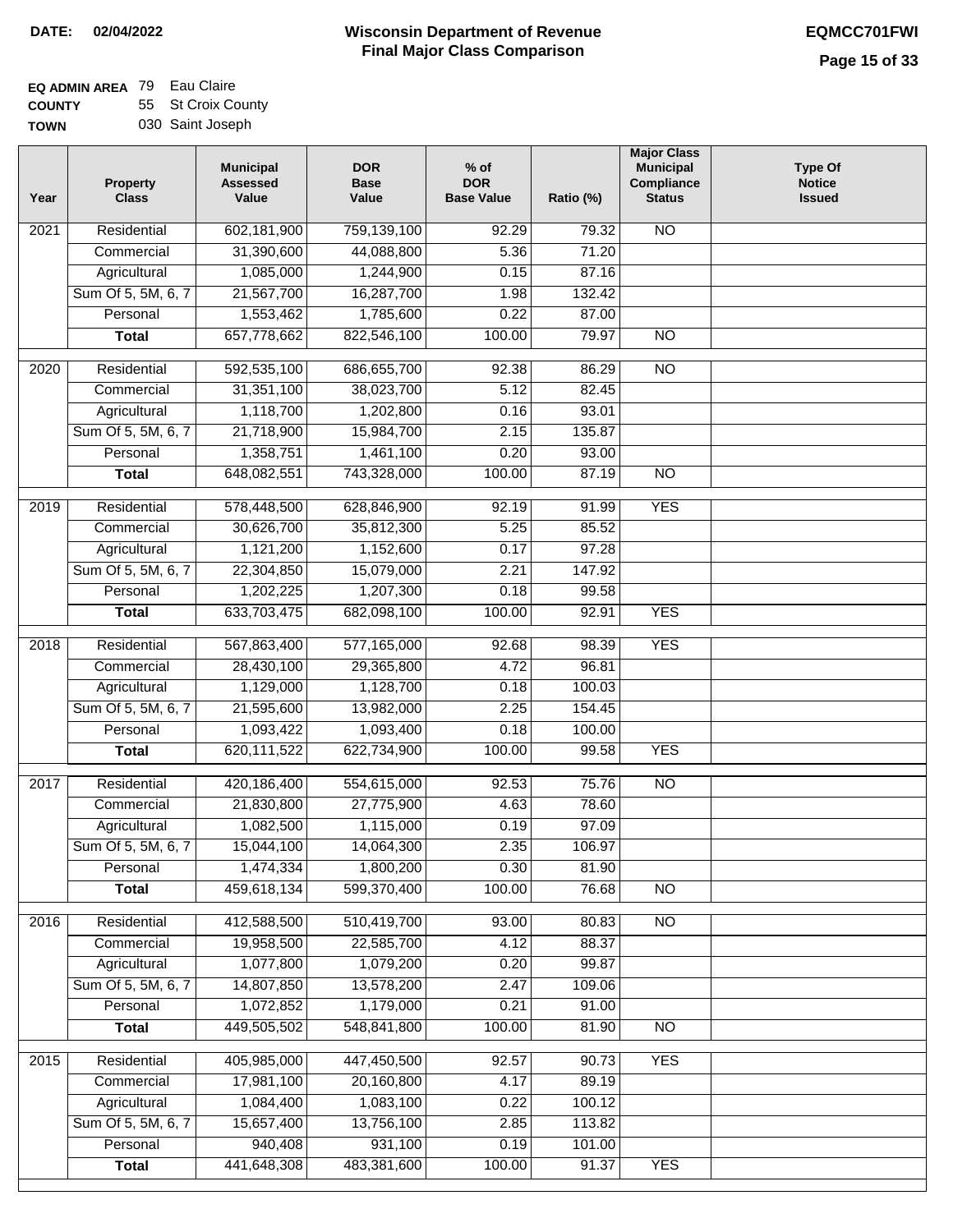**DATE: 02/04/2022**

# Wisconsin Department of Revenue
## Final Major Class Comparison

**EQMCC701FWI**

**EQ ADMIN AREA** 79 Eau Claire
**COUNTY** 55 St Croix County
**TOWN** 030 Saint Joseph

| Year | Property Class | Municipal Assessed Value | DOR Base Value | % of DOR Base Value | Ratio (%) | Major Class Municipal Compliance Status | Type Of Notice Issued |
|---|---|---|---|---|---|---|---|
| 2021 | Residential | 602,181,900 | 759,139,100 | 92.29 | 79.32 | NO | |
| | Commercial | 31,390,600 | 44,088,800 | 5.36 | 71.20 | | |
| | Agricultural | 1,085,000 | 1,244,900 | 0.15 | 87.16 | | |
| | Sum Of 5, 5M, 6, 7 | 21,567,700 | 16,287,700 | 1.98 | 132.42 | | |
| | Personal | 1,553,462 | 1,785,600 | 0.22 | 87.00 | | |
| | **Total** | 657,778,662 | 822,546,100 | 100.00 | 79.97 | NO | |
| 2020 | Residential | 592,535,100 | 686,655,700 | 92.38 | 86.29 | NO | |
| | Commercial | 31,351,100 | 38,023,700 | 5.12 | 82.45 | | |
| | Agricultural | 1,118,700 | 1,202,800 | 0.16 | 93.01 | | |
| | Sum Of 5, 5M, 6, 7 | 21,718,900 | 15,984,700 | 2.15 | 135.87 | | |
| | Personal | 1,358,751 | 1,461,100 | 0.20 | 93.00 | | |
| | **Total** | 648,082,551 | 743,328,000 | 100.00 | 87.19 | NO | |
| 2019 | Residential | 578,448,500 | 628,846,900 | 92.19 | 91.99 | YES | |
| | Commercial | 30,626,700 | 35,812,300 | 5.25 | 85.52 | | |
| | Agricultural | 1,121,200 | 1,152,600 | 0.17 | 97.28 | | |
| | Sum Of 5, 5M, 6, 7 | 22,304,850 | 15,079,000 | 2.21 | 147.92 | | |
| | Personal | 1,202,225 | 1,207,300 | 0.18 | 99.58 | | |
| | **Total** | 633,703,475 | 682,098,100 | 100.00 | 92.91 | YES | |
| 2018 | Residential | 567,863,400 | 577,165,000 | 92.68 | 98.39 | YES | |
| | Commercial | 28,430,100 | 29,365,800 | 4.72 | 96.81 | | |
| | Agricultural | 1,129,000 | 1,128,700 | 0.18 | 100.03 | | |
| | Sum Of 5, 5M, 6, 7 | 21,595,600 | 13,982,000 | 2.25 | 154.45 | | |
| | Personal | 1,093,422 | 1,093,400 | 0.18 | 100.00 | | |
| | **Total** | 620,111,522 | 622,734,900 | 100.00 | 99.58 | YES | |
| 2017 | Residential | 420,186,400 | 554,615,000 | 92.53 | 75.76 | NO | |
| | Commercial | 21,830,800 | 27,775,900 | 4.63 | 78.60 | | |
| | Agricultural | 1,082,500 | 1,115,000 | 0.19 | 97.09 | | |
| | Sum Of 5, 5M, 6, 7 | 15,044,100 | 14,064,300 | 2.35 | 106.97 | | |
| | Personal | 1,474,334 | 1,800,200 | 0.30 | 81.90 | | |
| | **Total** | 459,618,134 | 599,370,400 | 100.00 | 76.68 | NO | |
| 2016 | Residential | 412,588,500 | 510,419,700 | 93.00 | 80.83 | NO | |
| | Commercial | 19,958,500 | 22,585,700 | 4.12 | 88.37 | | |
| | Agricultural | 1,077,800 | 1,079,200 | 0.20 | 99.87 | | |
| | Sum Of 5, 5M, 6, 7 | 14,807,850 | 13,578,200 | 2.47 | 109.06 | | |
| | Personal | 1,072,852 | 1,179,000 | 0.21 | 91.00 | | |
| | **Total** | 449,505,502 | 548,841,800 | 100.00 | 81.90 | NO | |
| 2015 | Residential | 405,985,000 | 447,450,500 | 92.57 | 90.73 | YES | |
| | Commercial | 17,981,100 | 20,160,800 | 4.17 | 89.19 | | |
| | Agricultural | 1,084,400 | 1,083,100 | 0.22 | 100.12 | | |
| | Sum Of 5, 5M, 6, 7 | 15,657,400 | 13,756,100 | 2.85 | 113.82 | | |
| | Personal | 940,408 | 931,100 | 0.19 | 101.00 | | |
| | **Total** | 441,648,308 | 483,381,600 | 100.00 | 91.37 | YES | |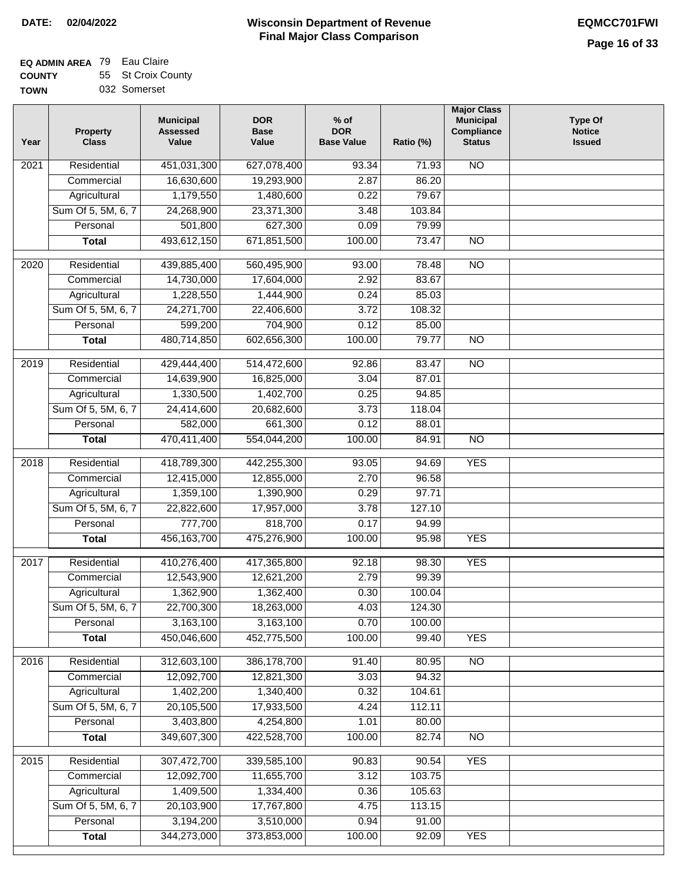**DATE: 02/04/2022**

# Wisconsin Department of Revenue
## Final Major Class Comparison

**EQMCC701FWI**

**EQ ADMIN AREA** 79 Eau Claire
**COUNTY** 55 St Croix County
**TOWN** 032 Somerset

| Year | Property Class | Municipal Assessed Value | DOR Base Value | % of DOR Base Value | Ratio (%) | Major Class Municipal Compliance Status | Type Of Notice Issued |
|---|---|---|---|---|---|---|---|
| 2021 | Residential | 451,031,300 | 627,078,400 | 93.34 | 71.93 | NO | |
| | Commercial | 16,630,600 | 19,293,900 | 2.87 | 86.20 | | |
| | Agricultural | 1,179,550 | 1,480,600 | 0.22 | 79.67 | | |
| | Sum Of 5, 5M, 6, 7 | 24,268,900 | 23,371,300 | 3.48 | 103.84 | | |
| | Personal | 501,800 | 627,300 | 0.09 | 79.99 | | |
| | **Total** | 493,612,150 | 671,851,500 | 100.00 | 73.47 | NO | |
| 2020 | Residential | 439,885,400 | 560,495,900 | 93.00 | 78.48 | NO | |
| | Commercial | 14,730,000 | 17,604,000 | 2.92 | 83.67 | | |
| | Agricultural | 1,228,550 | 1,444,900 | 0.24 | 85.03 | | |
| | Sum Of 5, 5M, 6, 7 | 24,271,700 | 22,406,600 | 3.72 | 108.32 | | |
| | Personal | 599,200 | 704,900 | 0.12 | 85.00 | | |
| | **Total** | 480,714,850 | 602,656,300 | 100.00 | 79.77 | NO | |
| 2019 | Residential | 429,444,400 | 514,472,600 | 92.86 | 83.47 | NO | |
| | Commercial | 14,639,900 | 16,825,000 | 3.04 | 87.01 | | |
| | Agricultural | 1,330,500 | 1,402,700 | 0.25 | 94.85 | | |
| | Sum Of 5, 5M, 6, 7 | 24,414,600 | 20,682,600 | 3.73 | 118.04 | | |
| | Personal | 582,000 | 661,300 | 0.12 | 88.01 | | |
| | **Total** | 470,411,400 | 554,044,200 | 100.00 | 84.91 | NO | |
| 2018 | Residential | 418,789,300 | 442,255,300 | 93.05 | 94.69 | YES | |
| | Commercial | 12,415,000 | 12,855,000 | 2.70 | 96.58 | | |
| | Agricultural | 1,359,100 | 1,390,900 | 0.29 | 97.71 | | |
| | Sum Of 5, 5M, 6, 7 | 22,822,600 | 17,957,000 | 3.78 | 127.10 | | |
| | Personal | 777,700 | 818,700 | 0.17 | 94.99 | | |
| | **Total** | 456,163,700 | 475,276,900 | 100.00 | 95.98 | YES | |
| 2017 | Residential | 410,276,400 | 417,365,800 | 92.18 | 98.30 | YES | |
| | Commercial | 12,543,900 | 12,621,200 | 2.79 | 99.39 | | |
| | Agricultural | 1,362,900 | 1,362,400 | 0.30 | 100.04 | | |
| | Sum Of 5, 5M, 6, 7 | 22,700,300 | 18,263,000 | 4.03 | 124.30 | | |
| | Personal | 3,163,100 | 3,163,100 | 0.70 | 100.00 | | |
| | **Total** | 450,046,600 | 452,775,500 | 100.00 | 99.40 | YES | |
| 2016 | Residential | 312,603,100 | 386,178,700 | 91.40 | 80.95 | NO | |
| | Commercial | 12,092,700 | 12,821,300 | 3.03 | 94.32 | | |
| | Agricultural | 1,402,200 | 1,340,400 | 0.32 | 104.61 | | |
| | Sum Of 5, 5M, 6, 7 | 20,105,500 | 17,933,500 | 4.24 | 112.11 | | |
| | Personal | 3,403,800 | 4,254,800 | 1.01 | 80.00 | | |
| | **Total** | 349,607,300 | 422,528,700 | 100.00 | 82.74 | NO | |
| 2015 | Residential | 307,472,700 | 339,585,100 | 90.83 | 90.54 | YES | |
| | Commercial | 12,092,700 | 11,655,700 | 3.12 | 103.75 | | |
| | Agricultural | 1,409,500 | 1,334,400 | 0.36 | 105.63 | | |
| | Sum Of 5, 5M, 6, 7 | 20,103,900 | 17,767,800 | 4.75 | 113.15 | | |
| | Personal | 3,194,200 | 3,510,000 | 0.94 | 91.00 | | |
| | **Total** | 344,273,000 | 373,853,000 | 100.00 | 92.09 | YES | |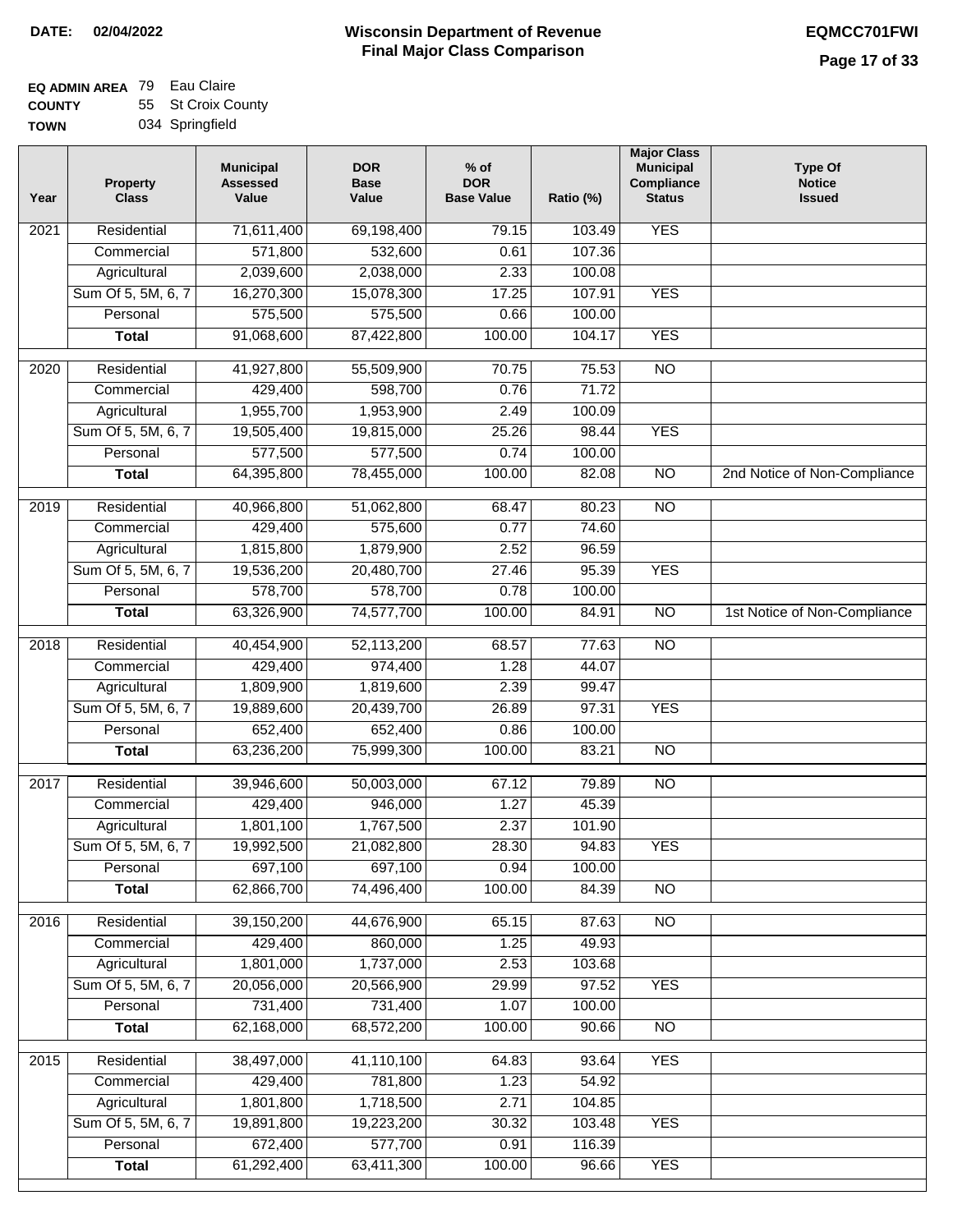**DATE: 02/04/2022**

# Wisconsin Department of Revenue
## Final Major Class Comparison

**EQMCC701FWI**

**EQ ADMIN AREA** 79 Eau Claire
**COUNTY** 55 St Croix County
**TOWN** 034 Springfield

| Year | Property Class | Municipal Assessed Value | DOR Base Value | % of DOR Base Value | Ratio (%) | Major Class Municipal Compliance Status | Type Of Notice Issued |
|---|---|---|---|---|---|---|---|
| 2021 | Residential | 71,611,400 | 69,198,400 | 79.15 | 103.49 | YES | |
| | Commercial | 571,800 | 532,600 | 0.61 | 107.36 | | |
| | Agricultural | 2,039,600 | 2,038,000 | 2.33 | 100.08 | | |
| | Sum Of 5, 5M, 6, 7 | 16,270,300 | 15,078,300 | 17.25 | 107.91 | YES | |
| | Personal | 575,500 | 575,500 | 0.66 | 100.00 | | |
| | **Total** | 91,068,600 | 87,422,800 | 100.00 | 104.17 | YES | |
| 2020 | Residential | 41,927,800 | 55,509,900 | 70.75 | 75.53 | NO | |
| | Commercial | 429,400 | 598,700 | 0.76 | 71.72 | | |
| | Agricultural | 1,955,700 | 1,953,900 | 2.49 | 100.09 | | |
| | Sum Of 5, 5M, 6, 7 | 19,505,400 | 19,815,000 | 25.26 | 98.44 | YES | |
| | Personal | 577,500 | 577,500 | 0.74 | 100.00 | | |
| | **Total** | 64,395,800 | 78,455,000 | 100.00 | 82.08 | NO | 2nd Notice of Non-Compliance |
| 2019 | Residential | 40,966,800 | 51,062,800 | 68.47 | 80.23 | NO | |
| | Commercial | 429,400 | 575,600 | 0.77 | 74.60 | | |
| | Agricultural | 1,815,800 | 1,879,900 | 2.52 | 96.59 | | |
| | Sum Of 5, 5M, 6, 7 | 19,536,200 | 20,480,700 | 27.46 | 95.39 | YES | |
| | Personal | 578,700 | 578,700 | 0.78 | 100.00 | | |
| | **Total** | 63,326,900 | 74,577,700 | 100.00 | 84.91 | NO | 1st Notice of Non-Compliance |
| 2018 | Residential | 40,454,900 | 52,113,200 | 68.57 | 77.63 | NO | |
| | Commercial | 429,400 | 974,400 | 1.28 | 44.07 | | |
| | Agricultural | 1,809,900 | 1,819,600 | 2.39 | 99.47 | | |
| | Sum Of 5, 5M, 6, 7 | 19,889,600 | 20,439,700 | 26.89 | 97.31 | YES | |
| | Personal | 652,400 | 652,400 | 0.86 | 100.00 | | |
| | **Total** | 63,236,200 | 75,999,300 | 100.00 | 83.21 | NO | |
| 2017 | Residential | 39,946,600 | 50,003,000 | 67.12 | 79.89 | NO | |
| | Commercial | 429,400 | 946,000 | 1.27 | 45.39 | | |
| | Agricultural | 1,801,100 | 1,767,500 | 2.37 | 101.90 | | |
| | Sum Of 5, 5M, 6, 7 | 19,992,500 | 21,082,800 | 28.30 | 94.83 | YES | |
| | Personal | 697,100 | 697,100 | 0.94 | 100.00 | | |
| | **Total** | 62,866,700 | 74,496,400 | 100.00 | 84.39 | NO | |
| 2016 | Residential | 39,150,200 | 44,676,900 | 65.15 | 87.63 | NO | |
| | Commercial | 429,400 | 860,000 | 1.25 | 49.93 | | |
| | Agricultural | 1,801,000 | 1,737,000 | 2.53 | 103.68 | | |
| | Sum Of 5, 5M, 6, 7 | 20,056,000 | 20,566,900 | 29.99 | 97.52 | YES | |
| | Personal | 731,400 | 731,400 | 1.07 | 100.00 | | |
| | **Total** | 62,168,000 | 68,572,200 | 100.00 | 90.66 | NO | |
| 2015 | Residential | 38,497,000 | 41,110,100 | 64.83 | 93.64 | YES | |
| | Commercial | 429,400 | 781,800 | 1.23 | 54.92 | | |
| | Agricultural | 1,801,800 | 1,718,500 | 2.71 | 104.85 | | |
| | Sum Of 5, 5M, 6, 7 | 19,891,800 | 19,223,200 | 30.32 | 103.48 | YES | |
| | Personal | 672,400 | 577,700 | 0.91 | 116.39 | | |
| | **Total** | 61,292,400 | 63,411,300 | 100.00 | 96.66 | YES | |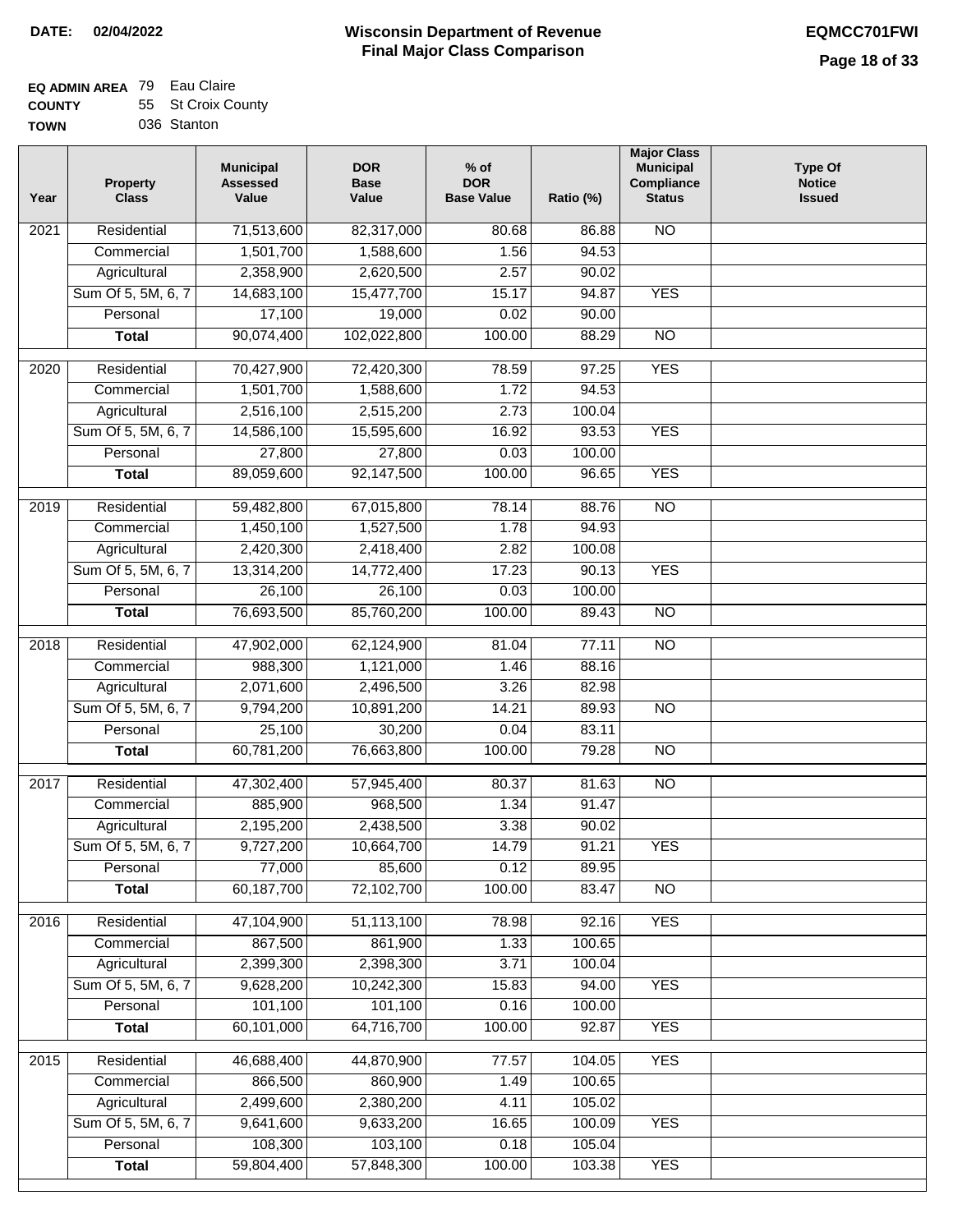**DATE:** 02/04/2022

# Wisconsin Department of Revenue
## Final Major Class Comparison

**EQMCC701FWI**

**EQ ADMIN AREA** 79 Eau Claire
**COUNTY** 55 St Croix County
**TOWN** 036 Stanton

| Year | Property Class | Municipal Assessed Value | DOR Base Value | % of DOR Base Value | Ratio (%) | Major Class Municipal Compliance Status | Type Of Notice Issued |
|---|---|---|---|---|---|---|---|
| 2021 | Residential | 71,513,600 | 82,317,000 | 80.68 | 86.88 | NO | |
| | Commercial | 1,501,700 | 1,588,600 | 1.56 | 94.53 | | |
| | Agricultural | 2,358,900 | 2,620,500 | 2.57 | 90.02 | | |
| | Sum Of 5, 5M, 6, 7 | 14,683,100 | 15,477,700 | 15.17 | 94.87 | YES | |
| | Personal | 17,100 | 19,000 | 0.02 | 90.00 | | |
| | **Total** | 90,074,400 | 102,022,800 | 100.00 | 88.29 | NO | |
| 2020 | Residential | 70,427,900 | 72,420,300 | 78.59 | 97.25 | YES | |
| | Commercial | 1,501,700 | 1,588,600 | 1.72 | 94.53 | | |
| | Agricultural | 2,516,100 | 2,515,200 | 2.73 | 100.04 | | |
| | Sum Of 5, 5M, 6, 7 | 14,586,100 | 15,595,600 | 16.92 | 93.53 | YES | |
| | Personal | 27,800 | 27,800 | 0.03 | 100.00 | | |
| | **Total** | 89,059,600 | 92,147,500 | 100.00 | 96.65 | YES | |
| 2019 | Residential | 59,482,800 | 67,015,800 | 78.14 | 88.76 | NO | |
| | Commercial | 1,450,100 | 1,527,500 | 1.78 | 94.93 | | |
| | Agricultural | 2,420,300 | 2,418,400 | 2.82 | 100.08 | | |
| | Sum Of 5, 5M, 6, 7 | 13,314,200 | 14,772,400 | 17.23 | 90.13 | YES | |
| | Personal | 26,100 | 26,100 | 0.03 | 100.00 | | |
| | **Total** | 76,693,500 | 85,760,200 | 100.00 | 89.43 | NO | |
| 2018 | Residential | 47,902,000 | 62,124,900 | 81.04 | 77.11 | NO | |
| | Commercial | 988,300 | 1,121,000 | 1.46 | 88.16 | | |
| | Agricultural | 2,071,600 | 2,496,500 | 3.26 | 82.98 | | |
| | Sum Of 5, 5M, 6, 7 | 9,794,200 | 10,891,200 | 14.21 | 89.93 | NO | |
| | Personal | 25,100 | 30,200 | 0.04 | 83.11 | | |
| | **Total** | 60,781,200 | 76,663,800 | 100.00 | 79.28 | NO | |
| 2017 | Residential | 47,302,400 | 57,945,400 | 80.37 | 81.63 | NO | |
| | Commercial | 885,900 | 968,500 | 1.34 | 91.47 | | |
| | Agricultural | 2,195,200 | 2,438,500 | 3.38 | 90.02 | | |
| | Sum Of 5, 5M, 6, 7 | 9,727,200 | 10,664,700 | 14.79 | 91.21 | YES | |
| | Personal | 77,000 | 85,600 | 0.12 | 89.95 | | |
| | **Total** | 60,187,700 | 72,102,700 | 100.00 | 83.47 | NO | |
| 2016 | Residential | 47,104,900 | 51,113,100 | 78.98 | 92.16 | YES | |
| | Commercial | 867,500 | 861,900 | 1.33 | 100.65 | | |
| | Agricultural | 2,399,300 | 2,398,300 | 3.71 | 100.04 | | |
| | Sum Of 5, 5M, 6, 7 | 9,628,200 | 10,242,300 | 15.83 | 94.00 | YES | |
| | Personal | 101,100 | 101,100 | 0.16 | 100.00 | | |
| | **Total** | 60,101,000 | 64,716,700 | 100.00 | 92.87 | YES | |
| 2015 | Residential | 46,688,400 | 44,870,900 | 77.57 | 104.05 | YES | |
| | Commercial | 866,500 | 860,900 | 1.49 | 100.65 | | |
| | Agricultural | 2,499,600 | 2,380,200 | 4.11 | 105.02 | | |
| | Sum Of 5, 5M, 6, 7 | 9,641,600 | 9,633,200 | 16.65 | 100.09 | YES | |
| | Personal | 108,300 | 103,100 | 0.18 | 105.04 | | |
| | **Total** | 59,804,400 | 57,848,300 | 100.00 | 103.38 | YES | |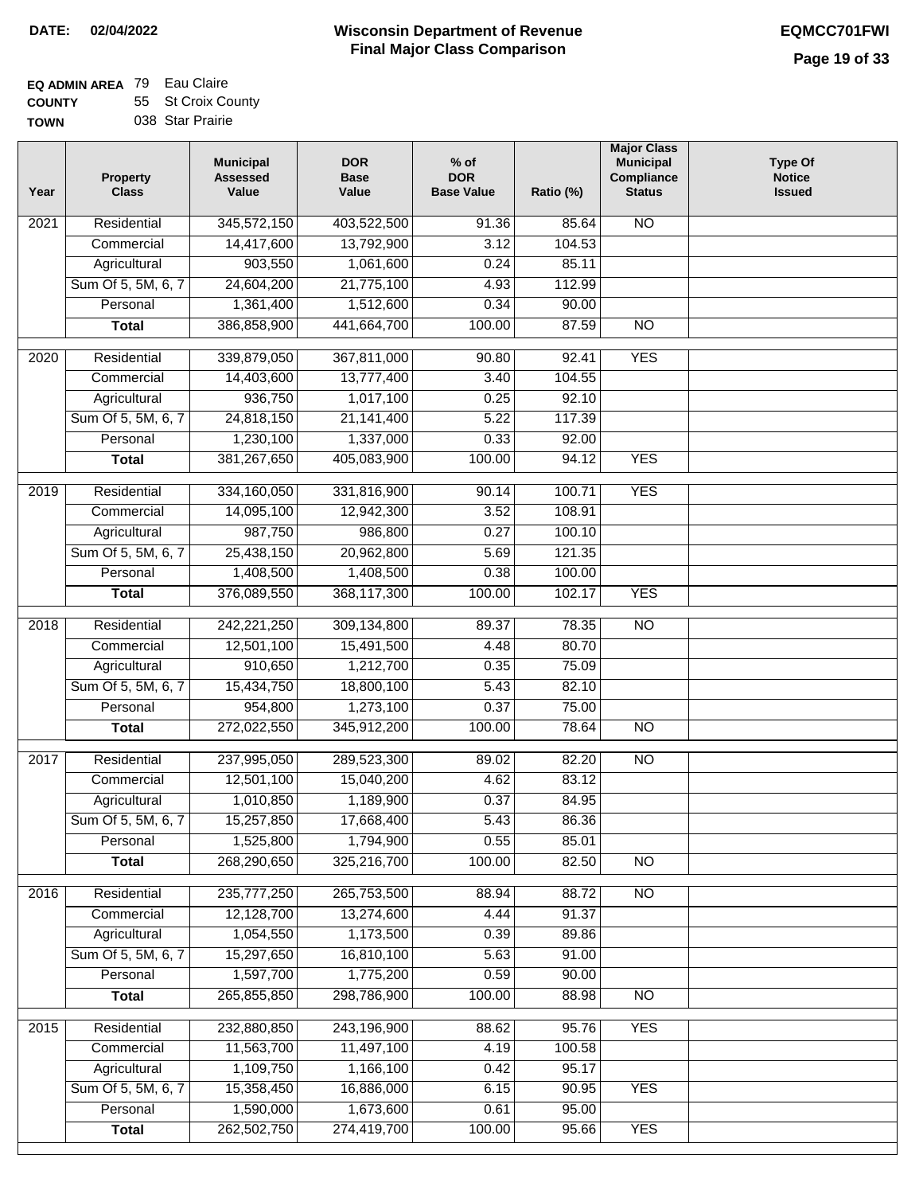**DATE: 02/04/2022**

# Wisconsin Department of Revenue
## Final Major Class Comparison

**EQMCC701FWI**

**EQ ADMIN AREA** 79 Eau Claire
**COUNTY** 55 St Croix County
**TOWN** 038 Star Prairie

| Year | Property Class | Municipal Assessed Value | DOR Base Value | % of DOR Base Value | Ratio (%) | Major Class Municipal Compliance Status | Type Of Notice Issued |
|---|---|---|---|---|---|---|---|
| 2021 | Residential | 345,572,150 | 403,522,500 | 91.36 | 85.64 | NO | |
| | Commercial | 14,417,600 | 13,792,900 | 3.12 | 104.53 | | |
| | Agricultural | 903,550 | 1,061,600 | 0.24 | 85.11 | | |
| | Sum Of 5, 5M, 6, 7 | 24,604,200 | 21,775,100 | 4.93 | 112.99 | | |
| | Personal | 1,361,400 | 1,512,600 | 0.34 | 90.00 | | |
| | **Total** | 386,858,900 | 441,664,700 | 100.00 | 87.59 | NO | |
| 2020 | Residential | 339,879,050 | 367,811,000 | 90.80 | 92.41 | YES | |
| | Commercial | 14,403,600 | 13,777,400 | 3.40 | 104.55 | | |
| | Agricultural | 936,750 | 1,017,100 | 0.25 | 92.10 | | |
| | Sum Of 5, 5M, 6, 7 | 24,818,150 | 21,141,400 | 5.22 | 117.39 | | |
| | Personal | 1,230,100 | 1,337,000 | 0.33 | 92.00 | | |
| | **Total** | 381,267,650 | 405,083,900 | 100.00 | 94.12 | YES | |
| 2019 | Residential | 334,160,050 | 331,816,900 | 90.14 | 100.71 | YES | |
| | Commercial | 14,095,100 | 12,942,300 | 3.52 | 108.91 | | |
| | Agricultural | 987,750 | 986,800 | 0.27 | 100.10 | | |
| | Sum Of 5, 5M, 6, 7 | 25,438,150 | 20,962,800 | 5.69 | 121.35 | | |
| | Personal | 1,408,500 | 1,408,500 | 0.38 | 100.00 | | |
| | **Total** | 376,089,550 | 368,117,300 | 100.00 | 102.17 | YES | |
| 2018 | Residential | 242,221,250 | 309,134,800 | 89.37 | 78.35 | NO | |
| | Commercial | 12,501,100 | 15,491,500 | 4.48 | 80.70 | | |
| | Agricultural | 910,650 | 1,212,700 | 0.35 | 75.09 | | |
| | Sum Of 5, 5M, 6, 7 | 15,434,750 | 18,800,100 | 5.43 | 82.10 | | |
| | Personal | 954,800 | 1,273,100 | 0.37 | 75.00 | | |
| | **Total** | 272,022,550 | 345,912,200 | 100.00 | 78.64 | NO | |
| 2017 | Residential | 237,995,050 | 289,523,300 | 89.02 | 82.20 | NO | |
| | Commercial | 12,501,100 | 15,040,200 | 4.62 | 83.12 | | |
| | Agricultural | 1,010,850 | 1,189,900 | 0.37 | 84.95 | | |
| | Sum Of 5, 5M, 6, 7 | 15,257,850 | 17,668,400 | 5.43 | 86.36 | | |
| | Personal | 1,525,800 | 1,794,900 | 0.55 | 85.01 | | |
| | **Total** | 268,290,650 | 325,216,700 | 100.00 | 82.50 | NO | |
| 2016 | Residential | 235,777,250 | 265,753,500 | 88.94 | 88.72 | NO | |
| | Commercial | 12,128,700 | 13,274,600 | 4.44 | 91.37 | | |
| | Agricultural | 1,054,550 | 1,173,500 | 0.39 | 89.86 | | |
| | Sum Of 5, 5M, 6, 7 | 15,297,650 | 16,810,100 | 5.63 | 91.00 | | |
| | Personal | 1,597,700 | 1,775,200 | 0.59 | 90.00 | | |
| | **Total** | 265,855,850 | 298,786,900 | 100.00 | 88.98 | NO | |
| 2015 | Residential | 232,880,850 | 243,196,900 | 88.62 | 95.76 | YES | |
| | Commercial | 11,563,700 | 11,497,100 | 4.19 | 100.58 | | |
| | Agricultural | 1,109,750 | 1,166,100 | 0.42 | 95.17 | | |
| | Sum Of 5, 5M, 6, 7 | 15,358,450 | 16,886,000 | 6.15 | 90.95 | YES | |
| | Personal | 1,590,000 | 1,673,600 | 0.61 | 95.00 | | |
| | **Total** | 262,502,750 | 274,419,700 | 100.00 | 95.66 | YES | |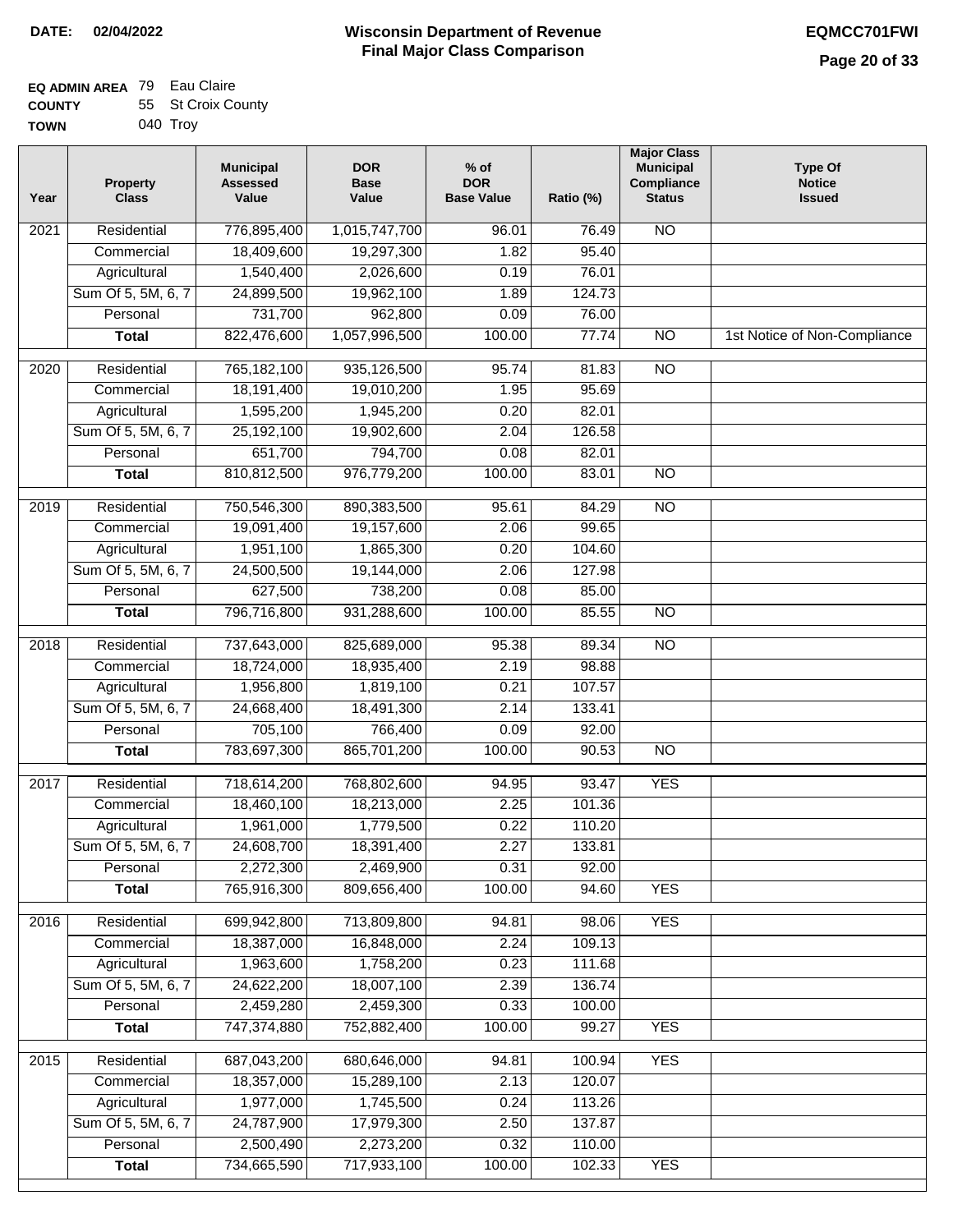**DATE: 02/04/2022**

# Wisconsin Department of Revenue
## Final Major Class Comparison

**EQMCC701FWI**

**EQ ADMIN AREA** 79 Eau Claire
**COUNTY** 55 St Croix County
**TOWN** 040 Troy

| Year | Property Class | Municipal Assessed Value | DOR Base Value | % of DOR Base Value | Ratio (%) | Major Class Municipal Compliance Status | Type Of Notice Issued |
|---|---|---|---|---|---|---|---|
| 2021 | Residential | 776,895,400 | 1,015,747,700 | 96.01 | 76.49 | NO | |
| | Commercial | 18,409,600 | 19,297,300 | 1.82 | 95.40 | | |
| | Agricultural | 1,540,400 | 2,026,600 | 0.19 | 76.01 | | |
| | Sum Of 5, 5M, 6, 7 | 24,899,500 | 19,962,100 | 1.89 | 124.73 | | |
| | Personal | 731,700 | 962,800 | 0.09 | 76.00 | | |
| | **Total** | 822,476,600 | 1,057,996,500 | 100.00 | 77.74 | NO | 1st Notice of Non-Compliance |
| 2020 | Residential | 765,182,100 | 935,126,500 | 95.74 | 81.83 | NO | |
| | Commercial | 18,191,400 | 19,010,200 | 1.95 | 95.69 | | |
| | Agricultural | 1,595,200 | 1,945,200 | 0.20 | 82.01 | | |
| | Sum Of 5, 5M, 6, 7 | 25,192,100 | 19,902,600 | 2.04 | 126.58 | | |
| | Personal | 651,700 | 794,700 | 0.08 | 82.01 | | |
| | **Total** | 810,812,500 | 976,779,200 | 100.00 | 83.01 | NO | |
| 2019 | Residential | 750,546,300 | 890,383,500 | 95.61 | 84.29 | NO | |
| | Commercial | 19,091,400 | 19,157,600 | 2.06 | 99.65 | | |
| | Agricultural | 1,951,100 | 1,865,300 | 0.20 | 104.60 | | |
| | Sum Of 5, 5M, 6, 7 | 24,500,500 | 19,144,000 | 2.06 | 127.98 | | |
| | Personal | 627,500 | 738,200 | 0.08 | 85.00 | | |
| | **Total** | 796,716,800 | 931,288,600 | 100.00 | 85.55 | NO | |
| 2018 | Residential | 737,643,000 | 825,689,000 | 95.38 | 89.34 | NO | |
| | Commercial | 18,724,000 | 18,935,400 | 2.19 | 98.88 | | |
| | Agricultural | 1,956,800 | 1,819,100 | 0.21 | 107.57 | | |
| | Sum Of 5, 5M, 6, 7 | 24,668,400 | 18,491,300 | 2.14 | 133.41 | | |
| | Personal | 705,100 | 766,400 | 0.09 | 92.00 | | |
| | **Total** | 783,697,300 | 865,701,200 | 100.00 | 90.53 | NO | |
| 2017 | Residential | 718,614,200 | 768,802,600 | 94.95 | 93.47 | YES | |
| | Commercial | 18,460,100 | 18,213,000 | 2.25 | 101.36 | | |
| | Agricultural | 1,961,000 | 1,779,500 | 0.22 | 110.20 | | |
| | Sum Of 5, 5M, 6, 7 | 24,608,700 | 18,391,400 | 2.27 | 133.81 | | |
| | Personal | 2,272,300 | 2,469,900 | 0.31 | 92.00 | | |
| | **Total** | 765,916,300 | 809,656,400 | 100.00 | 94.60 | YES | |
| 2016 | Residential | 699,942,800 | 713,809,800 | 94.81 | 98.06 | YES | |
| | Commercial | 18,387,000 | 16,848,000 | 2.24 | 109.13 | | |
| | Agricultural | 1,963,600 | 1,758,200 | 0.23 | 111.68 | | |
| | Sum Of 5, 5M, 6, 7 | 24,622,200 | 18,007,100 | 2.39 | 136.74 | | |
| | Personal | 2,459,280 | 2,459,300 | 0.33 | 100.00 | | |
| | **Total** | 747,374,880 | 752,882,400 | 100.00 | 99.27 | YES | |
| 2015 | Residential | 687,043,200 | 680,646,000 | 94.81 | 100.94 | YES | |
| | Commercial | 18,357,000 | 15,289,100 | 2.13 | 120.07 | | |
| | Agricultural | 1,977,000 | 1,745,500 | 0.24 | 113.26 | | |
| | Sum Of 5, 5M, 6, 7 | 24,787,900 | 17,979,300 | 2.50 | 137.87 | | |
| | Personal | 2,500,490 | 2,273,200 | 0.32 | 110.00 | | |
| | **Total** | 734,665,590 | 717,933,100 | 100.00 | 102.33 | YES | |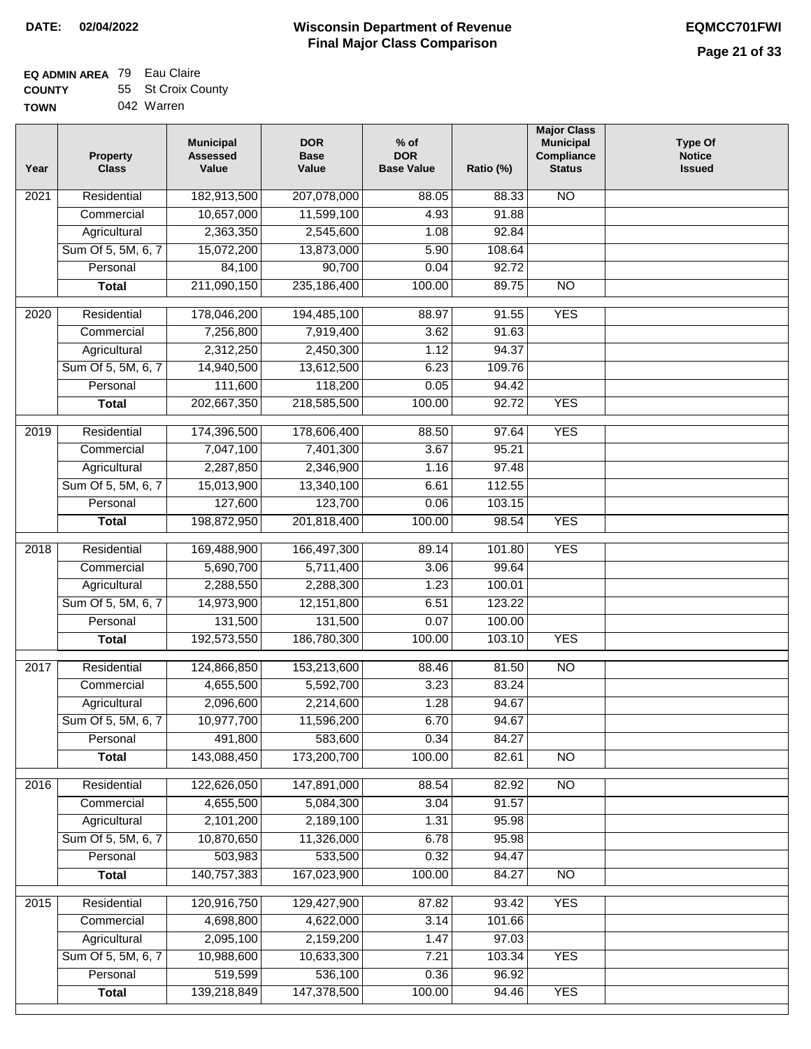**DATE:** 02/04/2022

# Wisconsin Department of Revenue
## Final Major Class Comparison

**EQMCC701FWI**

**EQ ADMIN AREA** 79 Eau Claire
**COUNTY** 55 St Croix County
**TOWN** 042 Warren

| Year | Property Class | Municipal Assessed Value | DOR Base Value | % of DOR Base Value | Ratio (%) | Major Class Municipal Compliance Status | Type Of Notice Issued |
|---|---|---|---|---|---|---|---|
| 2021 | Residential | 182,913,500 | 207,078,000 | 88.05 | 88.33 | NO | |
| | Commercial | 10,657,000 | 11,599,100 | 4.93 | 91.88 | | |
| | Agricultural | 2,363,350 | 2,545,600 | 1.08 | 92.84 | | |
| | Sum Of 5, 5M, 6, 7 | 15,072,200 | 13,873,000 | 5.90 | 108.64 | | |
| | Personal | 84,100 | 90,700 | 0.04 | 92.72 | | |
| | **Total** | 211,090,150 | 235,186,400 | 100.00 | 89.75 | NO | |
| 2020 | Residential | 178,046,200 | 194,485,100 | 88.97 | 91.55 | YES | |
| | Commercial | 7,256,800 | 7,919,400 | 3.62 | 91.63 | | |
| | Agricultural | 2,312,250 | 2,450,300 | 1.12 | 94.37 | | |
| | Sum Of 5, 5M, 6, 7 | 14,940,500 | 13,612,500 | 6.23 | 109.76 | | |
| | Personal | 111,600 | 118,200 | 0.05 | 94.42 | | |
| | **Total** | 202,667,350 | 218,585,500 | 100.00 | 92.72 | YES | |
| 2019 | Residential | 174,396,500 | 178,606,400 | 88.50 | 97.64 | YES | |
| | Commercial | 7,047,100 | 7,401,300 | 3.67 | 95.21 | | |
| | Agricultural | 2,287,850 | 2,346,900 | 1.16 | 97.48 | | |
| | Sum Of 5, 5M, 6, 7 | 15,013,900 | 13,340,100 | 6.61 | 112.55 | | |
| | Personal | 127,600 | 123,700 | 0.06 | 103.15 | | |
| | **Total** | 198,872,950 | 201,818,400 | 100.00 | 98.54 | YES | |
| 2018 | Residential | 169,488,900 | 166,497,300 | 89.14 | 101.80 | YES | |
| | Commercial | 5,690,700 | 5,711,400 | 3.06 | 99.64 | | |
| | Agricultural | 2,288,550 | 2,288,300 | 1.23 | 100.01 | | |
| | Sum Of 5, 5M, 6, 7 | 14,973,900 | 12,151,800 | 6.51 | 123.22 | | |
| | Personal | 131,500 | 131,500 | 0.07 | 100.00 | | |
| | **Total** | 192,573,550 | 186,780,300 | 100.00 | 103.10 | YES | |
| 2017 | Residential | 124,866,850 | 153,213,600 | 88.46 | 81.50 | NO | |
| | Commercial | 4,655,500 | 5,592,700 | 3.23 | 83.24 | | |
| | Agricultural | 2,096,600 | 2,214,600 | 1.28 | 94.67 | | |
| | Sum Of 5, 5M, 6, 7 | 10,977,700 | 11,596,200 | 6.70 | 94.67 | | |
| | Personal | 491,800 | 583,600 | 0.34 | 84.27 | | |
| | **Total** | 143,088,450 | 173,200,700 | 100.00 | 82.61 | NO | |
| 2016 | Residential | 122,626,050 | 147,891,000 | 88.54 | 82.92 | NO | |
| | Commercial | 4,655,500 | 5,084,300 | 3.04 | 91.57 | | |
| | Agricultural | 2,101,200 | 2,189,100 | 1.31 | 95.98 | | |
| | Sum Of 5, 5M, 6, 7 | 10,870,650 | 11,326,000 | 6.78 | 95.98 | | |
| | Personal | 503,983 | 533,500 | 0.32 | 94.47 | | |
| | **Total** | 140,757,383 | 167,023,900 | 100.00 | 84.27 | NO | |
| 2015 | Residential | 120,916,750 | 129,427,900 | 87.82 | 93.42 | YES | |
| | Commercial | 4,698,800 | 4,622,000 | 3.14 | 101.66 | | |
| | Agricultural | 2,095,100 | 2,159,200 | 1.47 | 97.03 | | |
| | Sum Of 5, 5M, 6, 7 | 10,988,600 | 10,633,300 | 7.21 | 103.34 | YES | |
| | Personal | 519,599 | 536,100 | 0.36 | 96.92 | | |
| | **Total** | 139,218,849 | 147,378,500 | 100.00 | 94.46 | YES | |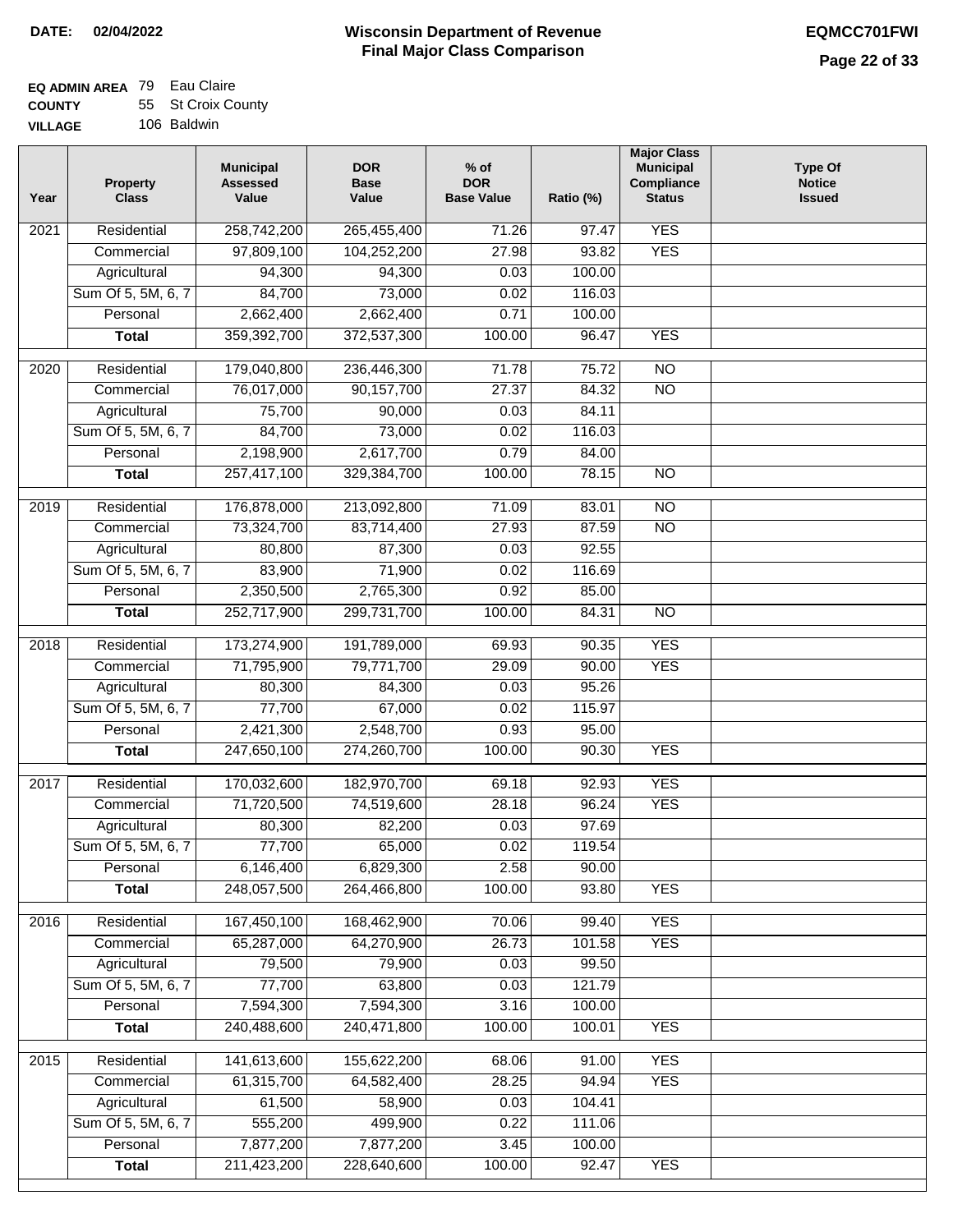**DATE: 02/04/2022**

# Wisconsin Department of Revenue
## Final Major Class Comparison

**EQMCC701FWI**

**EQ ADMIN AREA** 79 Eau Claire
**COUNTY** 55 St Croix County
**VILLAGE** 106 Baldwin

| Year | Property Class | Municipal Assessed Value | DOR Base Value | % of DOR Base Value | Ratio (%) | Major Class Municipal Compliance Status | Type Of Notice Issued |
|---|---|---|---|---|---|---|---|
| 2021 | Residential | 258,742,200 | 265,455,400 | 71.26 | 97.47 | YES | |
| | Commercial | 97,809,100 | 104,252,200 | 27.98 | 93.82 | YES | |
| | Agricultural | 94,300 | 94,300 | 0.03 | 100.00 | | |
| | Sum Of 5, 5M, 6, 7 | 84,700 | 73,000 | 0.02 | 116.03 | | |
| | Personal | 2,662,400 | 2,662,400 | 0.71 | 100.00 | | |
| | **Total** | 359,392,700 | 372,537,300 | 100.00 | 96.47 | YES | |
| 2020 | Residential | 179,040,800 | 236,446,300 | 71.78 | 75.72 | NO | |
| | Commercial | 76,017,000 | 90,157,700 | 27.37 | 84.32 | NO | |
| | Agricultural | 75,700 | 90,000 | 0.03 | 84.11 | | |
| | Sum Of 5, 5M, 6, 7 | 84,700 | 73,000 | 0.02 | 116.03 | | |
| | Personal | 2,198,900 | 2,617,700 | 0.79 | 84.00 | | |
| | **Total** | 257,417,100 | 329,384,700 | 100.00 | 78.15 | NO | |
| 2019 | Residential | 176,878,000 | 213,092,800 | 71.09 | 83.01 | NO | |
| | Commercial | 73,324,700 | 83,714,400 | 27.93 | 87.59 | NO | |
| | Agricultural | 80,800 | 87,300 | 0.03 | 92.55 | | |
| | Sum Of 5, 5M, 6, 7 | 83,900 | 71,900 | 0.02 | 116.69 | | |
| | Personal | 2,350,500 | 2,765,300 | 0.92 | 85.00 | | |
| | **Total** | 252,717,900 | 299,731,700 | 100.00 | 84.31 | NO | |
| 2018 | Residential | 173,274,900 | 191,789,000 | 69.93 | 90.35 | YES | |
| | Commercial | 71,795,900 | 79,771,700 | 29.09 | 90.00 | YES | |
| | Agricultural | 80,300 | 84,300 | 0.03 | 95.26 | | |
| | Sum Of 5, 5M, 6, 7 | 77,700 | 67,000 | 0.02 | 115.97 | | |
| | Personal | 2,421,300 | 2,548,700 | 0.93 | 95.00 | | |
| | **Total** | 247,650,100 | 274,260,700 | 100.00 | 90.30 | YES | |
| 2017 | Residential | 170,032,600 | 182,970,700 | 69.18 | 92.93 | YES | |
| | Commercial | 71,720,500 | 74,519,600 | 28.18 | 96.24 | YES | |
| | Agricultural | 80,300 | 82,200 | 0.03 | 97.69 | | |
| | Sum Of 5, 5M, 6, 7 | 77,700 | 65,000 | 0.02 | 119.54 | | |
| | Personal | 6,146,400 | 6,829,300 | 2.58 | 90.00 | | |
| | **Total** | 248,057,500 | 264,466,800 | 100.00 | 93.80 | YES | |
| 2016 | Residential | 167,450,100 | 168,462,900 | 70.06 | 99.40 | YES | |
| | Commercial | 65,287,000 | 64,270,900 | 26.73 | 101.58 | YES | |
| | Agricultural | 79,500 | 79,900 | 0.03 | 99.50 | | |
| | Sum Of 5, 5M, 6, 7 | 77,700 | 63,800 | 0.03 | 121.79 | | |
| | Personal | 7,594,300 | 7,594,300 | 3.16 | 100.00 | | |
| | **Total** | 240,488,600 | 240,471,800 | 100.00 | 100.01 | YES | |
| 2015 | Residential | 141,613,600 | 155,622,200 | 68.06 | 91.00 | YES | |
| | Commercial | 61,315,700 | 64,582,400 | 28.25 | 94.94 | YES | |
| | Agricultural | 61,500 | 58,900 | 0.03 | 104.41 | | |
| | Sum Of 5, 5M, 6, 7 | 555,200 | 499,900 | 0.22 | 111.06 | | |
| | Personal | 7,877,200 | 7,877,200 | 3.45 | 100.00 | | |
| | **Total** | 211,423,200 | 228,640,600 | 100.00 | 92.47 | YES | |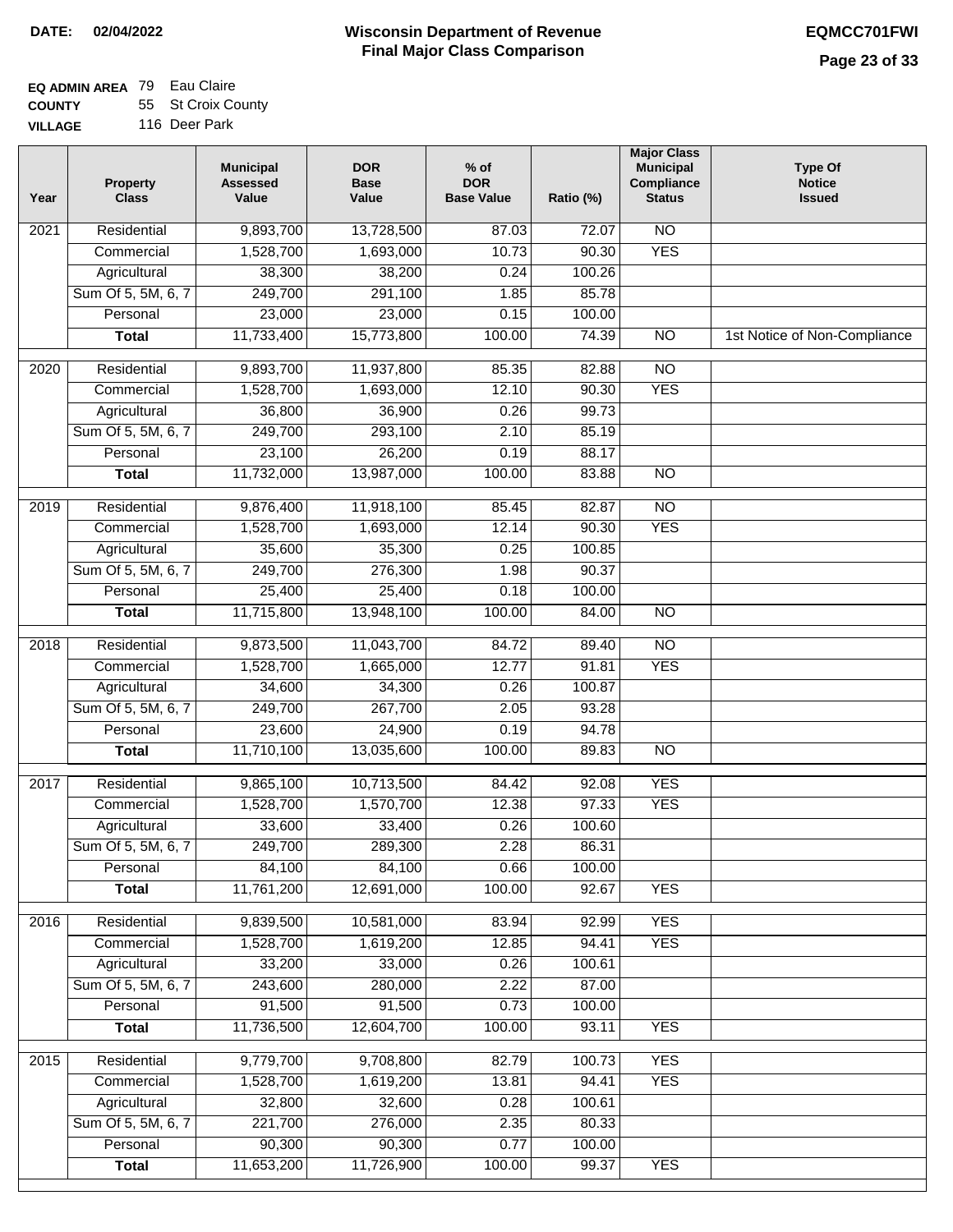**DATE:** 02/04/2022

# Wisconsin Department of Revenue
## Final Major Class Comparison

**EQMCC701FWI**

**EQ ADMIN AREA** 79 Eau Claire
**COUNTY** 55 St Croix County
**VILLAGE** 116 Deer Park

| Year | Property Class | Municipal Assessed Value | DOR Base Value | % of DOR Base Value | Ratio (%) | Major Class Municipal Compliance Status | Type Of Notice Issued |
|---|---|---|---|---|---|---|---|
| 2021 | Residential | 9,893,700 | 13,728,500 | 87.03 | 72.07 | NO | |
| | Commercial | 1,528,700 | 1,693,000 | 10.73 | 90.30 | YES | |
| | Agricultural | 38,300 | 38,200 | 0.24 | 100.26 | | |
| | Sum Of 5, 5M, 6, 7 | 249,700 | 291,100 | 1.85 | 85.78 | | |
| | Personal | 23,000 | 23,000 | 0.15 | 100.00 | | |
| | **Total** | 11,733,400 | 15,773,800 | 100.00 | 74.39 | NO | 1st Notice of Non-Compliance |
| 2020 | Residential | 9,893,700 | 11,937,800 | 85.35 | 82.88 | NO | |
| | Commercial | 1,528,700 | 1,693,000 | 12.10 | 90.30 | YES | |
| | Agricultural | 36,800 | 36,900 | 0.26 | 99.73 | | |
| | Sum Of 5, 5M, 6, 7 | 249,700 | 293,100 | 2.10 | 85.19 | | |
| | Personal | 23,100 | 26,200 | 0.19 | 88.17 | | |
| | **Total** | 11,732,000 | 13,987,000 | 100.00 | 83.88 | NO | |
| 2019 | Residential | 9,876,400 | 11,918,100 | 85.45 | 82.87 | NO | |
| | Commercial | 1,528,700 | 1,693,000 | 12.14 | 90.30 | YES | |
| | Agricultural | 35,600 | 35,300 | 0.25 | 100.85 | | |
| | Sum Of 5, 5M, 6, 7 | 249,700 | 276,300 | 1.98 | 90.37 | | |
| | Personal | 25,400 | 25,400 | 0.18 | 100.00 | | |
| | **Total** | 11,715,800 | 13,948,100 | 100.00 | 84.00 | NO | |
| 2018 | Residential | 9,873,500 | 11,043,700 | 84.72 | 89.40 | NO | |
| | Commercial | 1,528,700 | 1,665,000 | 12.77 | 91.81 | YES | |
| | Agricultural | 34,600 | 34,300 | 0.26 | 100.87 | | |
| | Sum Of 5, 5M, 6, 7 | 249,700 | 267,700 | 2.05 | 93.28 | | |
| | Personal | 23,600 | 24,900 | 0.19 | 94.78 | | |
| | **Total** | 11,710,100 | 13,035,600 | 100.00 | 89.83 | NO | |
| 2017 | Residential | 9,865,100 | 10,713,500 | 84.42 | 92.08 | YES | |
| | Commercial | 1,528,700 | 1,570,700 | 12.38 | 97.33 | YES | |
| | Agricultural | 33,600 | 33,400 | 0.26 | 100.60 | | |
| | Sum Of 5, 5M, 6, 7 | 249,700 | 289,300 | 2.28 | 86.31 | | |
| | Personal | 84,100 | 84,100 | 0.66 | 100.00 | | |
| | **Total** | 11,761,200 | 12,691,000 | 100.00 | 92.67 | YES | |
| 2016 | Residential | 9,839,500 | 10,581,000 | 83.94 | 92.99 | YES | |
| | Commercial | 1,528,700 | 1,619,200 | 12.85 | 94.41 | YES | |
| | Agricultural | 33,200 | 33,000 | 0.26 | 100.61 | | |
| | Sum Of 5, 5M, 6, 7 | 243,600 | 280,000 | 2.22 | 87.00 | | |
| | Personal | 91,500 | 91,500 | 0.73 | 100.00 | | |
| | **Total** | 11,736,500 | 12,604,700 | 100.00 | 93.11 | YES | |
| 2015 | Residential | 9,779,700 | 9,708,800 | 82.79 | 100.73 | YES | |
| | Commercial | 1,528,700 | 1,619,200 | 13.81 | 94.41 | YES | |
| | Agricultural | 32,800 | 32,600 | 0.28 | 100.61 | | |
| | Sum Of 5, 5M, 6, 7 | 221,700 | 276,000 | 2.35 | 80.33 | | |
| | Personal | 90,300 | 90,300 | 0.77 | 100.00 | | |
| | **Total** | 11,653,200 | 11,726,900 | 100.00 | 99.37 | YES | |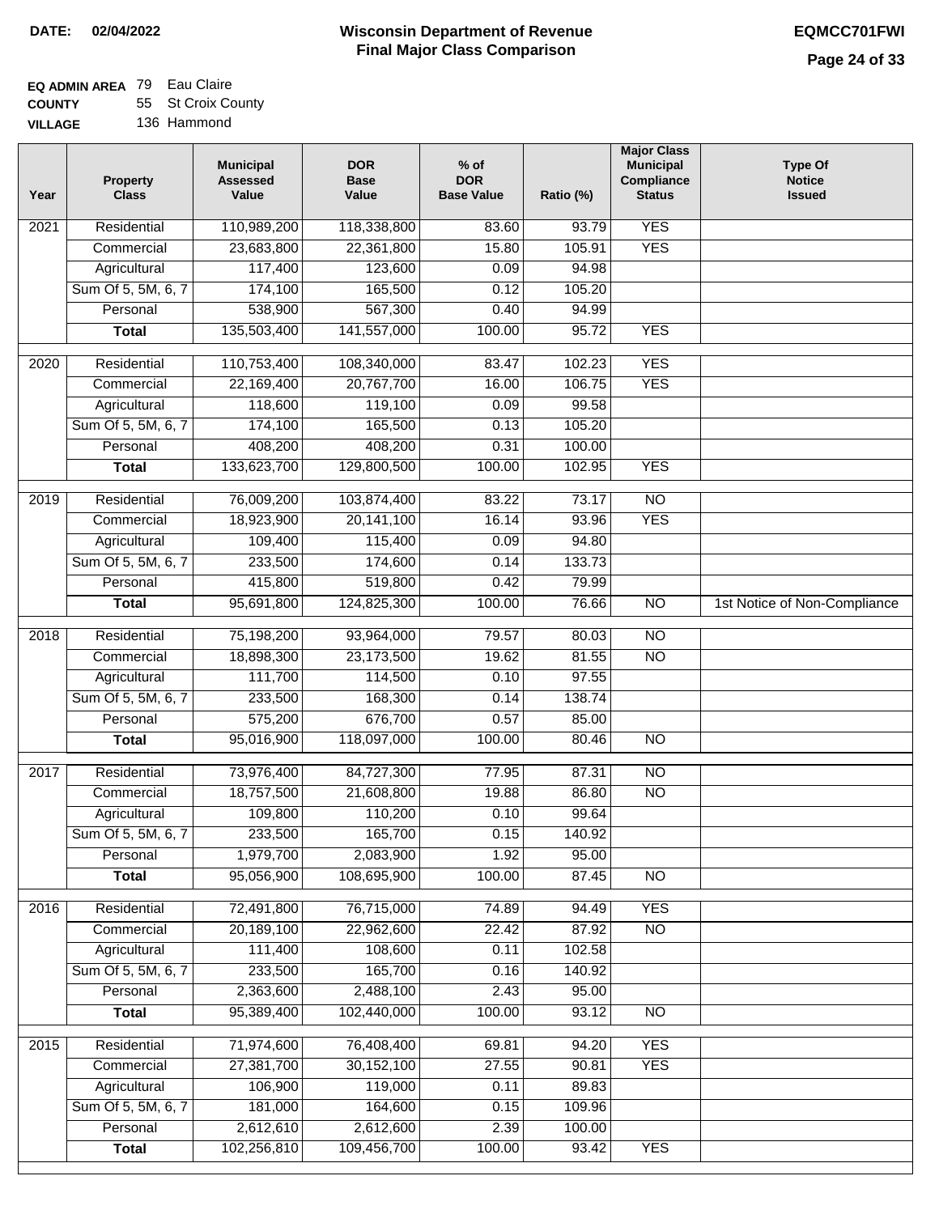**DATE: 02/04/2022**

# Wisconsin Department of Revenue
## Final Major Class Comparison

**EQMCC701FWI**

**EQ ADMIN AREA** 79 Eau Claire
**COUNTY** 55 St Croix County
**VILLAGE** 136 Hammond

| Year | Property Class | Municipal Assessed Value | DOR Base Value | % of DOR Base Value | Ratio (%) | Major Class Municipal Compliance Status | Type Of Notice Issued |
|---|---|---|---|---|---|---|---|
| 2021 | Residential | 110,989,200 | 118,338,800 | 83.60 | 93.79 | YES | |
| | Commercial | 23,683,800 | 22,361,800 | 15.80 | 105.91 | YES | |
| | Agricultural | 117,400 | 123,600 | 0.09 | 94.98 | | |
| | Sum Of 5, 5M, 6, 7 | 174,100 | 165,500 | 0.12 | 105.20 | | |
| | Personal | 538,900 | 567,300 | 0.40 | 94.99 | | |
| | **Total** | 135,503,400 | 141,557,000 | 100.00 | 95.72 | YES | |
| 2020 | Residential | 110,753,400 | 108,340,000 | 83.47 | 102.23 | YES | |
| | Commercial | 22,169,400 | 20,767,700 | 16.00 | 106.75 | YES | |
| | Agricultural | 118,600 | 119,100 | 0.09 | 99.58 | | |
| | Sum Of 5, 5M, 6, 7 | 174,100 | 165,500 | 0.13 | 105.20 | | |
| | Personal | 408,200 | 408,200 | 0.31 | 100.00 | | |
| | **Total** | 133,623,700 | 129,800,500 | 100.00 | 102.95 | YES | |
| 2019 | Residential | 76,009,200 | 103,874,400 | 83.22 | 73.17 | NO | |
| | Commercial | 18,923,900 | 20,141,100 | 16.14 | 93.96 | YES | |
| | Agricultural | 109,400 | 115,400 | 0.09 | 94.80 | | |
| | Sum Of 5, 5M, 6, 7 | 233,500 | 174,600 | 0.14 | 133.73 | | |
| | Personal | 415,800 | 519,800 | 0.42 | 79.99 | | |
| | **Total** | 95,691,800 | 124,825,300 | 100.00 | 76.66 | NO | 1st Notice of Non-Compliance |
| 2018 | Residential | 75,198,200 | 93,964,000 | 79.57 | 80.03 | NO | |
| | Commercial | 18,898,300 | 23,173,500 | 19.62 | 81.55 | NO | |
| | Agricultural | 111,700 | 114,500 | 0.10 | 97.55 | | |
| | Sum Of 5, 5M, 6, 7 | 233,500 | 168,300 | 0.14 | 138.74 | | |
| | Personal | 575,200 | 676,700 | 0.57 | 85.00 | | |
| | **Total** | 95,016,900 | 118,097,000 | 100.00 | 80.46 | NO | |
| 2017 | Residential | 73,976,400 | 84,727,300 | 77.95 | 87.31 | NO | |
| | Commercial | 18,757,500 | 21,608,800 | 19.88 | 86.80 | NO | |
| | Agricultural | 109,800 | 110,200 | 0.10 | 99.64 | | |
| | Sum Of 5, 5M, 6, 7 | 233,500 | 165,700 | 0.15 | 140.92 | | |
| | Personal | 1,979,700 | 2,083,900 | 1.92 | 95.00 | | |
| | **Total** | 95,056,900 | 108,695,900 | 100.00 | 87.45 | NO | |
| 2016 | Residential | 72,491,800 | 76,715,000 | 74.89 | 94.49 | YES | |
| | Commercial | 20,189,100 | 22,962,600 | 22.42 | 87.92 | NO | |
| | Agricultural | 111,400 | 108,600 | 0.11 | 102.58 | | |
| | Sum Of 5, 5M, 6, 7 | 233,500 | 165,700 | 0.16 | 140.92 | | |
| | Personal | 2,363,600 | 2,488,100 | 2.43 | 95.00 | | |
| | **Total** | 95,389,400 | 102,440,000 | 100.00 | 93.12 | NO | |
| 2015 | Residential | 71,974,600 | 76,408,400 | 69.81 | 94.20 | YES | |
| | Commercial | 27,381,700 | 30,152,100 | 27.55 | 90.81 | YES | |
| | Agricultural | 106,900 | 119,000 | 0.11 | 89.83 | | |
| | Sum Of 5, 5M, 6, 7 | 181,000 | 164,600 | 0.15 | 109.96 | | |
| | Personal | 2,612,610 | 2,612,600 | 2.39 | 100.00 | | |
| | **Total** | 102,256,810 | 109,456,700 | 100.00 | 93.42 | YES | |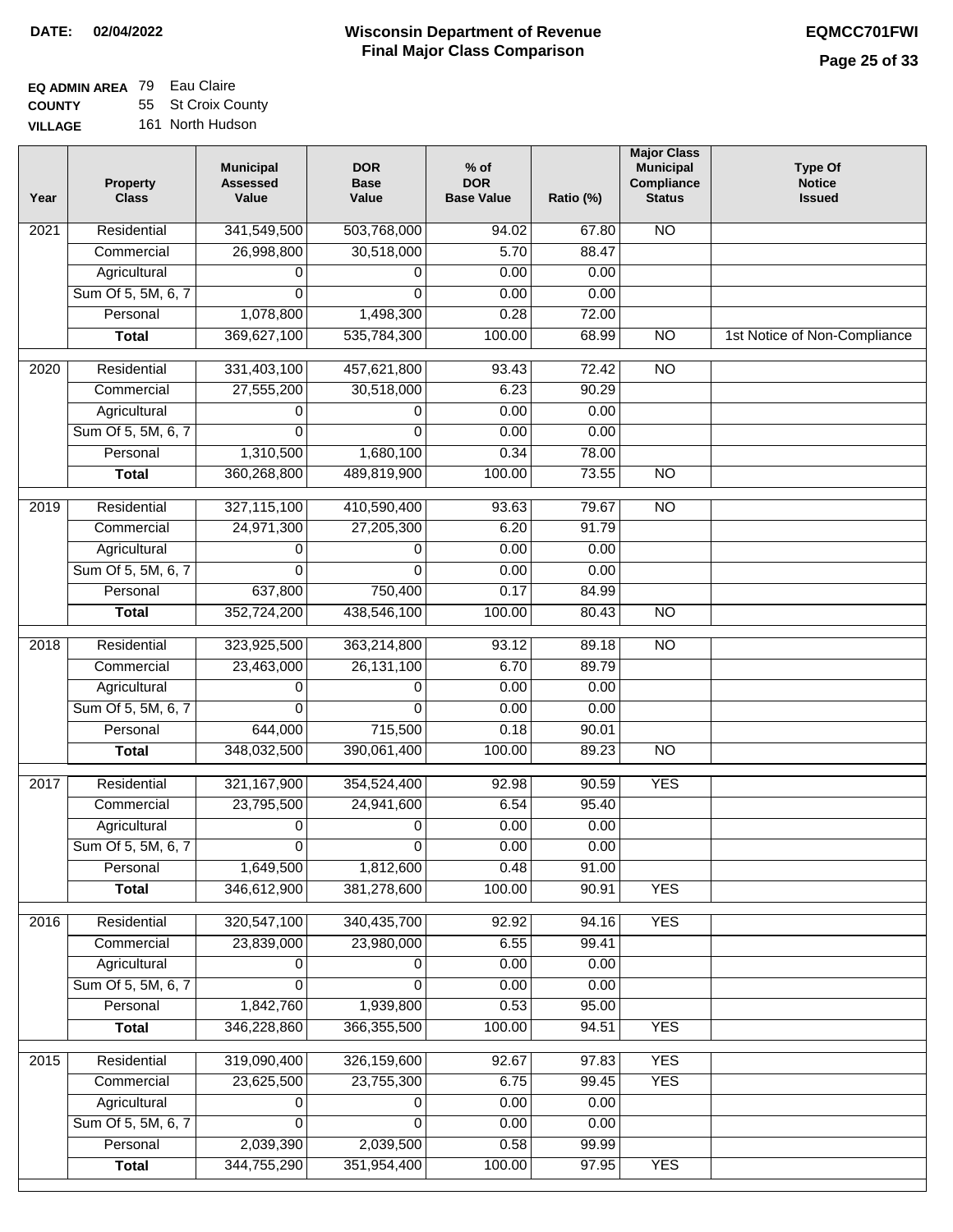**DATE: 02/04/2022**

# Wisconsin Department of Revenue
## Final Major Class Comparison

**EQMCC701FWI**

**EQ ADMIN AREA** 79 Eau Claire
**COUNTY** 55 St Croix County
**VILLAGE** 161 North Hudson

| Year | Property Class | Municipal Assessed Value | DOR Base Value | % of DOR Base Value | Ratio (%) | Major Class Municipal Compliance Status | Type Of Notice Issued |
|---|---|---|---|---|---|---|---|
| 2021 | Residential | 341,549,500 | 503,768,000 | 94.02 | 67.80 | NO | |
| | Commercial | 26,998,800 | 30,518,000 | 5.70 | 88.47 | | |
| | Agricultural | 0 | 0 | 0.00 | 0.00 | | |
| | Sum Of 5, 5M, 6, 7 | 0 | 0 | 0.00 | 0.00 | | |
| | Personal | 1,078,800 | 1,498,300 | 0.28 | 72.00 | | |
| | **Total** | 369,627,100 | 535,784,300 | 100.00 | 68.99 | NO | 1st Notice of Non-Compliance |
| 2020 | Residential | 331,403,100 | 457,621,800 | 93.43 | 72.42 | NO | |
| | Commercial | 27,555,200 | 30,518,000 | 6.23 | 90.29 | | |
| | Agricultural | 0 | 0 | 0.00 | 0.00 | | |
| | Sum Of 5, 5M, 6, 7 | 0 | 0 | 0.00 | 0.00 | | |
| | Personal | 1,310,500 | 1,680,100 | 0.34 | 78.00 | | |
| | **Total** | 360,268,800 | 489,819,900 | 100.00 | 73.55 | NO | |
| 2019 | Residential | 327,115,100 | 410,590,400 | 93.63 | 79.67 | NO | |
| | Commercial | 24,971,300 | 27,205,300 | 6.20 | 91.79 | | |
| | Agricultural | 0 | 0 | 0.00 | 0.00 | | |
| | Sum Of 5, 5M, 6, 7 | 0 | 0 | 0.00 | 0.00 | | |
| | Personal | 637,800 | 750,400 | 0.17 | 84.99 | | |
| | **Total** | 352,724,200 | 438,546,100 | 100.00 | 80.43 | NO | |
| 2018 | Residential | 323,925,500 | 363,214,800 | 93.12 | 89.18 | NO | |
| | Commercial | 23,463,000 | 26,131,100 | 6.70 | 89.79 | | |
| | Agricultural | 0 | 0 | 0.00 | 0.00 | | |
| | Sum Of 5, 5M, 6, 7 | 0 | 0 | 0.00 | 0.00 | | |
| | Personal | 644,000 | 715,500 | 0.18 | 90.01 | | |
| | **Total** | 348,032,500 | 390,061,400 | 100.00 | 89.23 | NO | |
| 2017 | Residential | 321,167,900 | 354,524,400 | 92.98 | 90.59 | YES | |
| | Commercial | 23,795,500 | 24,941,600 | 6.54 | 95.40 | | |
| | Agricultural | 0 | 0 | 0.00 | 0.00 | | |
| | Sum Of 5, 5M, 6, 7 | 0 | 0 | 0.00 | 0.00 | | |
| | Personal | 1,649,500 | 1,812,600 | 0.48 | 91.00 | | |
| | **Total** | 346,612,900 | 381,278,600 | 100.00 | 90.91 | YES | |
| 2016 | Residential | 320,547,100 | 340,435,700 | 92.92 | 94.16 | YES | |
| | Commercial | 23,839,000 | 23,980,000 | 6.55 | 99.41 | | |
| | Agricultural | 0 | 0 | 0.00 | 0.00 | | |
| | Sum Of 5, 5M, 6, 7 | 0 | 0 | 0.00 | 0.00 | | |
| | Personal | 1,842,760 | 1,939,800 | 0.53 | 95.00 | | |
| | **Total** | 346,228,860 | 366,355,500 | 100.00 | 94.51 | YES | |
| 2015 | Residential | 319,090,400 | 326,159,600 | 92.67 | 97.83 | YES | |
| | Commercial | 23,625,500 | 23,755,300 | 6.75 | 99.45 | YES | |
| | Agricultural | 0 | 0 | 0.00 | 0.00 | | |
| | Sum Of 5, 5M, 6, 7 | 0 | 0 | 0.00 | 0.00 | | |
| | Personal | 2,039,390 | 2,039,500 | 0.58 | 99.99 | | |
| | **Total** | 344,755,290 | 351,954,400 | 100.00 | 97.95 | YES | |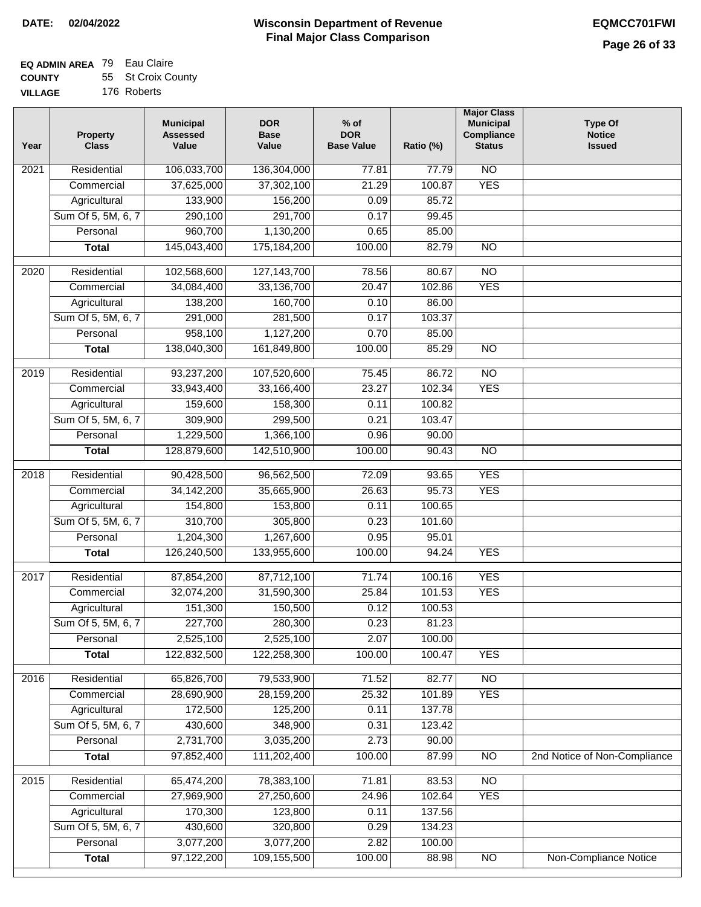**DATE: 02/04/2022**

# Wisconsin Department of Revenue
## Final Major Class Comparison

**EQMCC701FWI**

**EQ ADMIN AREA** 79 Eau Claire
**COUNTY** 55 St Croix County
**VILLAGE** 176 Roberts

| Year | Property Class | Municipal Assessed Value | DOR Base Value | % of DOR Base Value | Ratio (%) | Major Class Municipal Compliance Status | Type Of Notice Issued |
|---|---|---|---|---|---|---|---|
| 2021 | Residential | 106,033,700 | 136,304,000 | 77.81 | 77.79 | NO | |
| | Commercial | 37,625,000 | 37,302,100 | 21.29 | 100.87 | YES | |
| | Agricultural | 133,900 | 156,200 | 0.09 | 85.72 | | |
| | Sum Of 5, 5M, 6, 7 | 290,100 | 291,700 | 0.17 | 99.45 | | |
| | Personal | 960,700 | 1,130,200 | 0.65 | 85.00 | | |
| | **Total** | 145,043,400 | 175,184,200 | 100.00 | 82.79 | NO | |
| 2020 | Residential | 102,568,600 | 127,143,700 | 78.56 | 80.67 | NO | |
| | Commercial | 34,084,400 | 33,136,700 | 20.47 | 102.86 | YES | |
| | Agricultural | 138,200 | 160,700 | 0.10 | 86.00 | | |
| | Sum Of 5, 5M, 6, 7 | 291,000 | 281,500 | 0.17 | 103.37 | | |
| | Personal | 958,100 | 1,127,200 | 0.70 | 85.00 | | |
| | **Total** | 138,040,300 | 161,849,800 | 100.00 | 85.29 | NO | |
| 2019 | Residential | 93,237,200 | 107,520,600 | 75.45 | 86.72 | NO | |
| | Commercial | 33,943,400 | 33,166,400 | 23.27 | 102.34 | YES | |
| | Agricultural | 159,600 | 158,300 | 0.11 | 100.82 | | |
| | Sum Of 5, 5M, 6, 7 | 309,900 | 299,500 | 0.21 | 103.47 | | |
| | Personal | 1,229,500 | 1,366,100 | 0.96 | 90.00 | | |
| | **Total** | 128,879,600 | 142,510,900 | 100.00 | 90.43 | NO | |
| 2018 | Residential | 90,428,500 | 96,562,500 | 72.09 | 93.65 | YES | |
| | Commercial | 34,142,200 | 35,665,900 | 26.63 | 95.73 | YES | |
| | Agricultural | 154,800 | 153,800 | 0.11 | 100.65 | | |
| | Sum Of 5, 5M, 6, 7 | 310,700 | 305,800 | 0.23 | 101.60 | | |
| | Personal | 1,204,300 | 1,267,600 | 0.95 | 95.01 | | |
| | **Total** | 126,240,500 | 133,955,600 | 100.00 | 94.24 | YES | |
| 2017 | Residential | 87,854,200 | 87,712,100 | 71.74 | 100.16 | YES | |
| | Commercial | 32,074,200 | 31,590,300 | 25.84 | 101.53 | YES | |
| | Agricultural | 151,300 | 150,500 | 0.12 | 100.53 | | |
| | Sum Of 5, 5M, 6, 7 | 227,700 | 280,300 | 0.23 | 81.23 | | |
| | Personal | 2,525,100 | 2,525,100 | 2.07 | 100.00 | | |
| | **Total** | 122,832,500 | 122,258,300 | 100.00 | 100.47 | YES | |
| 2016 | Residential | 65,826,700 | 79,533,900 | 71.52 | 82.77 | NO | |
| | Commercial | 28,690,900 | 28,159,200 | 25.32 | 101.89 | YES | |
| | Agricultural | 172,500 | 125,200 | 0.11 | 137.78 | | |
| | Sum Of 5, 5M, 6, 7 | 430,600 | 348,900 | 0.31 | 123.42 | | |
| | Personal | 2,731,700 | 3,035,200 | 2.73 | 90.00 | | |
| | **Total** | 97,852,400 | 111,202,400 | 100.00 | 87.99 | NO | 2nd Notice of Non-Compliance |
| 2015 | Residential | 65,474,200 | 78,383,100 | 71.81 | 83.53 | NO | |
| | Commercial | 27,969,900 | 27,250,600 | 24.96 | 102.64 | YES | |
| | Agricultural | 170,300 | 123,800 | 0.11 | 137.56 | | |
| | Sum Of 5, 5M, 6, 7 | 430,600 | 320,800 | 0.29 | 134.23 | | |
| | Personal | 3,077,200 | 3,077,200 | 2.82 | 100.00 | | |
| | **Total** | 97,122,200 | 109,155,500 | 100.00 | 88.98 | NO | Non-Compliance Notice |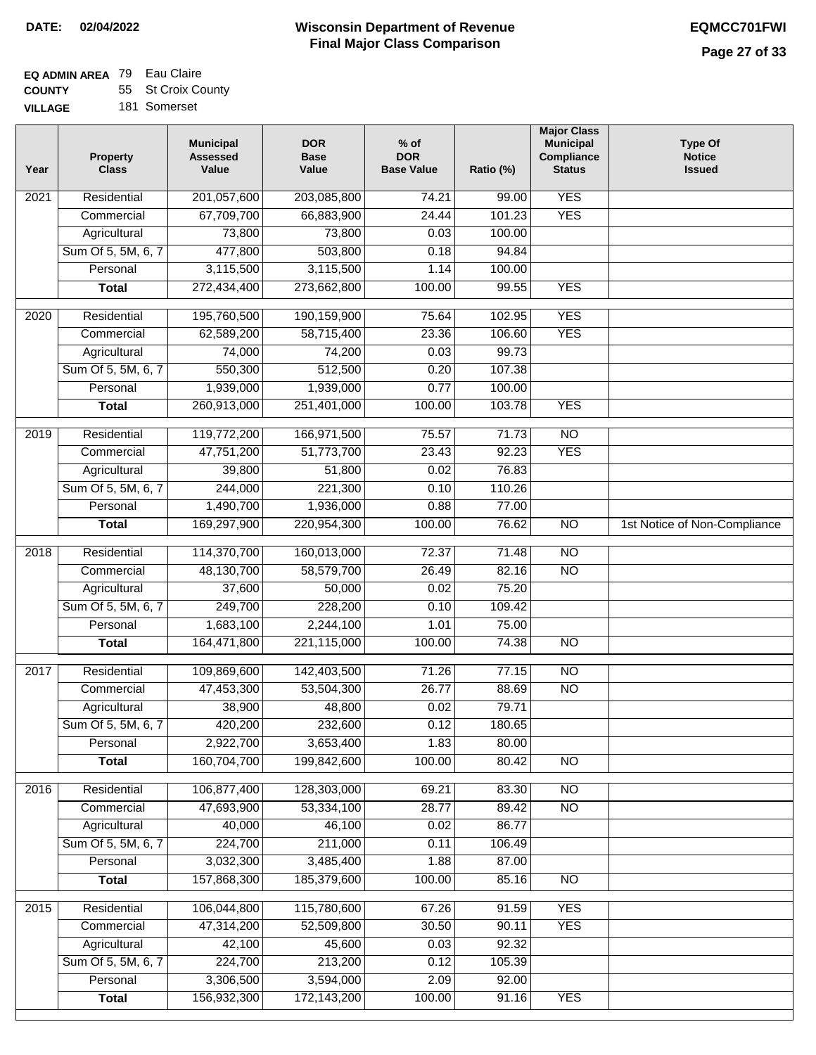**DATE:** 02/04/2022

# Wisconsin Department of Revenue
## Final Major Class Comparison

**EQMCC701FWI**

**EQ ADMIN AREA** 79 Eau Claire
**COUNTY** 55 St Croix County
**VILLAGE** 181 Somerset

| Year | Property Class | Municipal Assessed Value | DOR Base Value | % of DOR Base Value | Ratio (%) | Major Class Municipal Compliance Status | Type Of Notice Issued |
|---|---|---|---|---|---|---|---|
| 2021 | Residential | 201,057,600 | 203,085,800 | 74.21 | 99.00 | YES | |
| | Commercial | 67,709,700 | 66,883,900 | 24.44 | 101.23 | YES | |
| | Agricultural | 73,800 | 73,800 | 0.03 | 100.00 | | |
| | Sum Of 5, 5M, 6, 7 | 477,800 | 503,800 | 0.18 | 94.84 | | |
| | Personal | 3,115,500 | 3,115,500 | 1.14 | 100.00 | | |
| | **Total** | 272,434,400 | 273,662,800 | 100.00 | 99.55 | YES | |
| 2020 | Residential | 195,760,500 | 190,159,900 | 75.64 | 102.95 | YES | |
| | Commercial | 62,589,200 | 58,715,400 | 23.36 | 106.60 | YES | |
| | Agricultural | 74,000 | 74,200 | 0.03 | 99.73 | | |
| | Sum Of 5, 5M, 6, 7 | 550,300 | 512,500 | 0.20 | 107.38 | | |
| | Personal | 1,939,000 | 1,939,000 | 0.77 | 100.00 | | |
| | **Total** | 260,913,000 | 251,401,000 | 100.00 | 103.78 | YES | |
| 2019 | Residential | 119,772,200 | 166,971,500 | 75.57 | 71.73 | NO | |
| | Commercial | 47,751,200 | 51,773,700 | 23.43 | 92.23 | YES | |
| | Agricultural | 39,800 | 51,800 | 0.02 | 76.83 | | |
| | Sum Of 5, 5M, 6, 7 | 244,000 | 221,300 | 0.10 | 110.26 | | |
| | Personal | 1,490,700 | 1,936,000 | 0.88 | 77.00 | | |
| | **Total** | 169,297,900 | 220,954,300 | 100.00 | 76.62 | NO | 1st Notice of Non-Compliance |
| 2018 | Residential | 114,370,700 | 160,013,000 | 72.37 | 71.48 | NO | |
| | Commercial | 48,130,700 | 58,579,700 | 26.49 | 82.16 | NO | |
| | Agricultural | 37,600 | 50,000 | 0.02 | 75.20 | | |
| | Sum Of 5, 5M, 6, 7 | 249,700 | 228,200 | 0.10 | 109.42 | | |
| | Personal | 1,683,100 | 2,244,100 | 1.01 | 75.00 | | |
| | **Total** | 164,471,800 | 221,115,000 | 100.00 | 74.38 | NO | |
| 2017 | Residential | 109,869,600 | 142,403,500 | 71.26 | 77.15 | NO | |
| | Commercial | 47,453,300 | 53,504,300 | 26.77 | 88.69 | NO | |
| | Agricultural | 38,900 | 48,800 | 0.02 | 79.71 | | |
| | Sum Of 5, 5M, 6, 7 | 420,200 | 232,600 | 0.12 | 180.65 | | |
| | Personal | 2,922,700 | 3,653,400 | 1.83 | 80.00 | | |
| | **Total** | 160,704,700 | 199,842,600 | 100.00 | 80.42 | NO | |
| 2016 | Residential | 106,877,400 | 128,303,000 | 69.21 | 83.30 | NO | |
| | Commercial | 47,693,900 | 53,334,100 | 28.77 | 89.42 | NO | |
| | Agricultural | 40,000 | 46,100 | 0.02 | 86.77 | | |
| | Sum Of 5, 5M, 6, 7 | 224,700 | 211,000 | 0.11 | 106.49 | | |
| | Personal | 3,032,300 | 3,485,400 | 1.88 | 87.00 | | |
| | **Total** | 157,868,300 | 185,379,600 | 100.00 | 85.16 | NO | |
| 2015 | Residential | 106,044,800 | 115,780,600 | 67.26 | 91.59 | YES | |
| | Commercial | 47,314,200 | 52,509,800 | 30.50 | 90.11 | YES | |
| | Agricultural | 42,100 | 45,600 | 0.03 | 92.32 | | |
| | Sum Of 5, 5M, 6, 7 | 224,700 | 213,200 | 0.12 | 105.39 | | |
| | Personal | 3,306,500 | 3,594,000 | 2.09 | 92.00 | | |
| | **Total** | 156,932,300 | 172,143,200 | 100.00 | 91.16 | YES | |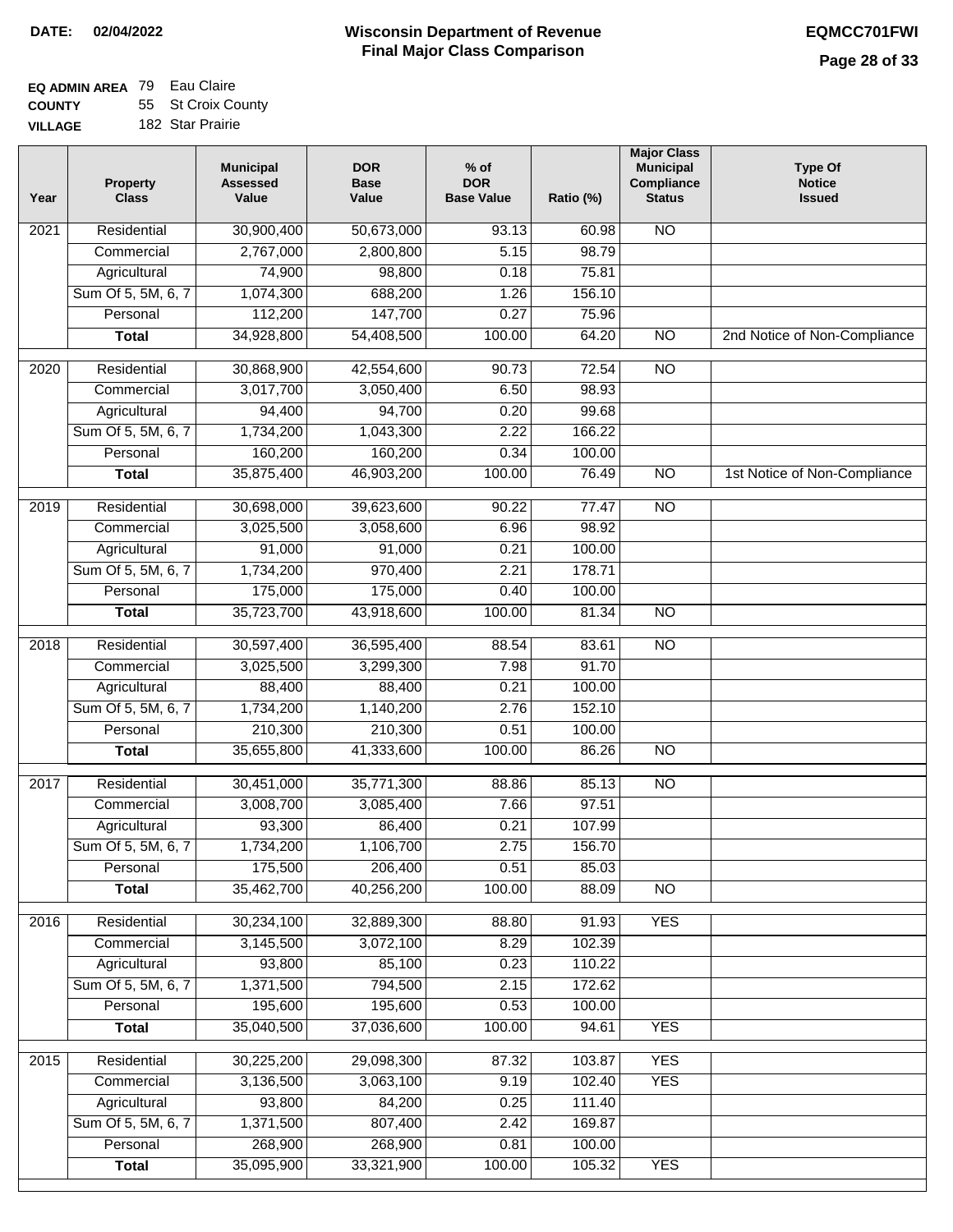**DATE:** 02/04/2022

# Wisconsin Department of Revenue
## Final Major Class Comparison

**EQMCC701FWI**

**EQ ADMIN AREA** 79 Eau Claire
**COUNTY** 55 St Croix County
**VILLAGE** 182 Star Prairie

| Year | Property Class | Municipal Assessed Value | DOR Base Value | % of DOR Base Value | Ratio (%) | Major Class Municipal Compliance Status | Type Of Notice Issued |
|---|---|---|---|---|---|---|---|
| 2021 | Residential | 30,900,400 | 50,673,000 | 93.13 | 60.98 | NO | |
| | Commercial | 2,767,000 | 2,800,800 | 5.15 | 98.79 | | |
| | Agricultural | 74,900 | 98,800 | 0.18 | 75.81 | | |
| | Sum Of 5, 5M, 6, 7 | 1,074,300 | 688,200 | 1.26 | 156.10 | | |
| | Personal | 112,200 | 147,700 | 0.27 | 75.96 | | |
| | **Total** | 34,928,800 | 54,408,500 | 100.00 | 64.20 | NO | 2nd Notice of Non-Compliance |
| 2020 | Residential | 30,868,900 | 42,554,600 | 90.73 | 72.54 | NO | |
| | Commercial | 3,017,700 | 3,050,400 | 6.50 | 98.93 | | |
| | Agricultural | 94,400 | 94,700 | 0.20 | 99.68 | | |
| | Sum Of 5, 5M, 6, 7 | 1,734,200 | 1,043,300 | 2.22 | 166.22 | | |
| | Personal | 160,200 | 160,200 | 0.34 | 100.00 | | |
| | **Total** | 35,875,400 | 46,903,200 | 100.00 | 76.49 | NO | 1st Notice of Non-Compliance |
| 2019 | Residential | 30,698,000 | 39,623,600 | 90.22 | 77.47 | NO | |
| | Commercial | 3,025,500 | 3,058,600 | 6.96 | 98.92 | | |
| | Agricultural | 91,000 | 91,000 | 0.21 | 100.00 | | |
| | Sum Of 5, 5M, 6, 7 | 1,734,200 | 970,400 | 2.21 | 178.71 | | |
| | Personal | 175,000 | 175,000 | 0.40 | 100.00 | | |
| | **Total** | 35,723,700 | 43,918,600 | 100.00 | 81.34 | NO | |
| 2018 | Residential | 30,597,400 | 36,595,400 | 88.54 | 83.61 | NO | |
| | Commercial | 3,025,500 | 3,299,300 | 7.98 | 91.70 | | |
| | Agricultural | 88,400 | 88,400 | 0.21 | 100.00 | | |
| | Sum Of 5, 5M, 6, 7 | 1,734,200 | 1,140,200 | 2.76 | 152.10 | | |
| | Personal | 210,300 | 210,300 | 0.51 | 100.00 | | |
| | **Total** | 35,655,800 | 41,333,600 | 100.00 | 86.26 | NO | |
| 2017 | Residential | 30,451,000 | 35,771,300 | 88.86 | 85.13 | NO | |
| | Commercial | 3,008,700 | 3,085,400 | 7.66 | 97.51 | | |
| | Agricultural | 93,300 | 86,400 | 0.21 | 107.99 | | |
| | Sum Of 5, 5M, 6, 7 | 1,734,200 | 1,106,700 | 2.75 | 156.70 | | |
| | Personal | 175,500 | 206,400 | 0.51 | 85.03 | | |
| | **Total** | 35,462,700 | 40,256,200 | 100.00 | 88.09 | NO | |
| 2016 | Residential | 30,234,100 | 32,889,300 | 88.80 | 91.93 | YES | |
| | Commercial | 3,145,500 | 3,072,100 | 8.29 | 102.39 | | |
| | Agricultural | 93,800 | 85,100 | 0.23 | 110.22 | | |
| | Sum Of 5, 5M, 6, 7 | 1,371,500 | 794,500 | 2.15 | 172.62 | | |
| | Personal | 195,600 | 195,600 | 0.53 | 100.00 | | |
| | **Total** | 35,040,500 | 37,036,600 | 100.00 | 94.61 | YES | |
| 2015 | Residential | 30,225,200 | 29,098,300 | 87.32 | 103.87 | YES | |
| | Commercial | 3,136,500 | 3,063,100 | 9.19 | 102.40 | YES | |
| | Agricultural | 93,800 | 84,200 | 0.25 | 111.40 | | |
| | Sum Of 5, 5M, 6, 7 | 1,371,500 | 807,400 | 2.42 | 169.87 | | |
| | Personal | 268,900 | 268,900 | 0.81 | 100.00 | | |
| | **Total** | 35,095,900 | 33,321,900 | 100.00 | 105.32 | YES | |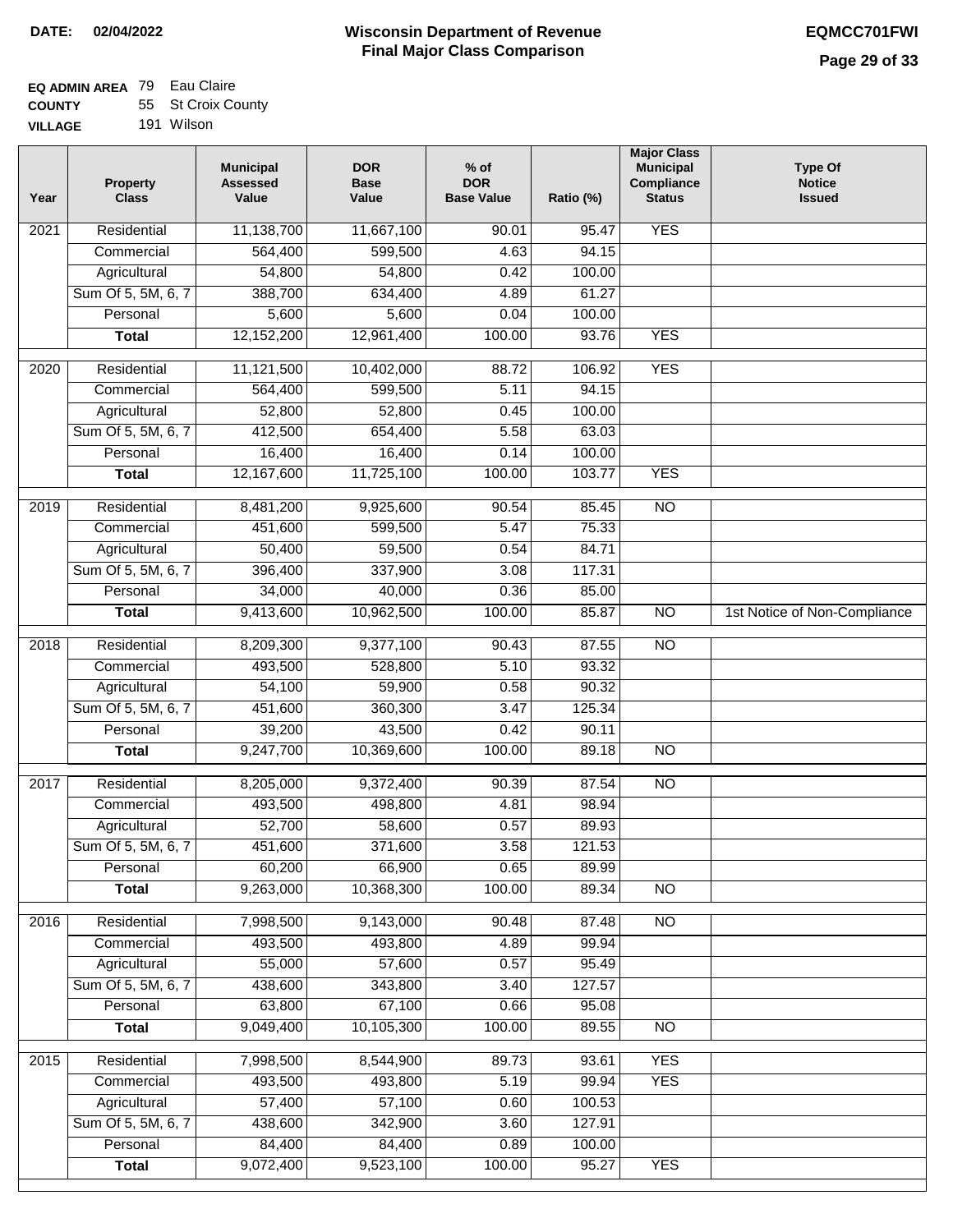**DATE:** 02/04/2022

# Wisconsin Department of Revenue
## Final Major Class Comparison

**EQMCC701FWI**

**EQ ADMIN AREA** 79 Eau Claire
**COUNTY** 55 St Croix County
**VILLAGE** 191 Wilson

| Year | Property Class | Municipal Assessed Value | DOR Base Value | % of DOR Base Value | Ratio (%) | Major Class Municipal Compliance Status | Type Of Notice Issued |
|---|---|---|---|---|---|---|---|
| 2021 | Residential | 11,138,700 | 11,667,100 | 90.01 | 95.47 | YES | |
| | Commercial | 564,400 | 599,500 | 4.63 | 94.15 | | |
| | Agricultural | 54,800 | 54,800 | 0.42 | 100.00 | | |
| | Sum Of 5, 5M, 6, 7 | 388,700 | 634,400 | 4.89 | 61.27 | | |
| | Personal | 5,600 | 5,600 | 0.04 | 100.00 | | |
| | **Total** | 12,152,200 | 12,961,400 | 100.00 | 93.76 | YES | |
| 2020 | Residential | 11,121,500 | 10,402,000 | 88.72 | 106.92 | YES | |
| | Commercial | 564,400 | 599,500 | 5.11 | 94.15 | | |
| | Agricultural | 52,800 | 52,800 | 0.45 | 100.00 | | |
| | Sum Of 5, 5M, 6, 7 | 412,500 | 654,400 | 5.58 | 63.03 | | |
| | Personal | 16,400 | 16,400 | 0.14 | 100.00 | | |
| | **Total** | 12,167,600 | 11,725,100 | 100.00 | 103.77 | YES | |
| 2019 | Residential | 8,481,200 | 9,925,600 | 90.54 | 85.45 | NO | |
| | Commercial | 451,600 | 599,500 | 5.47 | 75.33 | | |
| | Agricultural | 50,400 | 59,500 | 0.54 | 84.71 | | |
| | Sum Of 5, 5M, 6, 7 | 396,400 | 337,900 | 3.08 | 117.31 | | |
| | Personal | 34,000 | 40,000 | 0.36 | 85.00 | | |
| | **Total** | 9,413,600 | 10,962,500 | 100.00 | 85.87 | NO | 1st Notice of Non-Compliance |
| 2018 | Residential | 8,209,300 | 9,377,100 | 90.43 | 87.55 | NO | |
| | Commercial | 493,500 | 528,800 | 5.10 | 93.32 | | |
| | Agricultural | 54,100 | 59,900 | 0.58 | 90.32 | | |
| | Sum Of 5, 5M, 6, 7 | 451,600 | 360,300 | 3.47 | 125.34 | | |
| | Personal | 39,200 | 43,500 | 0.42 | 90.11 | | |
| | **Total** | 9,247,700 | 10,369,600 | 100.00 | 89.18 | NO | |
| 2017 | Residential | 8,205,000 | 9,372,400 | 90.39 | 87.54 | NO | |
| | Commercial | 493,500 | 498,800 | 4.81 | 98.94 | | |
| | Agricultural | 52,700 | 58,600 | 0.57 | 89.93 | | |
| | Sum Of 5, 5M, 6, 7 | 451,600 | 371,600 | 3.58 | 121.53 | | |
| | Personal | 60,200 | 66,900 | 0.65 | 89.99 | | |
| | **Total** | 9,263,000 | 10,368,300 | 100.00 | 89.34 | NO | |
| 2016 | Residential | 7,998,500 | 9,143,000 | 90.48 | 87.48 | NO | |
| | Commercial | 493,500 | 493,800 | 4.89 | 99.94 | | |
| | Agricultural | 55,000 | 57,600 | 0.57 | 95.49 | | |
| | Sum Of 5, 5M, 6, 7 | 438,600 | 343,800 | 3.40 | 127.57 | | |
| | Personal | 63,800 | 67,100 | 0.66 | 95.08 | | |
| | **Total** | 9,049,400 | 10,105,300 | 100.00 | 89.55 | NO | |
| 2015 | Residential | 7,998,500 | 8,544,900 | 89.73 | 93.61 | YES | |
| | Commercial | 493,500 | 493,800 | 5.19 | 99.94 | YES | |
| | Agricultural | 57,400 | 57,100 | 0.60 | 100.53 | | |
| | Sum Of 5, 5M, 6, 7 | 438,600 | 342,900 | 3.60 | 127.91 | | |
| | Personal | 84,400 | 84,400 | 0.89 | 100.00 | | |
| | **Total** | 9,072,400 | 9,523,100 | 100.00 | 95.27 | YES | |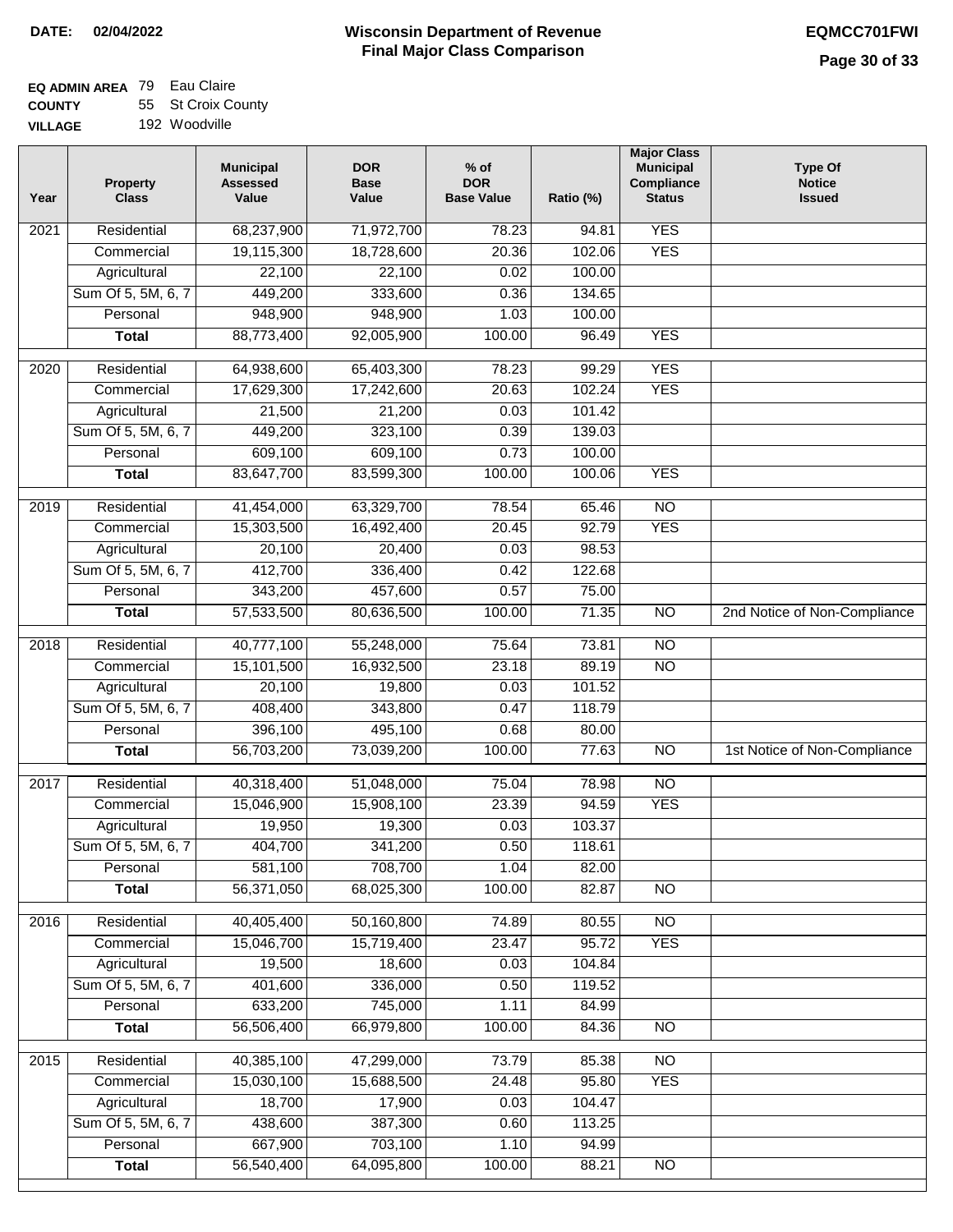**DATE: 02/04/2022**

# Wisconsin Department of Revenue
## Final Major Class Comparison

**EQMCC701FWI**

| | | |
|---|---|---|
| **EQ ADMIN AREA** | 79 | Eau Claire |
| **COUNTY** | 55 | St Croix County |
| **VILLAGE** | 192 | Woodville |

| Year | Property Class | Municipal Assessed Value | DOR Base Value | % of DOR Base Value | Ratio (%) | Major Class Municipal Compliance Status | Type Of Notice Issued |
|---|---|---|---|---|---|---|---|
| 2021 | Residential | 68,237,900 | 71,972,700 | 78.23 | 94.81 | YES | |
| | Commercial | 19,115,300 | 18,728,600 | 20.36 | 102.06 | YES | |
| | Agricultural | 22,100 | 22,100 | 0.02 | 100.00 | | |
| | Sum Of 5, 5M, 6, 7 | 449,200 | 333,600 | 0.36 | 134.65 | | |
| | Personal | 948,900 | 948,900 | 1.03 | 100.00 | | |
| | **Total** | 88,773,400 | 92,005,900 | 100.00 | 96.49 | YES | |
| 2020 | Residential | 64,938,600 | 65,403,300 | 78.23 | 99.29 | YES | |
| | Commercial | 17,629,300 | 17,242,600 | 20.63 | 102.24 | YES | |
| | Agricultural | 21,500 | 21,200 | 0.03 | 101.42 | | |
| | Sum Of 5, 5M, 6, 7 | 449,200 | 323,100 | 0.39 | 139.03 | | |
| | Personal | 609,100 | 609,100 | 0.73 | 100.00 | | |
| | **Total** | 83,647,700 | 83,599,300 | 100.00 | 100.06 | YES | |
| 2019 | Residential | 41,454,000 | 63,329,700 | 78.54 | 65.46 | NO | |
| | Commercial | 15,303,500 | 16,492,400 | 20.45 | 92.79 | YES | |
| | Agricultural | 20,100 | 20,400 | 0.03 | 98.53 | | |
| | Sum Of 5, 5M, 6, 7 | 412,700 | 336,400 | 0.42 | 122.68 | | |
| | Personal | 343,200 | 457,600 | 0.57 | 75.00 | | |
| | **Total** | 57,533,500 | 80,636,500 | 100.00 | 71.35 | NO | 2nd Notice of Non-Compliance |
| 2018 | Residential | 40,777,100 | 55,248,000 | 75.64 | 73.81 | NO | |
| | Commercial | 15,101,500 | 16,932,500 | 23.18 | 89.19 | NO | |
| | Agricultural | 20,100 | 19,800 | 0.03 | 101.52 | | |
| | Sum Of 5, 5M, 6, 7 | 408,400 | 343,800 | 0.47 | 118.79 | | |
| | Personal | 396,100 | 495,100 | 0.68 | 80.00 | | |
| | **Total** | 56,703,200 | 73,039,200 | 100.00 | 77.63 | NO | 1st Notice of Non-Compliance |
| 2017 | Residential | 40,318,400 | 51,048,000 | 75.04 | 78.98 | NO | |
| | Commercial | 15,046,900 | 15,908,100 | 23.39 | 94.59 | YES | |
| | Agricultural | 19,950 | 19,300 | 0.03 | 103.37 | | |
| | Sum Of 5, 5M, 6, 7 | 404,700 | 341,200 | 0.50 | 118.61 | | |
| | Personal | 581,100 | 708,700 | 1.04 | 82.00 | | |
| | **Total** | 56,371,050 | 68,025,300 | 100.00 | 82.87 | NO | |
| 2016 | Residential | 40,405,400 | 50,160,800 | 74.89 | 80.55 | NO | |
| | Commercial | 15,046,700 | 15,719,400 | 23.47 | 95.72 | YES | |
| | Agricultural | 19,500 | 18,600 | 0.03 | 104.84 | | |
| | Sum Of 5, 5M, 6, 7 | 401,600 | 336,000 | 0.50 | 119.52 | | |
| | Personal | 633,200 | 745,000 | 1.11 | 84.99 | | |
| | **Total** | 56,506,400 | 66,979,800 | 100.00 | 84.36 | NO | |
| 2015 | Residential | 40,385,100 | 47,299,000 | 73.79 | 85.38 | NO | |
| | Commercial | 15,030,100 | 15,688,500 | 24.48 | 95.80 | YES | |
| | Agricultural | 18,700 | 17,900 | 0.03 | 104.47 | | |
| | Sum Of 5, 5M, 6, 7 | 438,600 | 387,300 | 0.60 | 113.25 | | |
| | Personal | 667,900 | 703,100 | 1.10 | 94.99 | | |
| | **Total** | 56,540,400 | 64,095,800 | 100.00 | 88.21 | NO | |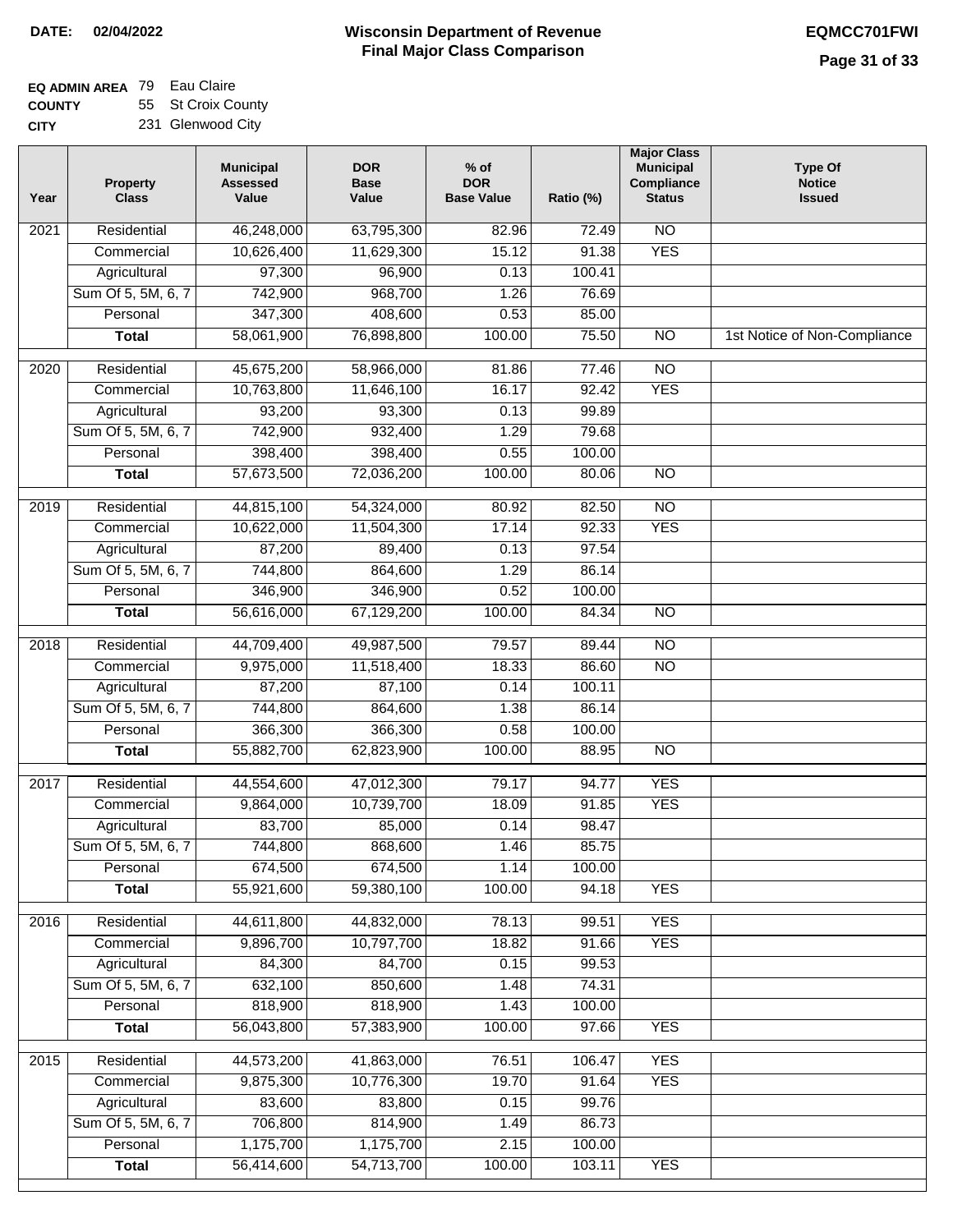**DATE: 02/04/2022**

# Wisconsin Department of Revenue
## Final Major Class Comparison

**EQMCC701FWI**

**EQ ADMIN AREA** 79 Eau Claire
**COUNTY** 55 St Croix County
**CITY** 231 Glenwood City

| Year | Property Class | Municipal Assessed Value | DOR Base Value | % of DOR Base Value | Ratio (%) | Major Class Municipal Compliance Status | Type Of Notice Issued |
|---|---|---|---|---|---|---|---|
| 2021 | Residential | 46,248,000 | 63,795,300 | 82.96 | 72.49 | NO | |
| | Commercial | 10,626,400 | 11,629,300 | 15.12 | 91.38 | YES | |
| | Agricultural | 97,300 | 96,900 | 0.13 | 100.41 | | |
| | Sum Of 5, 5M, 6, 7 | 742,900 | 968,700 | 1.26 | 76.69 | | |
| | Personal | 347,300 | 408,600 | 0.53 | 85.00 | | |
| | **Total** | 58,061,900 | 76,898,800 | 100.00 | 75.50 | NO | 1st Notice of Non-Compliance |
| 2020 | Residential | 45,675,200 | 58,966,000 | 81.86 | 77.46 | NO | |
| | Commercial | 10,763,800 | 11,646,100 | 16.17 | 92.42 | YES | |
| | Agricultural | 93,200 | 93,300 | 0.13 | 99.89 | | |
| | Sum Of 5, 5M, 6, 7 | 742,900 | 932,400 | 1.29 | 79.68 | | |
| | Personal | 398,400 | 398,400 | 0.55 | 100.00 | | |
| | **Total** | 57,673,500 | 72,036,200 | 100.00 | 80.06 | NO | |
| 2019 | Residential | 44,815,100 | 54,324,000 | 80.92 | 82.50 | NO | |
| | Commercial | 10,622,000 | 11,504,300 | 17.14 | 92.33 | YES | |
| | Agricultural | 87,200 | 89,400 | 0.13 | 97.54 | | |
| | Sum Of 5, 5M, 6, 7 | 744,800 | 864,600 | 1.29 | 86.14 | | |
| | Personal | 346,900 | 346,900 | 0.52 | 100.00 | | |
| | **Total** | 56,616,000 | 67,129,200 | 100.00 | 84.34 | NO | |
| 2018 | Residential | 44,709,400 | 49,987,500 | 79.57 | 89.44 | NO | |
| | Commercial | 9,975,000 | 11,518,400 | 18.33 | 86.60 | NO | |
| | Agricultural | 87,200 | 87,100 | 0.14 | 100.11 | | |
| | Sum Of 5, 5M, 6, 7 | 744,800 | 864,600 | 1.38 | 86.14 | | |
| | Personal | 366,300 | 366,300 | 0.58 | 100.00 | | |
| | **Total** | 55,882,700 | 62,823,900 | 100.00 | 88.95 | NO | |
| 2017 | Residential | 44,554,600 | 47,012,300 | 79.17 | 94.77 | YES | |
| | Commercial | 9,864,000 | 10,739,700 | 18.09 | 91.85 | YES | |
| | Agricultural | 83,700 | 85,000 | 0.14 | 98.47 | | |
| | Sum Of 5, 5M, 6, 7 | 744,800 | 868,600 | 1.46 | 85.75 | | |
| | Personal | 674,500 | 674,500 | 1.14 | 100.00 | | |
| | **Total** | 55,921,600 | 59,380,100 | 100.00 | 94.18 | YES | |
| 2016 | Residential | 44,611,800 | 44,832,000 | 78.13 | 99.51 | YES | |
| | Commercial | 9,896,700 | 10,797,700 | 18.82 | 91.66 | YES | |
| | Agricultural | 84,300 | 84,700 | 0.15 | 99.53 | | |
| | Sum Of 5, 5M, 6, 7 | 632,100 | 850,600 | 1.48 | 74.31 | | |
| | Personal | 818,900 | 818,900 | 1.43 | 100.00 | | |
| | **Total** | 56,043,800 | 57,383,900 | 100.00 | 97.66 | YES | |
| 2015 | Residential | 44,573,200 | 41,863,000 | 76.51 | 106.47 | YES | |
| | Commercial | 9,875,300 | 10,776,300 | 19.70 | 91.64 | YES | |
| | Agricultural | 83,600 | 83,800 | 0.15 | 99.76 | | |
| | Sum Of 5, 5M, 6, 7 | 706,800 | 814,900 | 1.49 | 86.73 | | |
| | Personal | 1,175,700 | 1,175,700 | 2.15 | 100.00 | | |
| | **Total** | 56,414,600 | 54,713,700 | 100.00 | 103.11 | YES | |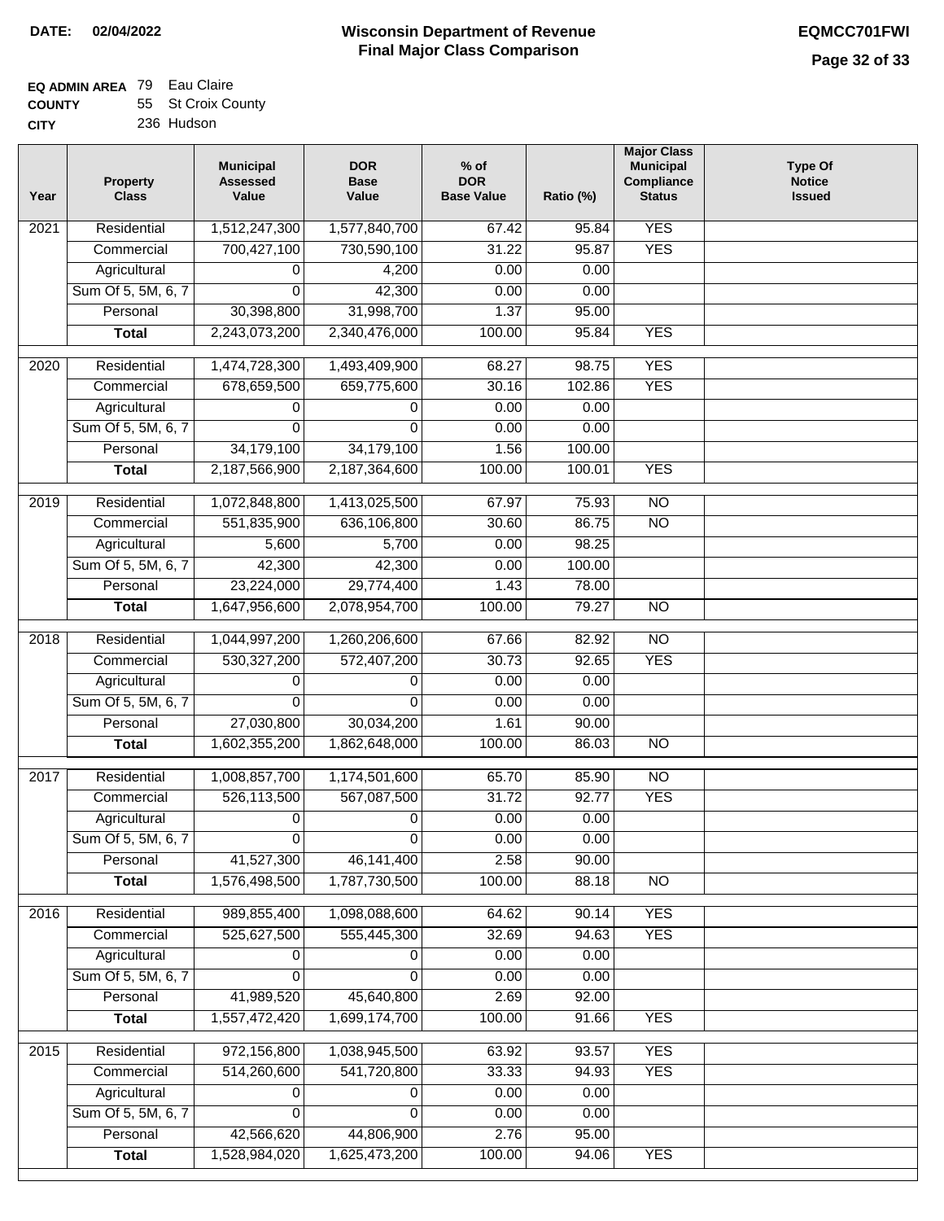**DATE:** 02/04/2022

# Wisconsin Department of Revenue
## Final Major Class Comparison

**EQMCC701FWI**

**EQ ADMIN AREA** 79 Eau Claire
**COUNTY** 55 St Croix County
**CITY** 236 Hudson

| Year | Property Class | Municipal Assessed Value | DOR Base Value | % of DOR Base Value | Ratio (%) | Major Class Municipal Compliance Status | Type Of Notice Issued |
|---|---|---|---|---|---|---|---|
| 2021 | Residential | 1,512,247,300 | 1,577,840,700 | 67.42 | 95.84 | YES | |
| | Commercial | 700,427,100 | 730,590,100 | 31.22 | 95.87 | YES | |
| | Agricultural | 0 | 4,200 | 0.00 | 0.00 | | |
| | Sum Of 5, 5M, 6, 7 | 0 | 42,300 | 0.00 | 0.00 | | |
| | Personal | 30,398,800 | 31,998,700 | 1.37 | 95.00 | | |
| | **Total** | 2,243,073,200 | 2,340,476,000 | 100.00 | 95.84 | YES | |
| 2020 | Residential | 1,474,728,300 | 1,493,409,900 | 68.27 | 98.75 | YES | |
| | Commercial | 678,659,500 | 659,775,600 | 30.16 | 102.86 | YES | |
| | Agricultural | 0 | 0 | 0.00 | 0.00 | | |
| | Sum Of 5, 5M, 6, 7 | 0 | 0 | 0.00 | 0.00 | | |
| | Personal | 34,179,100 | 34,179,100 | 1.56 | 100.00 | | |
| | **Total** | 2,187,566,900 | 2,187,364,600 | 100.00 | 100.01 | YES | |
| 2019 | Residential | 1,072,848,800 | 1,413,025,500 | 67.97 | 75.93 | NO | |
| | Commercial | 551,835,900 | 636,106,800 | 30.60 | 86.75 | NO | |
| | Agricultural | 5,600 | 5,700 | 0.00 | 98.25 | | |
| | Sum Of 5, 5M, 6, 7 | 42,300 | 42,300 | 0.00 | 100.00 | | |
| | Personal | 23,224,000 | 29,774,400 | 1.43 | 78.00 | | |
| | **Total** | 1,647,956,600 | 2,078,954,700 | 100.00 | 79.27 | NO | |
| 2018 | Residential | 1,044,997,200 | 1,260,206,600 | 67.66 | 82.92 | NO | |
| | Commercial | 530,327,200 | 572,407,200 | 30.73 | 92.65 | YES | |
| | Agricultural | 0 | 0 | 0.00 | 0.00 | | |
| | Sum Of 5, 5M, 6, 7 | 0 | 0 | 0.00 | 0.00 | | |
| | Personal | 27,030,800 | 30,034,200 | 1.61 | 90.00 | | |
| | **Total** | 1,602,355,200 | 1,862,648,000 | 100.00 | 86.03 | NO | |
| 2017 | Residential | 1,008,857,700 | 1,174,501,600 | 65.70 | 85.90 | NO | |
| | Commercial | 526,113,500 | 567,087,500 | 31.72 | 92.77 | YES | |
| | Agricultural | 0 | 0 | 0.00 | 0.00 | | |
| | Sum Of 5, 5M, 6, 7 | 0 | 0 | 0.00 | 0.00 | | |
| | Personal | 41,527,300 | 46,141,400 | 2.58 | 90.00 | | |
| | **Total** | 1,576,498,500 | 1,787,730,500 | 100.00 | 88.18 | NO | |
| 2016 | Residential | 989,855,400 | 1,098,088,600 | 64.62 | 90.14 | YES | |
| | Commercial | 525,627,500 | 555,445,300 | 32.69 | 94.63 | YES | |
| | Agricultural | 0 | 0 | 0.00 | 0.00 | | |
| | Sum Of 5, 5M, 6, 7 | 0 | 0 | 0.00 | 0.00 | | |
| | Personal | 41,989,520 | 45,640,800 | 2.69 | 92.00 | | |
| | **Total** | 1,557,472,420 | 1,699,174,700 | 100.00 | 91.66 | YES | |
| 2015 | Residential | 972,156,800 | 1,038,945,500 | 63.92 | 93.57 | YES | |
| | Commercial | 514,260,600 | 541,720,800 | 33.33 | 94.93 | YES | |
| | Agricultural | 0 | 0 | 0.00 | 0.00 | | |
| | Sum Of 5, 5M, 6, 7 | 0 | 0 | 0.00 | 0.00 | | |
| | Personal | 42,566,620 | 44,806,900 | 2.76 | 95.00 | | |
| | **Total** | 1,528,984,020 | 1,625,473,200 | 100.00 | 94.06 | YES | |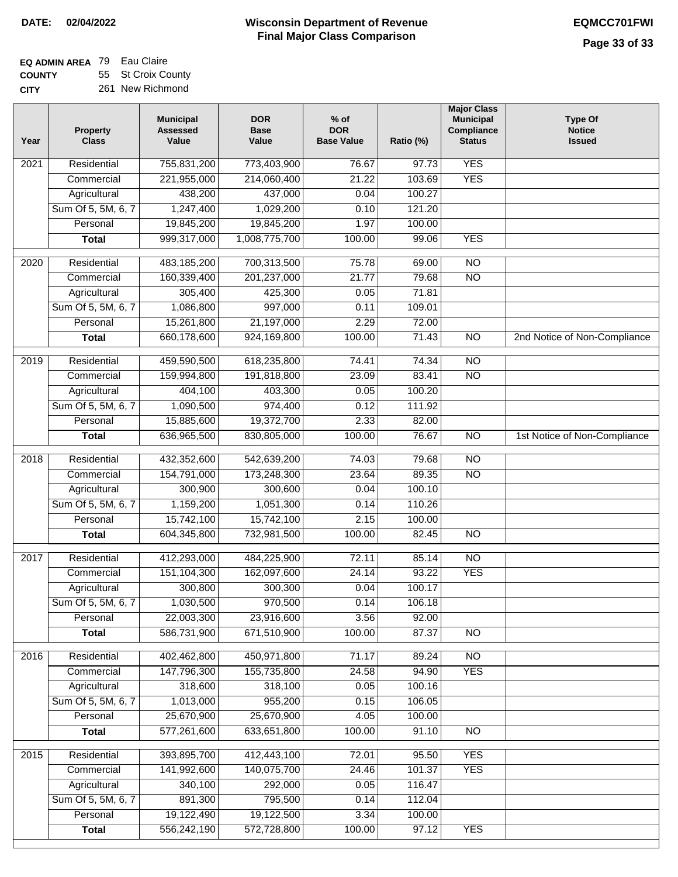**DATE: 02/04/2022**

# Wisconsin Department of Revenue
## Final Major Class Comparison

**EQMCC701FWI**

**EQ ADMIN AREA** 79 Eau Claire
**COUNTY** 55 St Croix County
**CITY** 261 New Richmond

| Year | Property Class | Municipal Assessed Value | DOR Base Value | % of DOR Base Value | Ratio (%) | Major Class Municipal Compliance Status | Type Of Notice Issued |
|---|---|---|---|---|---|---|---|
| 2021 | Residential | 755,831,200 | 773,403,900 | 76.67 | 97.73 | YES | |
| | Commercial | 221,955,000 | 214,060,400 | 21.22 | 103.69 | YES | |
| | Agricultural | 438,200 | 437,000 | 0.04 | 100.27 | | |
| | Sum Of 5, 5M, 6, 7 | 1,247,400 | 1,029,200 | 0.10 | 121.20 | | |
| | Personal | 19,845,200 | 19,845,200 | 1.97 | 100.00 | | |
| | **Total** | 999,317,000 | 1,008,775,700 | 100.00 | 99.06 | YES | |
| 2020 | Residential | 483,185,200 | 700,313,500 | 75.78 | 69.00 | NO | |
| | Commercial | 160,339,400 | 201,237,000 | 21.77 | 79.68 | NO | |
| | Agricultural | 305,400 | 425,300 | 0.05 | 71.81 | | |
| | Sum Of 5, 5M, 6, 7 | 1,086,800 | 997,000 | 0.11 | 109.01 | | |
| | Personal | 15,261,800 | 21,197,000 | 2.29 | 72.00 | | |
| | **Total** | 660,178,600 | 924,169,800 | 100.00 | 71.43 | NO | 2nd Notice of Non-Compliance |
| 2019 | Residential | 459,590,500 | 618,235,800 | 74.41 | 74.34 | NO | |
| | Commercial | 159,994,800 | 191,818,800 | 23.09 | 83.41 | NO | |
| | Agricultural | 404,100 | 403,300 | 0.05 | 100.20 | | |
| | Sum Of 5, 5M, 6, 7 | 1,090,500 | 974,400 | 0.12 | 111.92 | | |
| | Personal | 15,885,600 | 19,372,700 | 2.33 | 82.00 | | |
| | **Total** | 636,965,500 | 830,805,000 | 100.00 | 76.67 | NO | 1st Notice of Non-Compliance |
| 2018 | Residential | 432,352,600 | 542,639,200 | 74.03 | 79.68 | NO | |
| | Commercial | 154,791,000 | 173,248,300 | 23.64 | 89.35 | NO | |
| | Agricultural | 300,900 | 300,600 | 0.04 | 100.10 | | |
| | Sum Of 5, 5M, 6, 7 | 1,159,200 | 1,051,300 | 0.14 | 110.26 | | |
| | Personal | 15,742,100 | 15,742,100 | 2.15 | 100.00 | | |
| | **Total** | 604,345,800 | 732,981,500 | 100.00 | 82.45 | NO | |
| 2017 | Residential | 412,293,000 | 484,225,900 | 72.11 | 85.14 | NO | |
| | Commercial | 151,104,300 | 162,097,600 | 24.14 | 93.22 | YES | |
| | Agricultural | 300,800 | 300,300 | 0.04 | 100.17 | | |
| | Sum Of 5, 5M, 6, 7 | 1,030,500 | 970,500 | 0.14 | 106.18 | | |
| | Personal | 22,003,300 | 23,916,600 | 3.56 | 92.00 | | |
| | **Total** | 586,731,900 | 671,510,900 | 100.00 | 87.37 | NO | |
| 2016 | Residential | 402,462,800 | 450,971,800 | 71.17 | 89.24 | NO | |
| | Commercial | 147,796,300 | 155,735,800 | 24.58 | 94.90 | YES | |
| | Agricultural | 318,600 | 318,100 | 0.05 | 100.16 | | |
| | Sum Of 5, 5M, 6, 7 | 1,013,000 | 955,200 | 0.15 | 106.05 | | |
| | Personal | 25,670,900 | 25,670,900 | 4.05 | 100.00 | | |
| | **Total** | 577,261,600 | 633,651,800 | 100.00 | 91.10 | NO | |
| 2015 | Residential | 393,895,700 | 412,443,100 | 72.01 | 95.50 | YES | |
| | Commercial | 141,992,600 | 140,075,700 | 24.46 | 101.37 | YES | |
| | Agricultural | 340,100 | 292,000 | 0.05 | 116.47 | | |
| | Sum Of 5, 5M, 6, 7 | 891,300 | 795,500 | 0.14 | 112.04 | | |
| | Personal | 19,122,490 | 19,122,500 | 3.34 | 100.00 | | |
| | **Total** | 556,242,190 | 572,728,800 | 100.00 | 97.12 | YES | |